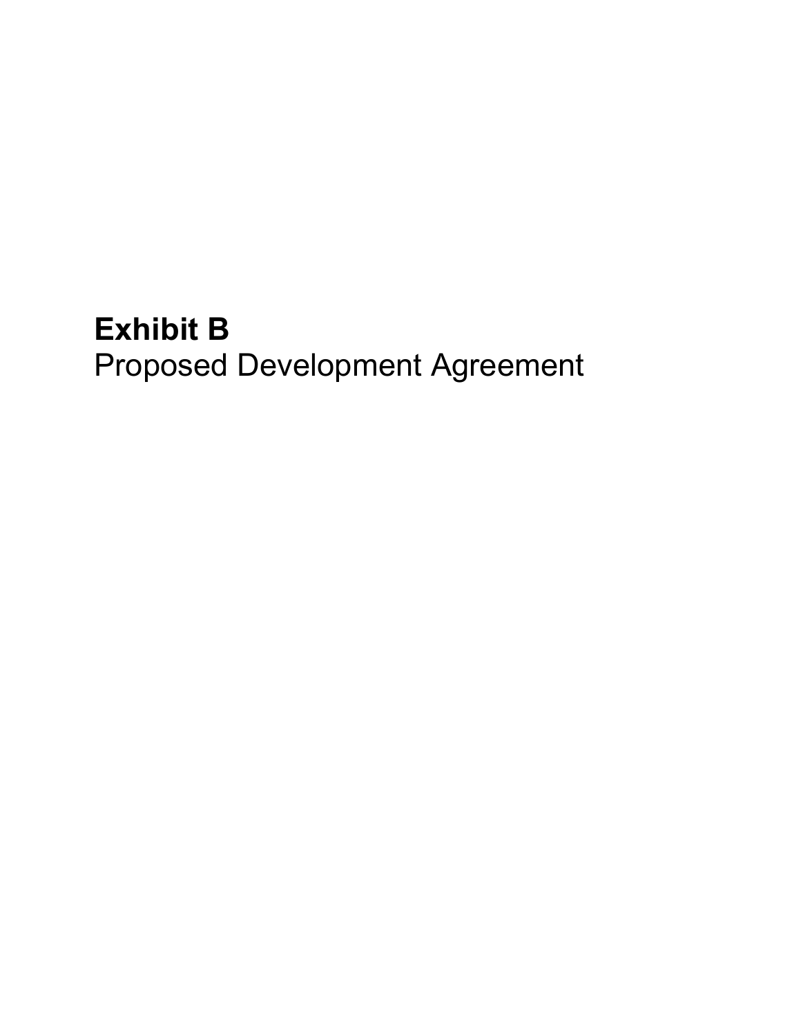**Exhibit B**
Proposed Development Agreement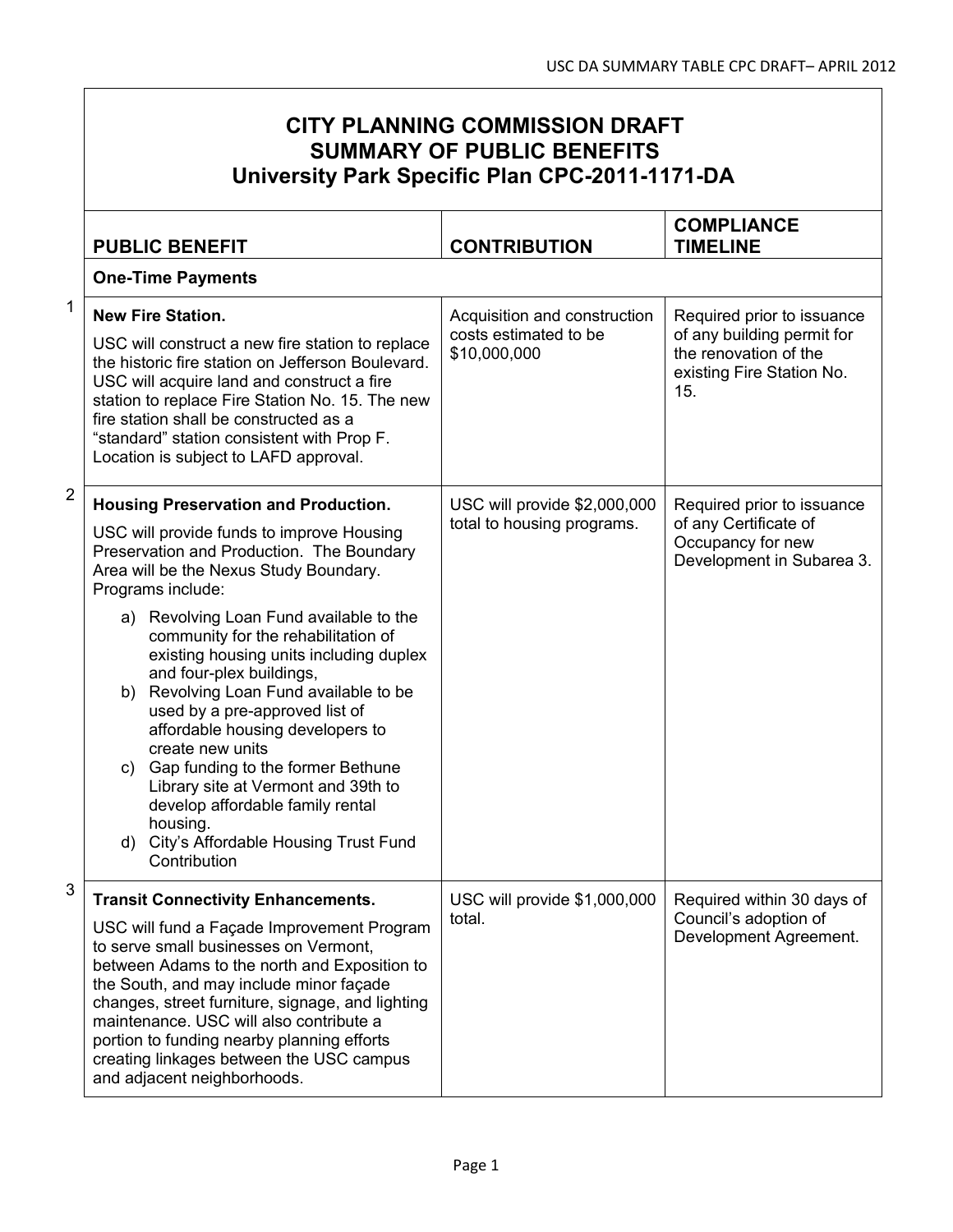# CITY PLANNING COMMISSION DRAFT
# SUMMARY OF PUBLIC BENEFITS
# University Park Specific Plan CPC-2011-1171-DA

| | PUBLIC BENEFIT | CONTRIBUTION | COMPLIANCE TIMELINE |
|---|---|---|---|
| | **One-Time Payments** | | |
| 1 | **New Fire Station.**<br><br>USC will construct a new fire station to replace the historic fire station on Jefferson Boulevard. USC will acquire land and construct a fire station to replace Fire Station No. 15. The new fire station shall be constructed as a "standard" station consistent with Prop F. Location is subject to LAFD approval. | Acquisition and construction costs estimated to be $10,000,000 | Required prior to issuance of any building permit for the renovation of the existing Fire Station No. 15. |
| 2 | **Housing Preservation and Production.**<br><br>USC will provide funds to improve Housing Preservation and Production. The Boundary Area will be the Nexus Study Boundary. Programs include:<br><br>a) Revolving Loan Fund available to the community for the rehabilitation of existing housing units including duplex and four-plex buildings,<br>b) Revolving Loan Fund available to be used by a pre-approved list of affordable housing developers to create new units<br>c) Gap funding to the former Bethune Library site at Vermont and 39th to develop affordable family rental housing.<br>d) City's Affordable Housing Trust Fund Contribution | USC will provide $2,000,000 total to housing programs. | Required prior to issuance of any Certificate of Occupancy for new Development in Subarea 3. |
| 3 | **Transit Connectivity Enhancements.**<br><br>USC will fund a Façade Improvement Program to serve small businesses on Vermont, between Adams to the north and Exposition to the South, and may include minor façade changes, street furniture, signage, and lighting maintenance. USC will also contribute a portion to funding nearby planning efforts creating linkages between the USC campus and adjacent neighborhoods. | USC will provide $1,000,000 total. | Required within 30 days of Council's adoption of Development Agreement. |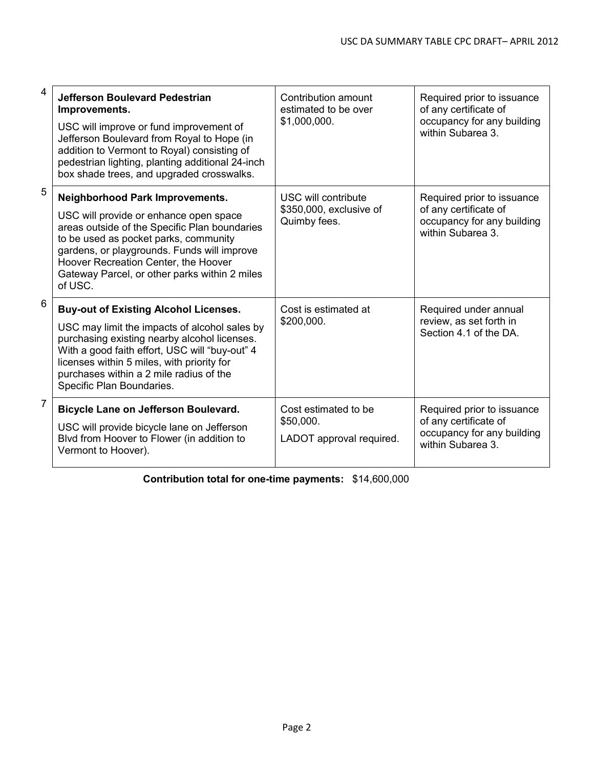| | | | |
|---|---|---|---|
| 4 | **Jefferson Boulevard Pedestrian Improvements.**<br><br>USC will improve or fund improvement of Jefferson Boulevard from Royal to Hope (in addition to Vermont to Royal) consisting of pedestrian lighting, planting additional 24-inch box shade trees, and upgraded crosswalks. | Contribution amount estimated to be over $1,000,000. | Required prior to issuance of any certificate of occupancy for any building within Subarea 3. |
| 5 | **Neighborhood Park Improvements.**<br><br>USC will provide or enhance open space areas outside of the Specific Plan boundaries to be used as pocket parks, community gardens, or playgrounds. Funds will improve Hoover Recreation Center, the Hoover Gateway Parcel, or other parks within 2 miles of USC. | USC will contribute $350,000, exclusive of Quimby fees. | Required prior to issuance of any certificate of occupancy for any building within Subarea 3. |
| 6 | **Buy-out of Existing Alcohol Licenses.**<br><br>USC may limit the impacts of alcohol sales by purchasing existing nearby alcohol licenses. With a good faith effort, USC will "buy-out" 4 licenses within 5 miles, with priority for purchases within a 2 mile radius of the Specific Plan Boundaries. | Cost is estimated at $200,000. | Required under annual review, as set forth in Section 4.1 of the DA. |
| 7 | **Bicycle Lane on Jefferson Boulevard.**<br><br>USC will provide bicycle lane on Jefferson Blvd from Hoover to Flower (in addition to Vermont to Hoover). | Cost estimated to be $50,000.<br><br>LADOT approval required. | Required prior to issuance of any certificate of occupancy for any building within Subarea 3. |

**Contribution total for one-time payments:** $14,600,000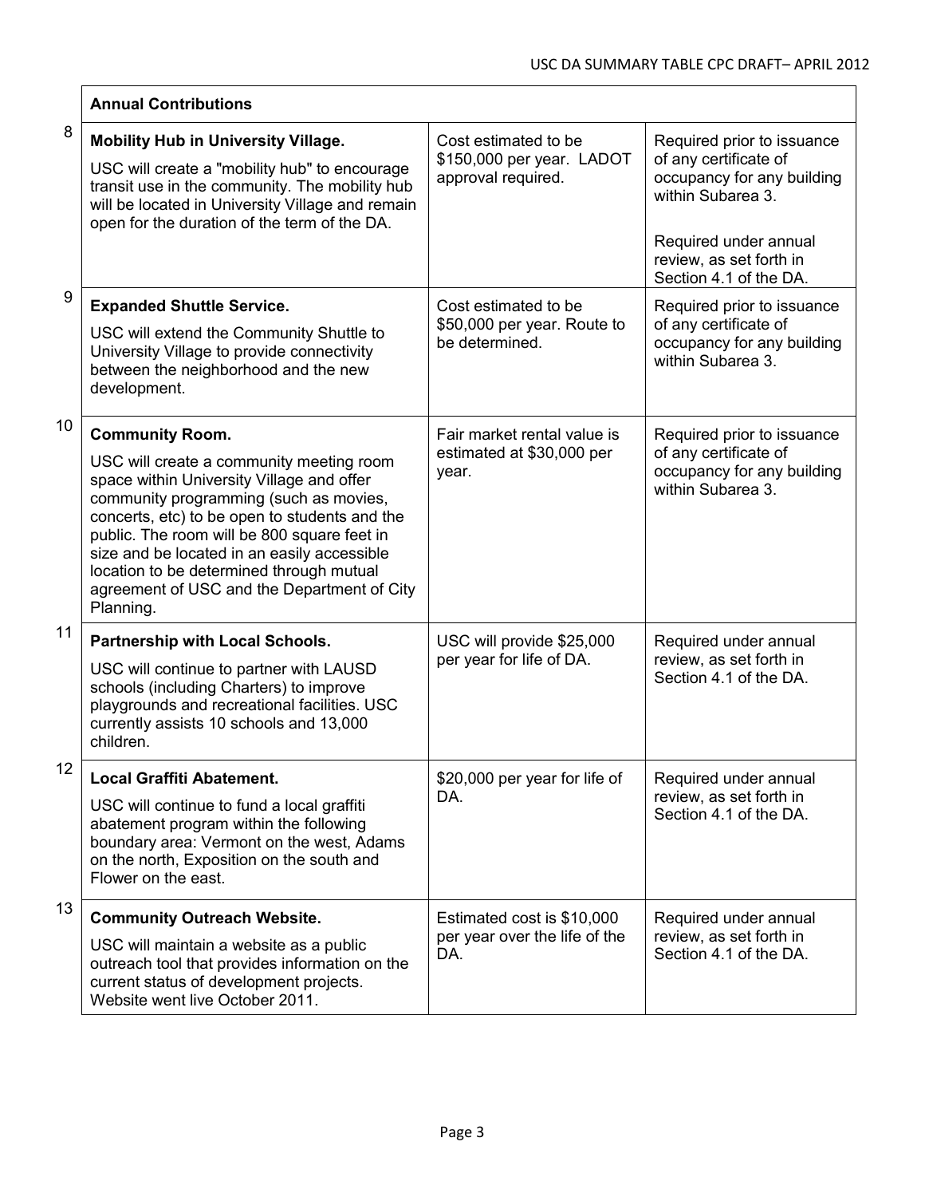| | Annual Contributions | | |
|---|---|---|---|
| 8 | **Mobility Hub in University Village.** USC will create a "mobility hub" to encourage transit use in the community. The mobility hub will be located in University Village and remain open for the duration of the term of the DA. | Cost estimated to be $150,000 per year. LADOT approval required. | Required prior to issuance of any certificate of occupancy for any building within Subarea 3.<br><br>Required under annual review, as set forth in Section 4.1 of the DA. |
| 9 | **Expanded Shuttle Service.** USC will extend the Community Shuttle to University Village to provide connectivity between the neighborhood and the new development. | Cost estimated to be $50,000 per year. Route to be determined. | Required prior to issuance of any certificate of occupancy for any building within Subarea 3. |
| 10 | **Community Room.** USC will create a community meeting room space within University Village and offer community programming (such as movies, concerts, etc) to be open to students and the public. The room will be 800 square feet in size and be located in an easily accessible location to be determined through mutual agreement of USC and the Department of City Planning. | Fair market rental value is estimated at $30,000 per year. | Required prior to issuance of any certificate of occupancy for any building within Subarea 3. |
| 11 | **Partnership with Local Schools.** USC will continue to partner with LAUSD schools (including Charters) to improve playgrounds and recreational facilities. USC currently assists 10 schools and 13,000 children. | USC will provide $25,000 per year for life of DA. | Required under annual review, as set forth in Section 4.1 of the DA. |
| 12 | **Local Graffiti Abatement.** USC will continue to fund a local graffiti abatement program within the following boundary area: Vermont on the west, Adams on the north, Exposition on the south and Flower on the east. | $20,000 per year for life of DA. | Required under annual review, as set forth in Section 4.1 of the DA. |
| 13 | **Community Outreach Website.** USC will maintain a website as a public outreach tool that provides information on the current status of development projects. Website went live October 2011. | Estimated cost is $10,000 per year over the life of the DA. | Required under annual review, as set forth in Section 4.1 of the DA. |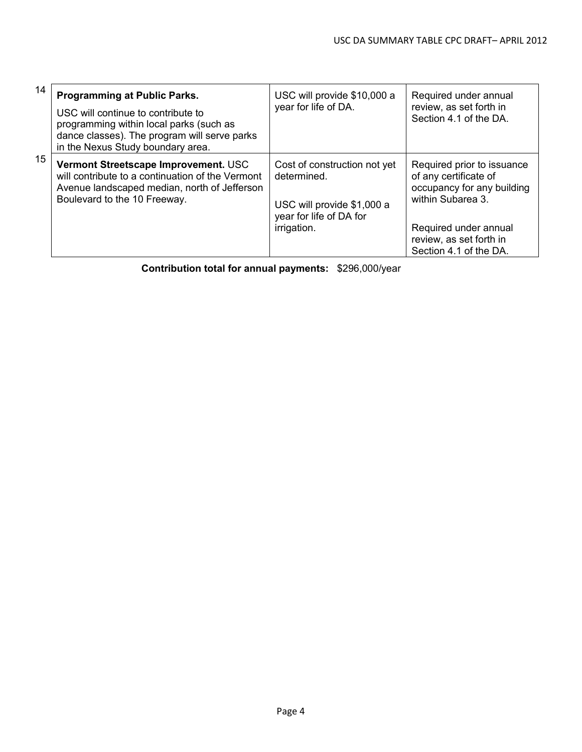| | | | |
|---|---|---|---|
| 14 | **Programming at Public Parks.** USC will continue to contribute to programming within local parks (such as dance classes). The program will serve parks in the Nexus Study boundary area. | USC will provide $10,000 a year for life of DA. | Required under annual review, as set forth in Section 4.1 of the DA. |
| 15 | **Vermont Streetscape Improvement.** USC will contribute to a continuation of the Vermont Avenue landscaped median, north of Jefferson Boulevard to the 10 Freeway. | Cost of construction not yet determined.<br><br>USC will provide $1,000 a year for life of DA for irrigation. | Required prior to issuance of any certificate of occupancy for any building within Subarea 3.<br><br>Required under annual review, as set forth in Section 4.1 of the DA. |

**Contribution total for annual payments:** $296,000/year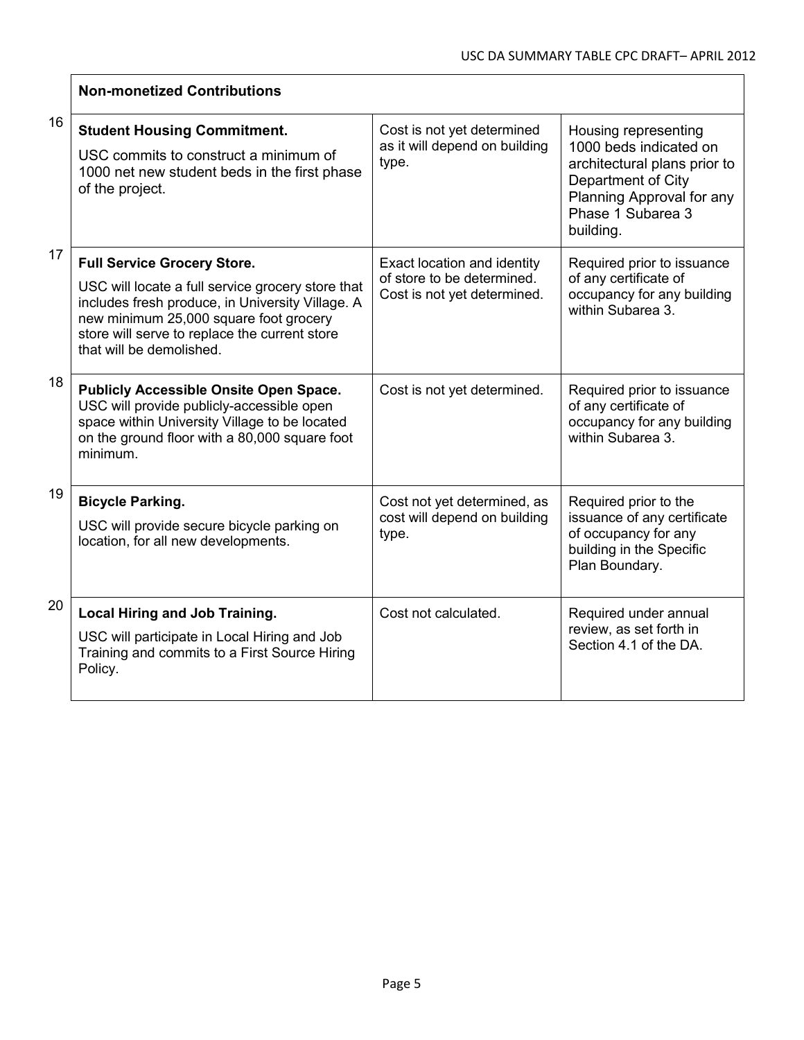| | Non-monetized Contributions | | |
|---|---|---|---|
| 16 | **Student Housing Commitment.** USC commits to construct a minimum of 1000 net new student beds in the first phase of the project. | Cost is not yet determined as it will depend on building type. | Housing representing 1000 beds indicated on architectural plans prior to Department of City Planning Approval for any Phase 1 Subarea 3 building. |
| 17 | **Full Service Grocery Store.** USC will locate a full service grocery store that includes fresh produce, in University Village. A new minimum 25,000 square foot grocery store will serve to replace the current store that will be demolished. | Exact location and identity of store to be determined. Cost is not yet determined. | Required prior to issuance of any certificate of occupancy for any building within Subarea 3. |
| 18 | **Publicly Accessible Onsite Open Space.** USC will provide publicly-accessible open space within University Village to be located on the ground floor with a 80,000 square foot minimum. | Cost is not yet determined. | Required prior to issuance of any certificate of occupancy for any building within Subarea 3. |
| 19 | **Bicycle Parking.** USC will provide secure bicycle parking on location, for all new developments. | Cost not yet determined, as cost will depend on building type. | Required prior to the issuance of any certificate of occupancy for any building in the Specific Plan Boundary. |
| 20 | **Local Hiring and Job Training.** USC will participate in Local Hiring and Job Training and commits to a First Source Hiring Policy. | Cost not calculated. | Required under annual review, as set forth in Section 4.1 of the DA. |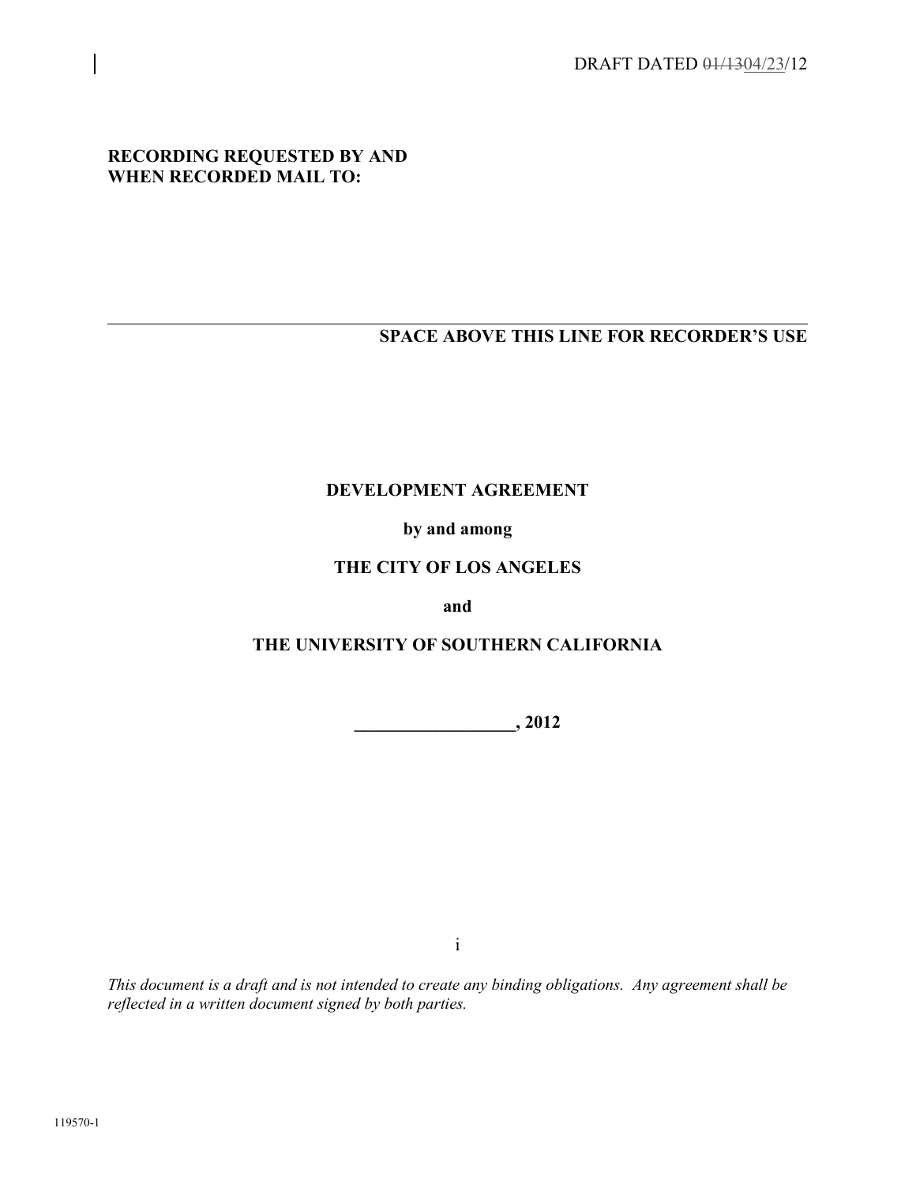DRAFT DATED ~~01/13~~04/23/12

**RECORDING REQUESTED BY AND WHEN RECORDED MAIL TO:**

---

**SPACE ABOVE THIS LINE FOR RECORDER'S USE**

# DEVELOPMENT AGREEMENT

**by and among**

**THE CITY OF LOS ANGELES**

**and**

**THE UNIVERSITY OF SOUTHERN CALIFORNIA**

**__________________, 2012**

*This document is a draft and is not intended to create any binding obligations. Any agreement shall be reflected in a written document signed by both parties.*

119570-1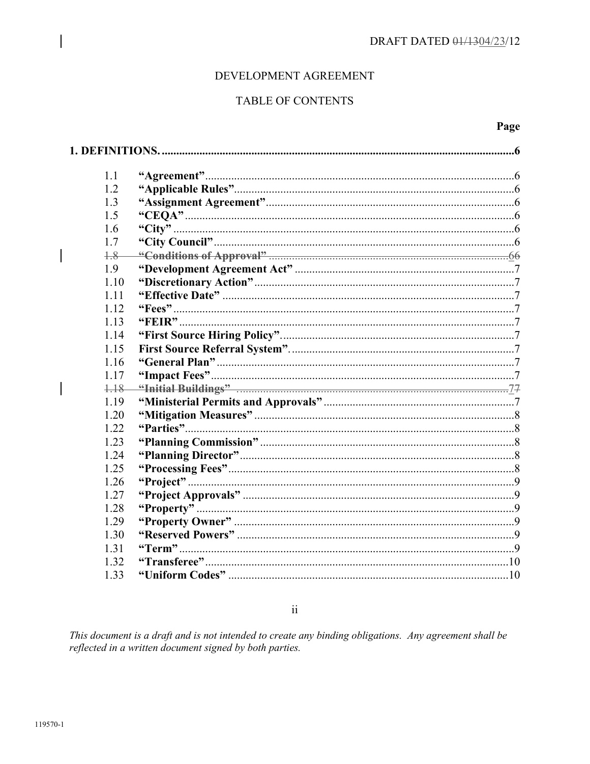DRAFT DATED ~~01/13~~04/23/12

DEVELOPMENT AGREEMENT

TABLE OF CONTENTS

| | | Page |
|---|---|---|
| **1. DEFINITIONS.** | | **6** |
| 1.1 | **“Agreement”** | 6 |
| 1.2 | **“Applicable Rules”** | 6 |
| 1.3 | **“Assignment Agreement”** | 6 |
| 1.5 | **“CEQA”** | 6 |
| 1.6 | **“City”** | 6 |
| 1.7 | **“City Council”** | 6 |
| ~~1.8~~ | ~~**“Conditions of Approval”**~~ | ~~6~~6 |
| 1.9 | **“Development Agreement Act”** | 7 |
| 1.10 | **“Discretionary Action”** | 7 |
| 1.11 | **“Effective Date”** | 7 |
| 1.12 | **“Fees”** | 7 |
| 1.13 | **“FEIR”** | 7 |
| 1.14 | **“First Source Hiring Policy”** | 7 |
| 1.15 | **First Source Referral System”** | 7 |
| 1.16 | **“General Plan”** | 7 |
| 1.17 | **“Impact Fees”** | 7 |
| ~~1.18~~ | ~~**“Initial Buildings”**~~ | 7~~7~~ |
| 1.19 | **“Ministerial Permits and Approvals”** | 7 |
| 1.20 | **“Mitigation Measures”** | 8 |
| 1.22 | **“Parties”** | 8 |
| 1.23 | **“Planning Commission”** | 8 |
| 1.24 | **“Planning Director”** | 8 |
| 1.25 | **“Processing Fees”** | 8 |
| 1.26 | **“Project”** | 9 |
| 1.27 | **“Project Approvals”** | 9 |
| 1.28 | **“Property”** | 9 |
| 1.29 | **“Property Owner”** | 9 |
| 1.30 | **“Reserved Powers”** | 9 |
| 1.31 | **“Term”** | 9 |
| 1.32 | **“Transferee”** | 10 |
| 1.33 | **“Uniform Codes”** | 10 |

*This document is a draft and is not intended to create any binding obligations. Any agreement shall be reflected in a written document signed by both parties.*

119570-1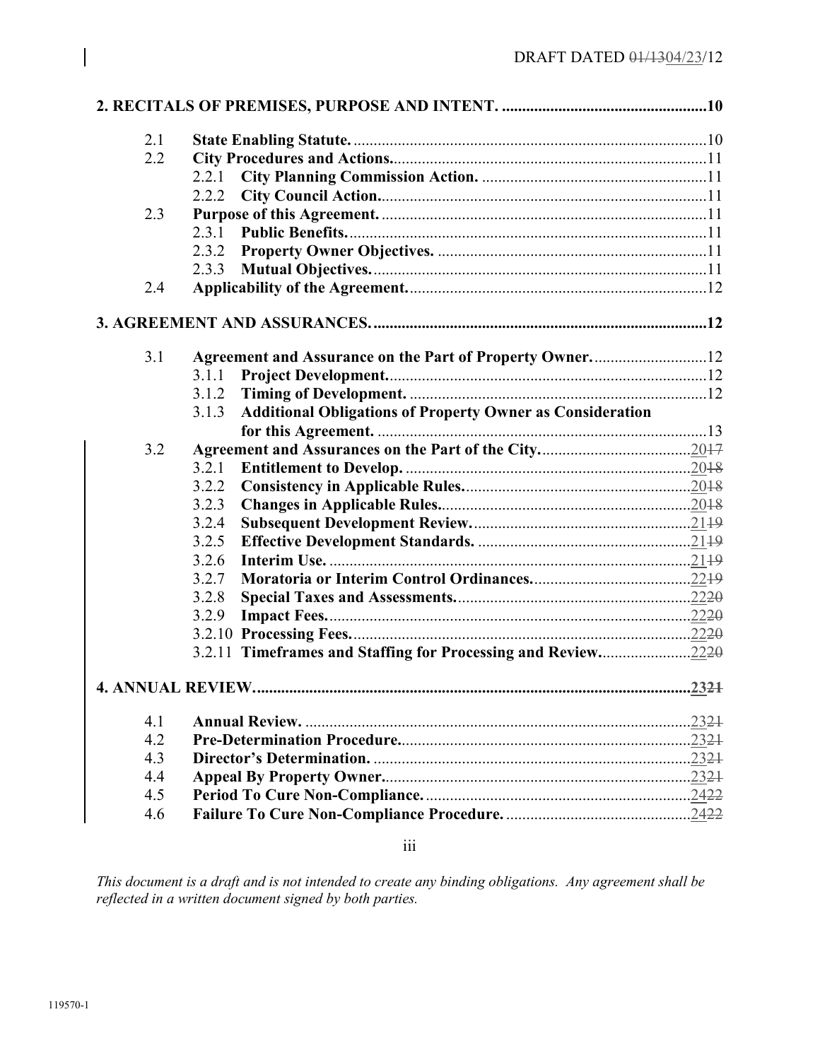| | | |
|---|---|---|
| **2. RECITALS OF PREMISES, PURPOSE AND INTENT.** | | **10** |
| 2.1 | **State Enabling Statute.** | 10 |
| 2.2 | **City Procedures and Actions.** | 11 |
| | 2.2.1 **City Planning Commission Action.** | 11 |
| | 2.2.2 **City Council Action.** | 11 |
| 2.3 | **Purpose of this Agreement.** | 11 |
| | 2.3.1 **Public Benefits.** | 11 |
| | 2.3.2 **Property Owner Objectives.** | 11 |
| | 2.3.3 **Mutual Objectives.** | 11 |
| 2.4 | **Applicability of the Agreement.** | 12 |
| **3. AGREEMENT AND ASSURANCES.** | | **12** |
| 3.1 | **Agreement and Assurance on the Part of Property Owner.** | 12 |
| | 3.1.1 **Project Development.** | 12 |
| | 3.1.2 **Timing of Development.** | 12 |
| | 3.1.3 **Additional Obligations of Property Owner as Consideration for this Agreement.** | 13 |
| 3.2 | **Agreement and Assurances on the Part of the City.** | <u>20</u>~~17~~ |
| | 3.2.1 **Entitlement to Develop.** | <u>20</u>~~18~~ |
| | 3.2.2 **Consistency in Applicable Rules.** | <u>20</u>~~18~~ |
| | 3.2.3 **Changes in Applicable Rules.** | <u>20</u>~~18~~ |
| | 3.2.4 **Subsequent Development Review.** | <u>21</u>~~19~~ |
| | 3.2.5 **Effective Development Standards.** | <u>21</u>~~19~~ |
| | 3.2.6 **Interim Use.** | <u>21</u>~~19~~ |
| | 3.2.7 **Moratoria or Interim Control Ordinances.** | <u>22</u>~~19~~ |
| | 3.2.8 **Special Taxes and Assessments.** | <u>22</u>~~20~~ |
| | 3.2.9 **Impact Fees.** | <u>22</u>~~20~~ |
| | 3.2.10 **Processing Fees.** | <u>22</u>~~20~~ |
| | 3.2.11 **Timeframes and Staffing for Processing and Review.** | <u>22</u>~~20~~ |
| **4. ANNUAL REVIEW.** | | **<u>23</u>~~21~~** |
| 4.1 | **Annual Review.** | <u>23</u>~~21~~ |
| 4.2 | **Pre-Determination Procedure.** | <u>23</u>~~21~~ |
| 4.3 | **Director's Determination.** | <u>23</u>~~21~~ |
| 4.4 | **Appeal By Property Owner.** | <u>23</u>~~21~~ |
| 4.5 | **Period To Cure Non-Compliance.** | <u>24</u>~~22~~ |
| 4.6 | **Failure To Cure Non-Compliance Procedure.** | <u>24</u>~~22~~ |

*This document is a draft and is not intended to create any binding obligations. Any agreement shall be reflected in a written document signed by both parties.*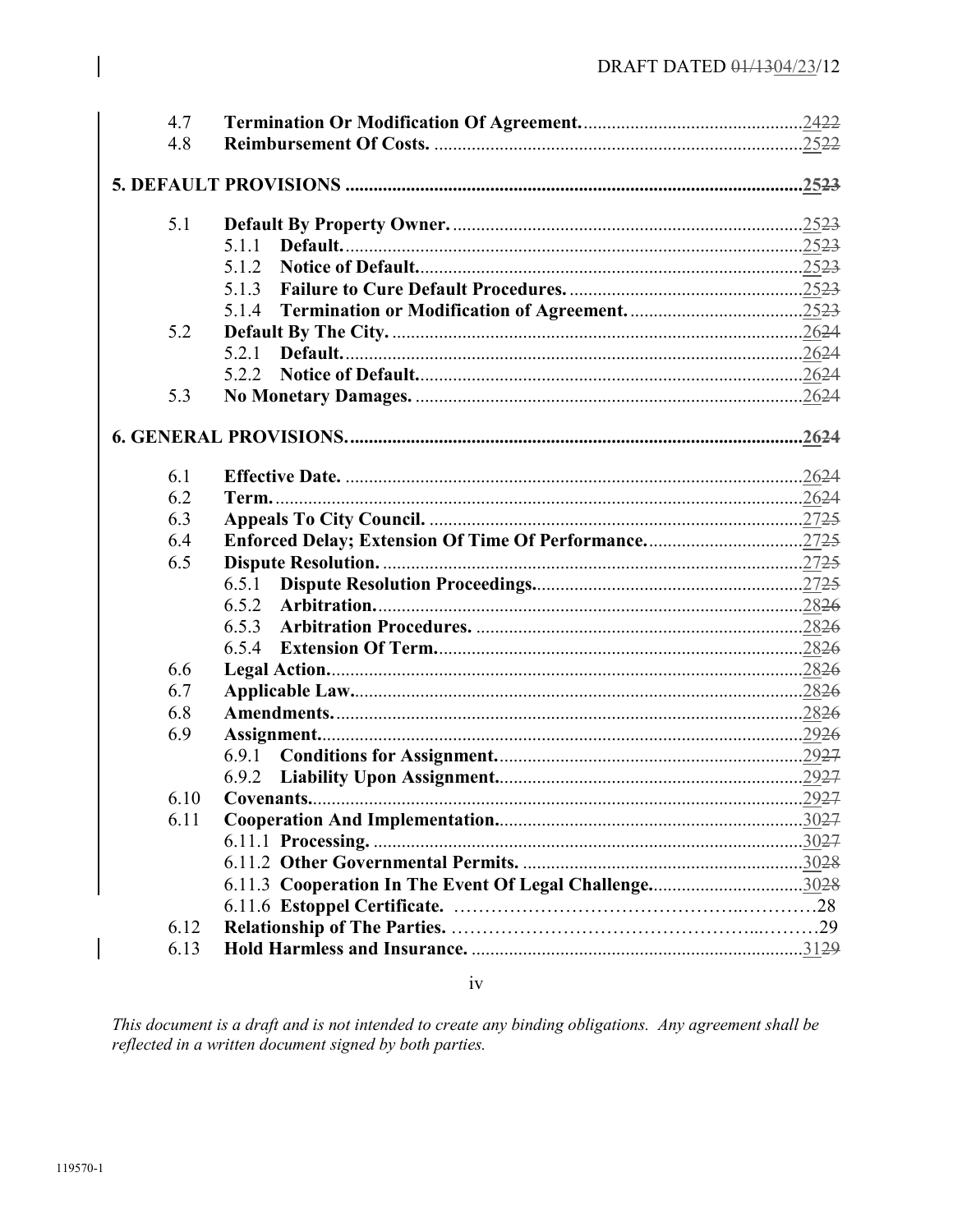| | | |
|---|---|---|
| 4.7 | **Termination Or Modification Of Agreement.** | 2422 |
| 4.8 | **Reimbursement Of Costs.** | 2522 |

**5. DEFAULT PROVISIONS** ........ 2523

| | | |
|---|---|---|
| 5.1 | **Default By Property Owner.** | 2523 |
| | 5.1.1 **Default.** | 2523 |
| | 5.1.2 **Notice of Default.** | 2523 |
| | 5.1.3 **Failure to Cure Default Procedures.** | 2523 |
| | 5.1.4 **Termination or Modification of Agreement.** | 2523 |
| 5.2 | **Default By The City.** | 2624 |
| | 5.2.1 **Default.** | 2624 |
| | 5.2.2 **Notice of Default.** | 2624 |
| 5.3 | **No Monetary Damages.** | 2624 |

**6. GENERAL PROVISIONS.** ........ 2624

| | | |
|---|---|---|
| 6.1 | **Effective Date.** | 2624 |
| 6.2 | **Term.** | 2624 |
| 6.3 | **Appeals To City Council.** | 2725 |
| 6.4 | **Enforced Delay; Extension Of Time Of Performance.** | 2725 |
| 6.5 | **Dispute Resolution.** | 2725 |
| | 6.5.1 **Dispute Resolution Proceedings.** | 2725 |
| | 6.5.2 **Arbitration.** | 2826 |
| | 6.5.3 **Arbitration Procedures.** | 2826 |
| | 6.5.4 **Extension Of Term.** | 2826 |
| 6.6 | **Legal Action.** | 2826 |
| 6.7 | **Applicable Law.** | 2826 |
| 6.8 | **Amendments.** | 2826 |
| 6.9 | **Assignment.** | 2926 |
| | 6.9.1 **Conditions for Assignment.** | 2927 |
| | 6.9.2 **Liability Upon Assignment.** | 2927 |
| 6.10 | **Covenants.** | 2927 |
| 6.11 | **Cooperation And Implementation.** | 3027 |
| | 6.11.1 **Processing.** | 3027 |
| | 6.11.2 **Other Governmental Permits.** | 3028 |
| | 6.11.3 **Cooperation In The Event Of Legal Challenge.** | 3028 |
| | 6.11.6 **Estoppel Certificate.** | 28 |
| 6.12 | **Relationship of The Parties.** | 29 |
| 6.13 | **Hold Harmless and Insurance.** | 3129 |

*This document is a draft and is not intended to create any binding obligations. Any agreement shall be reflected in a written document signed by both parties.*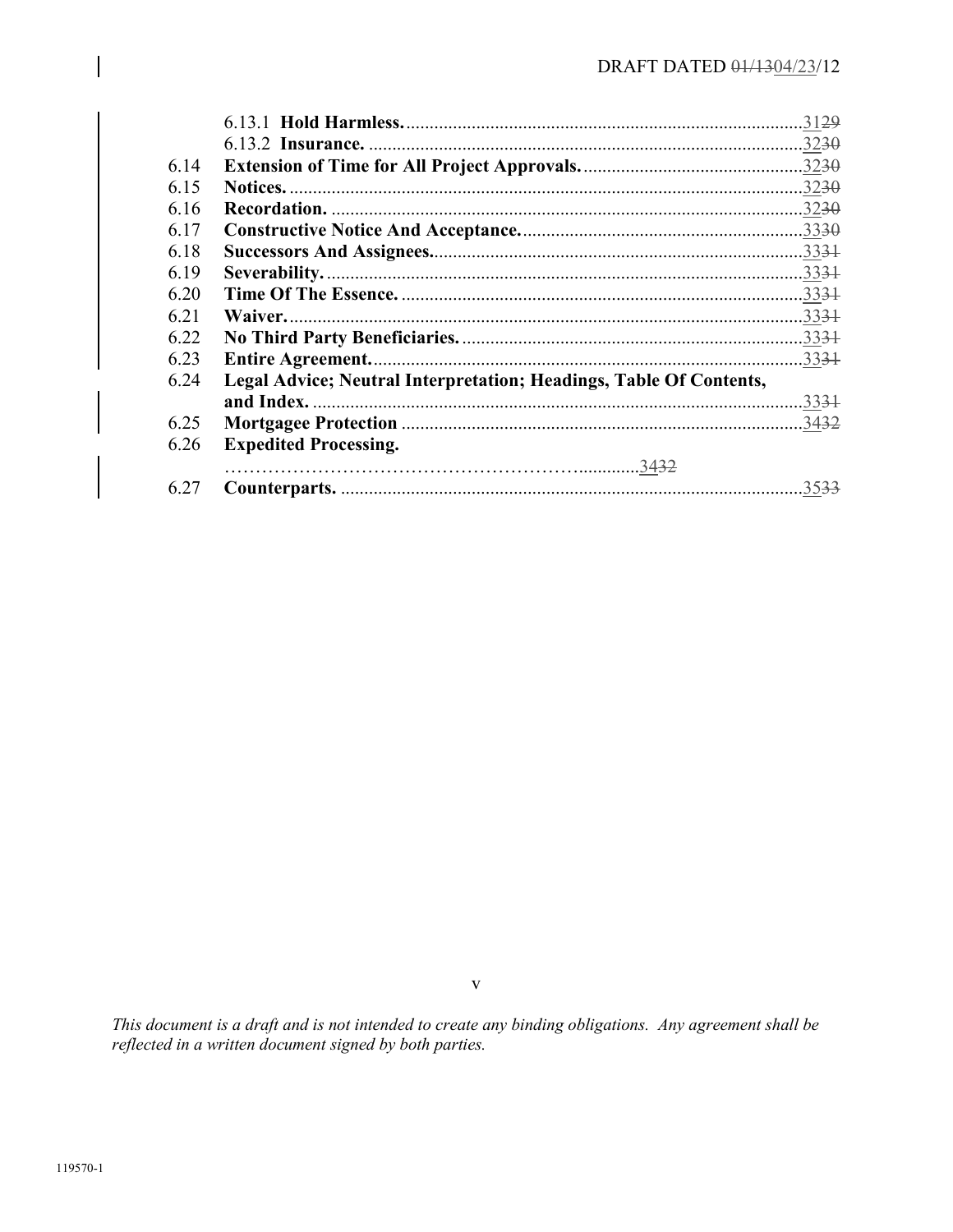| | | |
|---|---|---|
| | 6.13.1 **Hold Harmless.** | 3129 |
| | 6.13.2 **Insurance.** | 3230 |
| 6.14 | **Extension of Time for All Project Approvals.** | 3230 |
| 6.15 | **Notices.** | 3230 |
| 6.16 | **Recordation.** | 3230 |
| 6.17 | **Constructive Notice And Acceptance.** | 3330 |
| 6.18 | **Successors And Assignees.** | 3331 |
| 6.19 | **Severability.** | 3331 |
| 6.20 | **Time Of The Essence.** | 3331 |
| 6.21 | **Waiver.** | 3331 |
| 6.22 | **No Third Party Beneficiaries.** | 3331 |
| 6.23 | **Entire Agreement.** | 3331 |
| 6.24 | **Legal Advice; Neutral Interpretation; Headings, Table Of Contents, and Index.** | 3331 |
| 6.25 | **Mortgagee Protection** | 3432 |
| 6.26 | **Expedited Processing.** | 3432 |
| 6.27 | **Counterparts.** | 3533 |

*This document is a draft and is not intended to create any binding obligations. Any agreement shall be reflected in a written document signed by both parties.*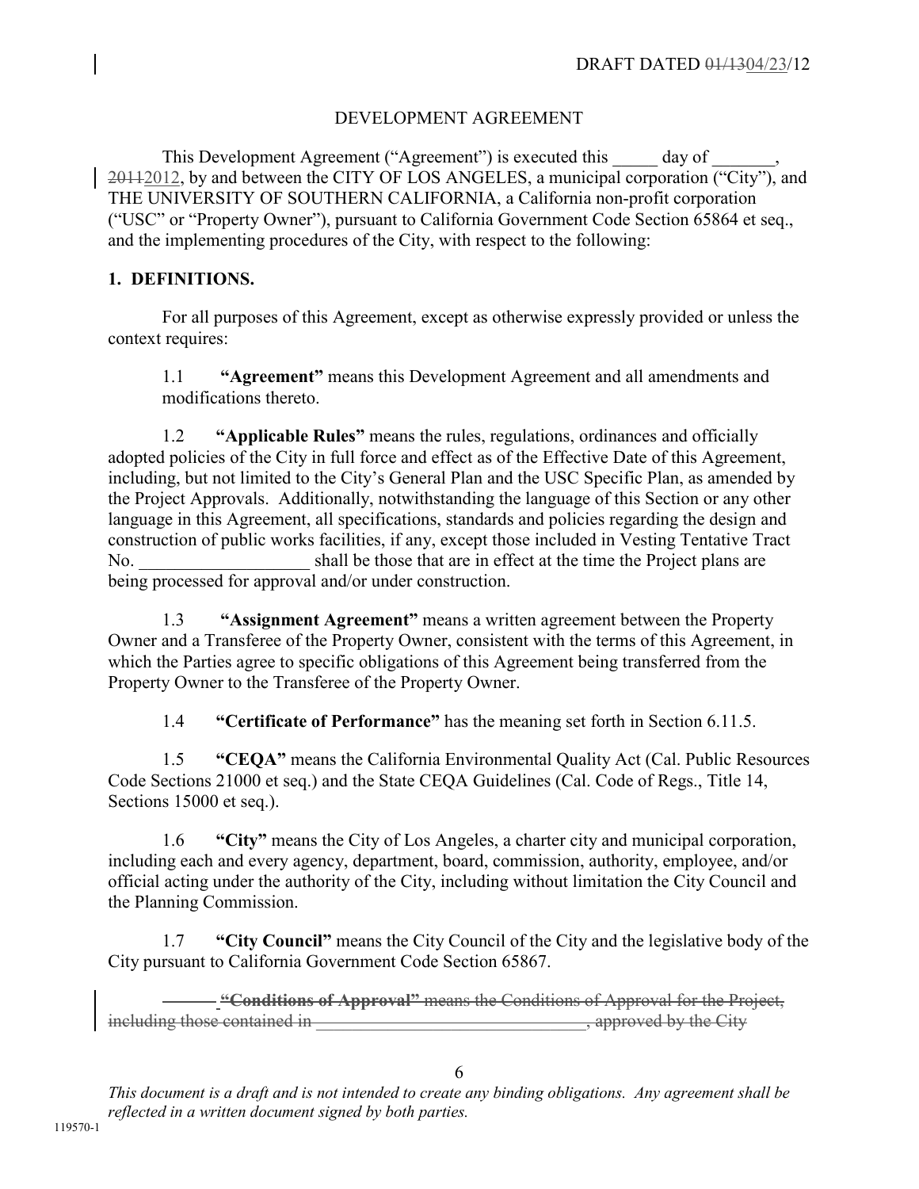DRAFT DATED ~~01/13~~04/23/12

# DEVELOPMENT AGREEMENT

This Development Agreement ("Agreement") is executed this _____ day of _______, ~~2011~~2012, by and between the CITY OF LOS ANGELES, a municipal corporation ("City"), and THE UNIVERSITY OF SOUTHERN CALIFORNIA, a California non-profit corporation ("USC" or "Property Owner"), pursuant to California Government Code Section 65864 et seq., and the implementing procedures of the City, with respect to the following:

## 1. DEFINITIONS.

For all purposes of this Agreement, except as otherwise expressly provided or unless the context requires:

1.1 **"Agreement"** means this Development Agreement and all amendments and modifications thereto.

1.2 **"Applicable Rules"** means the rules, regulations, ordinances and officially adopted policies of the City in full force and effect as of the Effective Date of this Agreement, including, but not limited to the City's General Plan and the USC Specific Plan, as amended by the Project Approvals. Additionally, notwithstanding the language of this Section or any other language in this Agreement, all specifications, standards and policies regarding the design and construction of public works facilities, if any, except those included in Vesting Tentative Tract No. ___________________ shall be those that are in effect at the time the Project plans are being processed for approval and/or under construction.

1.3 **"Assignment Agreement"** means a written agreement between the Property Owner and a Transferee of the Property Owner, consistent with the terms of this Agreement, in which the Parties agree to specific obligations of this Agreement being transferred from the Property Owner to the Transferee of the Property Owner.

1.4 **"Certificate of Performance"** has the meaning set forth in Section 6.11.5.

1.5 **"CEQA"** means the California Environmental Quality Act (Cal. Public Resources Code Sections 21000 et seq.) and the State CEQA Guidelines (Cal. Code of Regs., Title 14, Sections 15000 et seq.).

1.6 **"City"** means the City of Los Angeles, a charter city and municipal corporation, including each and every agency, department, board, commission, authority, employee, and/or official acting under the authority of the City, including without limitation the City Council and the Planning Commission.

1.7 **"City Council"** means the City Council of the City and the legislative body of the City pursuant to California Government Code Section 65867.

~~**"Conditions of Approval"** means the Conditions of Approval for the Project, including those contained in _______________________________, approved by the City~~

*This document is a draft and is not intended to create any binding obligations. Any agreement shall be reflected in a written document signed by both parties.*

119570-1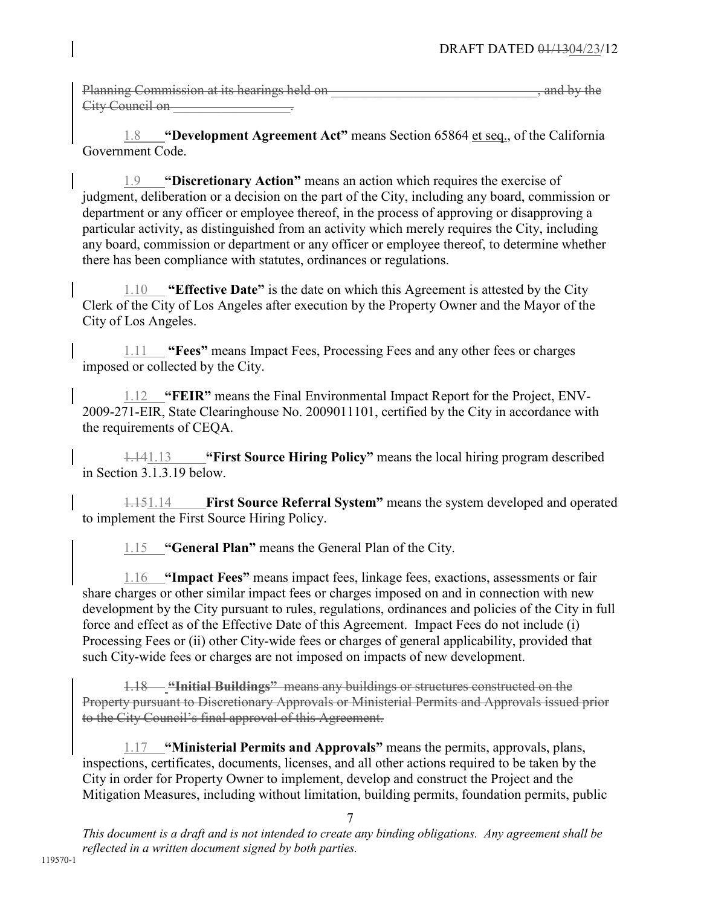~~Planning Commission at its hearings held on ______________________________, and by the City Council on _________________.~~

1.8 **"Development Agreement Act"** means Section 65864 et seq., of the California Government Code.

1.9 **"Discretionary Action"** means an action which requires the exercise of judgment, deliberation or a decision on the part of the City, including any board, commission or department or any officer or employee thereof, in the process of approving or disapproving a particular activity, as distinguished from an activity which merely requires the City, including any board, commission or department or any officer or employee thereof, to determine whether there has been compliance with statutes, ordinances or regulations.

1.10 **"Effective Date"** is the date on which this Agreement is attested by the City Clerk of the City of Los Angeles after execution by the Property Owner and the Mayor of the City of Los Angeles.

1.11 **"Fees"** means Impact Fees, Processing Fees and any other fees or charges imposed or collected by the City.

1.12 **"FEIR"** means the Final Environmental Impact Report for the Project, ENV-2009-271-EIR, State Clearinghouse No. 2009011101, certified by the City in accordance with the requirements of CEQA.

~~1.14~~1.13 **"First Source Hiring Policy"** means the local hiring program described in Section 3.1.3.19 below.

~~1.15~~1.14 **First Source Referral System"** means the system developed and operated to implement the First Source Hiring Policy.

1.15 **"General Plan"** means the General Plan of the City.

1.16 **"Impact Fees"** means impact fees, linkage fees, exactions, assessments or fair share charges or other similar impact fees or charges imposed on and in connection with new development by the City pursuant to rules, regulations, ordinances and policies of the City in full force and effect as of the Effective Date of this Agreement. Impact Fees do not include (i) Processing Fees or (ii) other City-wide fees or charges of general applicability, provided that such City-wide fees or charges are not imposed on impacts of new development.

~~1.18 **"Initial Buildings"** means any buildings or structures constructed on the Property pursuant to Discretionary Approvals or Ministerial Permits and Approvals issued prior to the City Council's final approval of this Agreement.~~

1.17 **"Ministerial Permits and Approvals"** means the permits, approvals, plans, inspections, certificates, documents, licenses, and all other actions required to be taken by the City in order for Property Owner to implement, develop and construct the Project and the Mitigation Measures, including without limitation, building permits, foundation permits, public

*This document is a draft and is not intended to create any binding obligations. Any agreement shall be reflected in a written document signed by both parties.*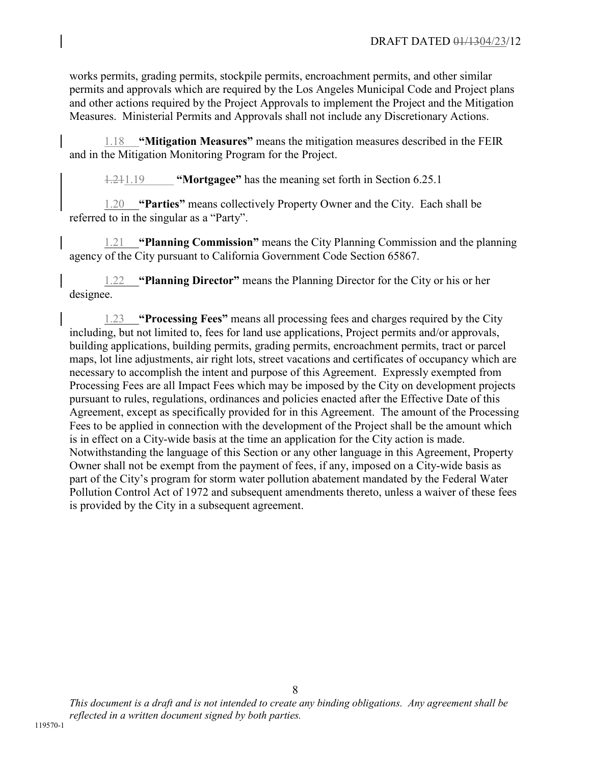works permits, grading permits, stockpile permits, encroachment permits, and other similar permits and approvals which are required by the Los Angeles Municipal Code and Project plans and other actions required by the Project Approvals to implement the Project and the Mitigation Measures. Ministerial Permits and Approvals shall not include any Discretionary Actions.

1.18 **"Mitigation Measures"** means the mitigation measures described in the FEIR and in the Mitigation Monitoring Program for the Project.

~~1.21~~1.19 **"Mortgagee"** has the meaning set forth in Section 6.25.1

1.20 **"Parties"** means collectively Property Owner and the City. Each shall be referred to in the singular as a "Party".

1.21 **"Planning Commission"** means the City Planning Commission and the planning agency of the City pursuant to California Government Code Section 65867.

1.22 **"Planning Director"** means the Planning Director for the City or his or her designee.

1.23 **"Processing Fees"** means all processing fees and charges required by the City including, but not limited to, fees for land use applications, Project permits and/or approvals, building applications, building permits, grading permits, encroachment permits, tract or parcel maps, lot line adjustments, air right lots, street vacations and certificates of occupancy which are necessary to accomplish the intent and purpose of this Agreement. Expressly exempted from Processing Fees are all Impact Fees which may be imposed by the City on development projects pursuant to rules, regulations, ordinances and policies enacted after the Effective Date of this Agreement, except as specifically provided for in this Agreement. The amount of the Processing Fees to be applied in connection with the development of the Project shall be the amount which is in effect on a City-wide basis at the time an application for the City action is made. Notwithstanding the language of this Section or any other language in this Agreement, Property Owner shall not be exempt from the payment of fees, if any, imposed on a City-wide basis as part of the City's program for storm water pollution abatement mandated by the Federal Water Pollution Control Act of 1972 and subsequent amendments thereto, unless a waiver of these fees is provided by the City in a subsequent agreement.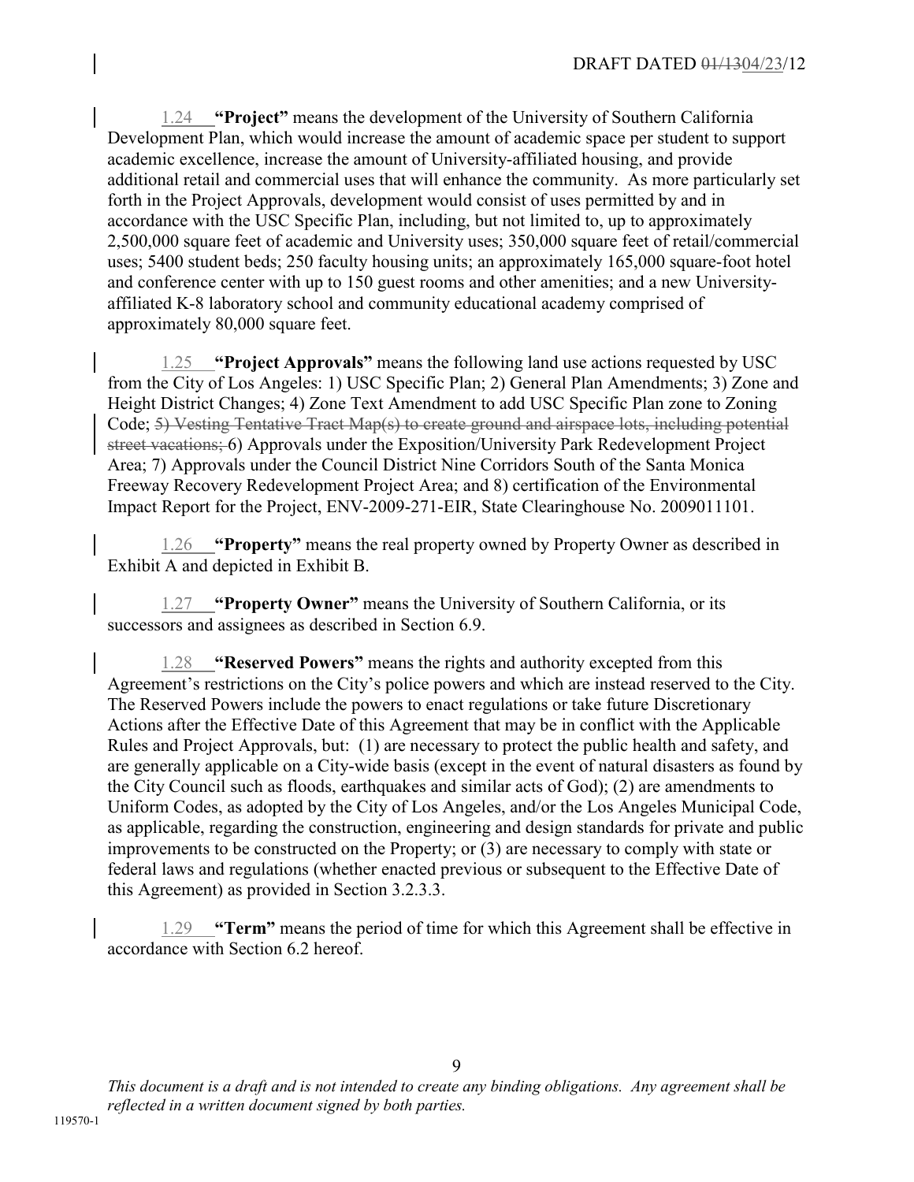1.24 **"Project"** means the development of the University of Southern California Development Plan, which would increase the amount of academic space per student to support academic excellence, increase the amount of University-affiliated housing, and provide additional retail and commercial uses that will enhance the community. As more particularly set forth in the Project Approvals, development would consist of uses permitted by and in accordance with the USC Specific Plan, including, but not limited to, up to approximately 2,500,000 square feet of academic and University uses; 350,000 square feet of retail/commercial uses; 5400 student beds; 250 faculty housing units; an approximately 165,000 square-foot hotel and conference center with up to 150 guest rooms and other amenities; and a new University-affiliated K-8 laboratory school and community educational academy comprised of approximately 80,000 square feet.

1.25 **"Project Approvals"** means the following land use actions requested by USC from the City of Los Angeles: 1) USC Specific Plan; 2) General Plan Amendments; 3) Zone and Height District Changes; 4) Zone Text Amendment to add USC Specific Plan zone to Zoning Code; ~~5) Vesting Tentative Tract Map(s) to create ground and airspace lots, including potential street vacations;~~ 6) Approvals under the Exposition/University Park Redevelopment Project Area; 7) Approvals under the Council District Nine Corridors South of the Santa Monica Freeway Recovery Redevelopment Project Area; and 8) certification of the Environmental Impact Report for the Project, ENV-2009-271-EIR, State Clearinghouse No. 2009011101.

1.26 **"Property"** means the real property owned by Property Owner as described in Exhibit A and depicted in Exhibit B.

1.27 **"Property Owner"** means the University of Southern California, or its successors and assignees as described in Section 6.9.

1.28 **"Reserved Powers"** means the rights and authority excepted from this Agreement's restrictions on the City's police powers and which are instead reserved to the City. The Reserved Powers include the powers to enact regulations or take future Discretionary Actions after the Effective Date of this Agreement that may be in conflict with the Applicable Rules and Project Approvals, but: (1) are necessary to protect the public health and safety, and are generally applicable on a City-wide basis (except in the event of natural disasters as found by the City Council such as floods, earthquakes and similar acts of God); (2) are amendments to Uniform Codes, as adopted by the City of Los Angeles, and/or the Los Angeles Municipal Code, as applicable, regarding the construction, engineering and design standards for private and public improvements to be constructed on the Property; or (3) are necessary to comply with state or federal laws and regulations (whether enacted previous or subsequent to the Effective Date of this Agreement) as provided in Section 3.2.3.3.

1.29 **"Term"** means the period of time for which this Agreement shall be effective in accordance with Section 6.2 hereof.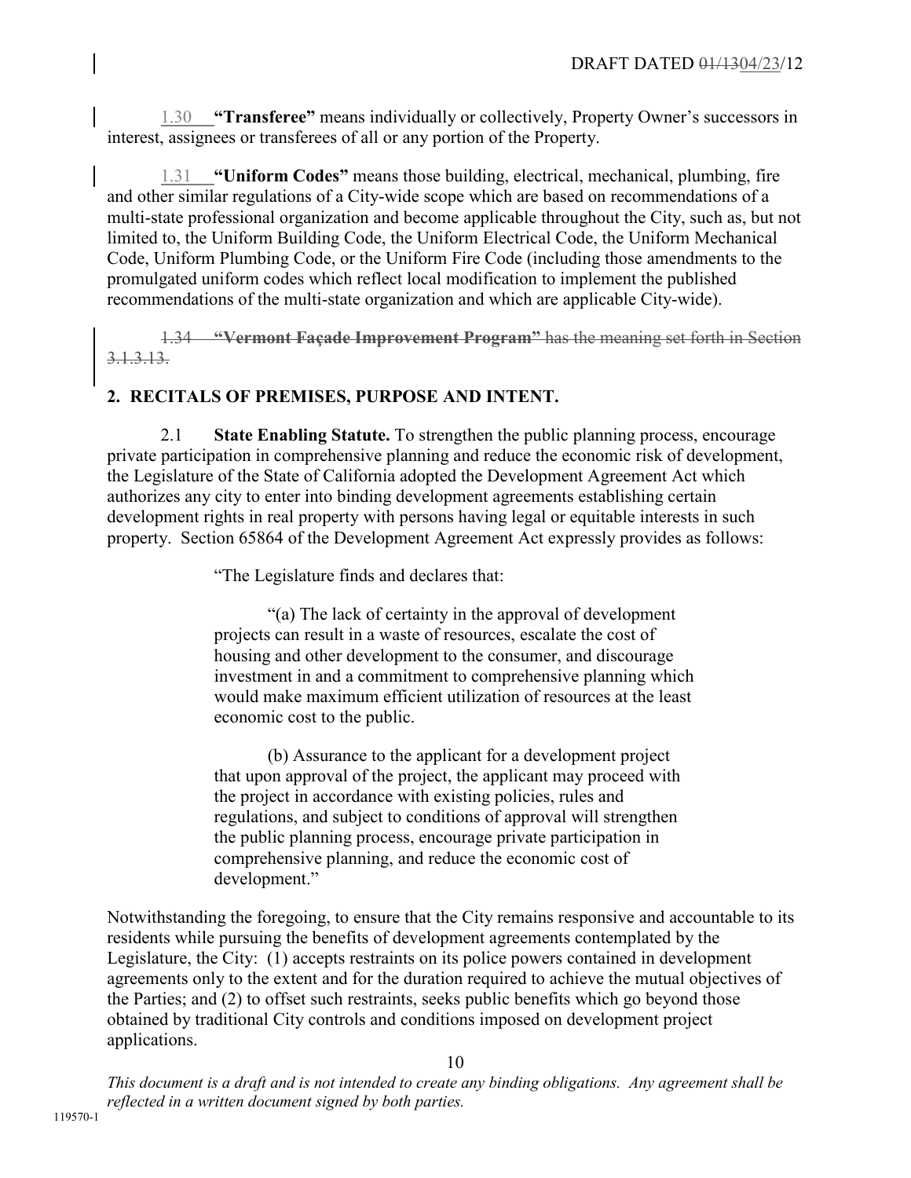1.30 **"Transferee"** means individually or collectively, Property Owner's successors in interest, assignees or transferees of all or any portion of the Property.

1.31 **"Uniform Codes"** means those building, electrical, mechanical, plumbing, fire and other similar regulations of a City-wide scope which are based on recommendations of a multi-state professional organization and become applicable throughout the City, such as, but not limited to, the Uniform Building Code, the Uniform Electrical Code, the Uniform Mechanical Code, Uniform Plumbing Code, or the Uniform Fire Code (including those amendments to the promulgated uniform codes which reflect local modification to implement the published recommendations of the multi-state organization and which are applicable City-wide).

~~1.34 **"Vermont Façade Improvement Program"** has the meaning set forth in Section 3.1.3.13.~~

## 2. RECITALS OF PREMISES, PURPOSE AND INTENT.

2.1 **State Enabling Statute.** To strengthen the public planning process, encourage private participation in comprehensive planning and reduce the economic risk of development, the Legislature of the State of California adopted the Development Agreement Act which authorizes any city to enter into binding development agreements establishing certain development rights in real property with persons having legal or equitable interests in such property. Section 65864 of the Development Agreement Act expressly provides as follows:

> "The Legislature finds and declares that:
>
> "(a) The lack of certainty in the approval of development projects can result in a waste of resources, escalate the cost of housing and other development to the consumer, and discourage investment in and a commitment to comprehensive planning which would make maximum efficient utilization of resources at the least economic cost to the public.
>
> (b) Assurance to the applicant for a development project that upon approval of the project, the applicant may proceed with the project in accordance with existing policies, rules and regulations, and subject to conditions of approval will strengthen the public planning process, encourage private participation in comprehensive planning, and reduce the economic cost of development."

Notwithstanding the foregoing, to ensure that the City remains responsive and accountable to its residents while pursuing the benefits of development agreements contemplated by the Legislature, the City: (1) accepts restraints on its police powers contained in development agreements only to the extent and for the duration required to achieve the mutual objectives of the Parties; and (2) to offset such restraints, seeks public benefits which go beyond those obtained by traditional City controls and conditions imposed on development project applications.

*This document is a draft and is not intended to create any binding obligations. Any agreement shall be reflected in a written document signed by both parties.*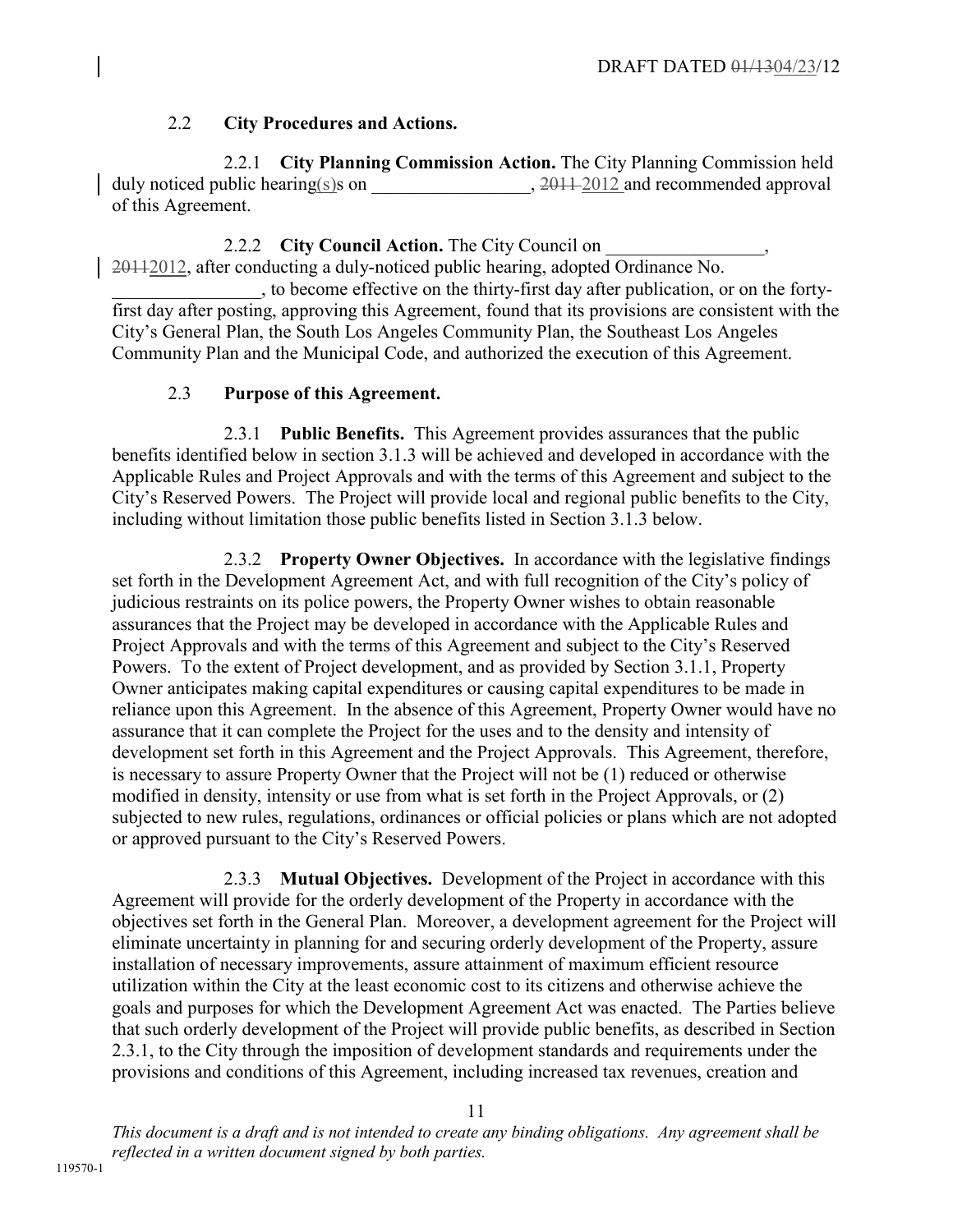### 2.2 **City Procedures and Actions.**

2.2.1 **City Planning Commission Action.** The City Planning Commission held duly noticed public hearing(s)s on _________________, ~~2011~~ 2012 and recommended approval of this Agreement.

2.2.2 **City Council Action.** The City Council on _________________, ~~2011~~2012, after conducting a duly-noticed public hearing, adopted Ordinance No. ________________, to become effective on the thirty-first day after publication, or on the forty-first day after posting, approving this Agreement, found that its provisions are consistent with the City's General Plan, the South Los Angeles Community Plan, the Southeast Los Angeles Community Plan and the Municipal Code, and authorized the execution of this Agreement.

### 2.3 **Purpose of this Agreement.**

2.3.1 **Public Benefits.** This Agreement provides assurances that the public benefits identified below in section 3.1.3 will be achieved and developed in accordance with the Applicable Rules and Project Approvals and with the terms of this Agreement and subject to the City's Reserved Powers. The Project will provide local and regional public benefits to the City, including without limitation those public benefits listed in Section 3.1.3 below.

2.3.2 **Property Owner Objectives.** In accordance with the legislative findings set forth in the Development Agreement Act, and with full recognition of the City's policy of judicious restraints on its police powers, the Property Owner wishes to obtain reasonable assurances that the Project may be developed in accordance with the Applicable Rules and Project Approvals and with the terms of this Agreement and subject to the City's Reserved Powers. To the extent of Project development, and as provided by Section 3.1.1, Property Owner anticipates making capital expenditures or causing capital expenditures to be made in reliance upon this Agreement. In the absence of this Agreement, Property Owner would have no assurance that it can complete the Project for the uses and to the density and intensity of development set forth in this Agreement and the Project Approvals. This Agreement, therefore, is necessary to assure Property Owner that the Project will not be (1) reduced or otherwise modified in density, intensity or use from what is set forth in the Project Approvals, or (2) subjected to new rules, regulations, ordinances or official policies or plans which are not adopted or approved pursuant to the City's Reserved Powers.

2.3.3 **Mutual Objectives.** Development of the Project in accordance with this Agreement will provide for the orderly development of the Property in accordance with the objectives set forth in the General Plan. Moreover, a development agreement for the Project will eliminate uncertainty in planning for and securing orderly development of the Property, assure installation of necessary improvements, assure attainment of maximum efficient resource utilization within the City at the least economic cost to its citizens and otherwise achieve the goals and purposes for which the Development Agreement Act was enacted. The Parties believe that such orderly development of the Project will provide public benefits, as described in Section 2.3.1, to the City through the imposition of development standards and requirements under the provisions and conditions of this Agreement, including increased tax revenues, creation and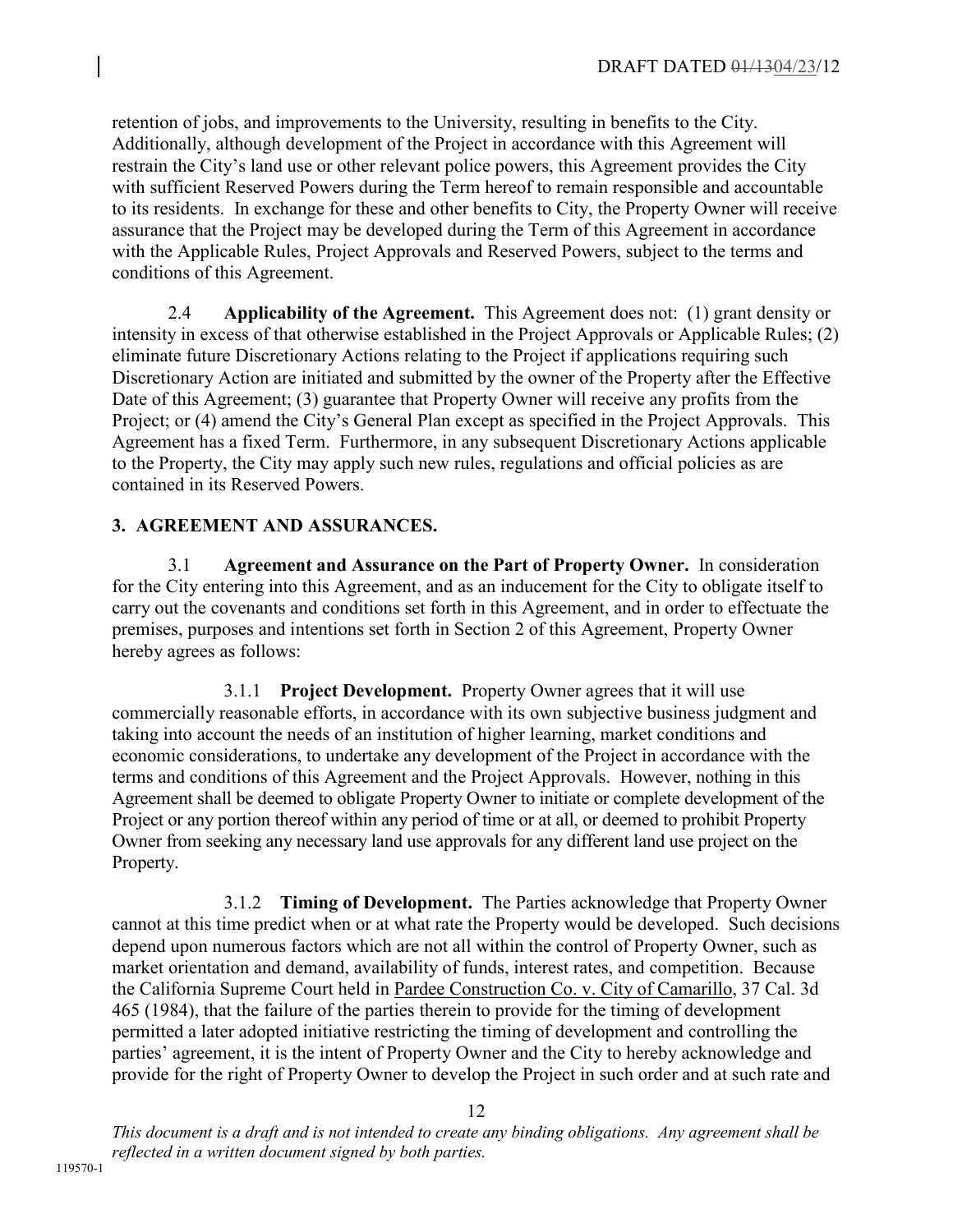retention of jobs, and improvements to the University, resulting in benefits to the City. Additionally, although development of the Project in accordance with this Agreement will restrain the City's land use or other relevant police powers, this Agreement provides the City with sufficient Reserved Powers during the Term hereof to remain responsible and accountable to its residents. In exchange for these and other benefits to City, the Property Owner will receive assurance that the Project may be developed during the Term of this Agreement in accordance with the Applicable Rules, Project Approvals and Reserved Powers, subject to the terms and conditions of this Agreement.

2.4 **Applicability of the Agreement.** This Agreement does not: (1) grant density or intensity in excess of that otherwise established in the Project Approvals or Applicable Rules; (2) eliminate future Discretionary Actions relating to the Project if applications requiring such Discretionary Action are initiated and submitted by the owner of the Property after the Effective Date of this Agreement; (3) guarantee that Property Owner will receive any profits from the Project; or (4) amend the City's General Plan except as specified in the Project Approvals. This Agreement has a fixed Term. Furthermore, in any subsequent Discretionary Actions applicable to the Property, the City may apply such new rules, regulations and official policies as are contained in its Reserved Powers.

## 3. AGREEMENT AND ASSURANCES.

3.1 **Agreement and Assurance on the Part of Property Owner.** In consideration for the City entering into this Agreement, and as an inducement for the City to obligate itself to carry out the covenants and conditions set forth in this Agreement, and in order to effectuate the premises, purposes and intentions set forth in Section 2 of this Agreement, Property Owner hereby agrees as follows:

3.1.1 **Project Development.** Property Owner agrees that it will use commercially reasonable efforts, in accordance with its own subjective business judgment and taking into account the needs of an institution of higher learning, market conditions and economic considerations, to undertake any development of the Project in accordance with the terms and conditions of this Agreement and the Project Approvals. However, nothing in this Agreement shall be deemed to obligate Property Owner to initiate or complete development of the Project or any portion thereof within any period of time or at all, or deemed to prohibit Property Owner from seeking any necessary land use approvals for any different land use project on the Property.

3.1.2 **Timing of Development.** The Parties acknowledge that Property Owner cannot at this time predict when or at what rate the Property would be developed. Such decisions depend upon numerous factors which are not all within the control of Property Owner, such as market orientation and demand, availability of funds, interest rates, and competition. Because the California Supreme Court held in Pardee Construction Co. v. City of Camarillo, 37 Cal. 3d 465 (1984), that the failure of the parties therein to provide for the timing of development permitted a later adopted initiative restricting the timing of development and controlling the parties' agreement, it is the intent of Property Owner and the City to hereby acknowledge and provide for the right of Property Owner to develop the Project in such order and at such rate and

*This document is a draft and is not intended to create any binding obligations. Any agreement shall be reflected in a written document signed by both parties.*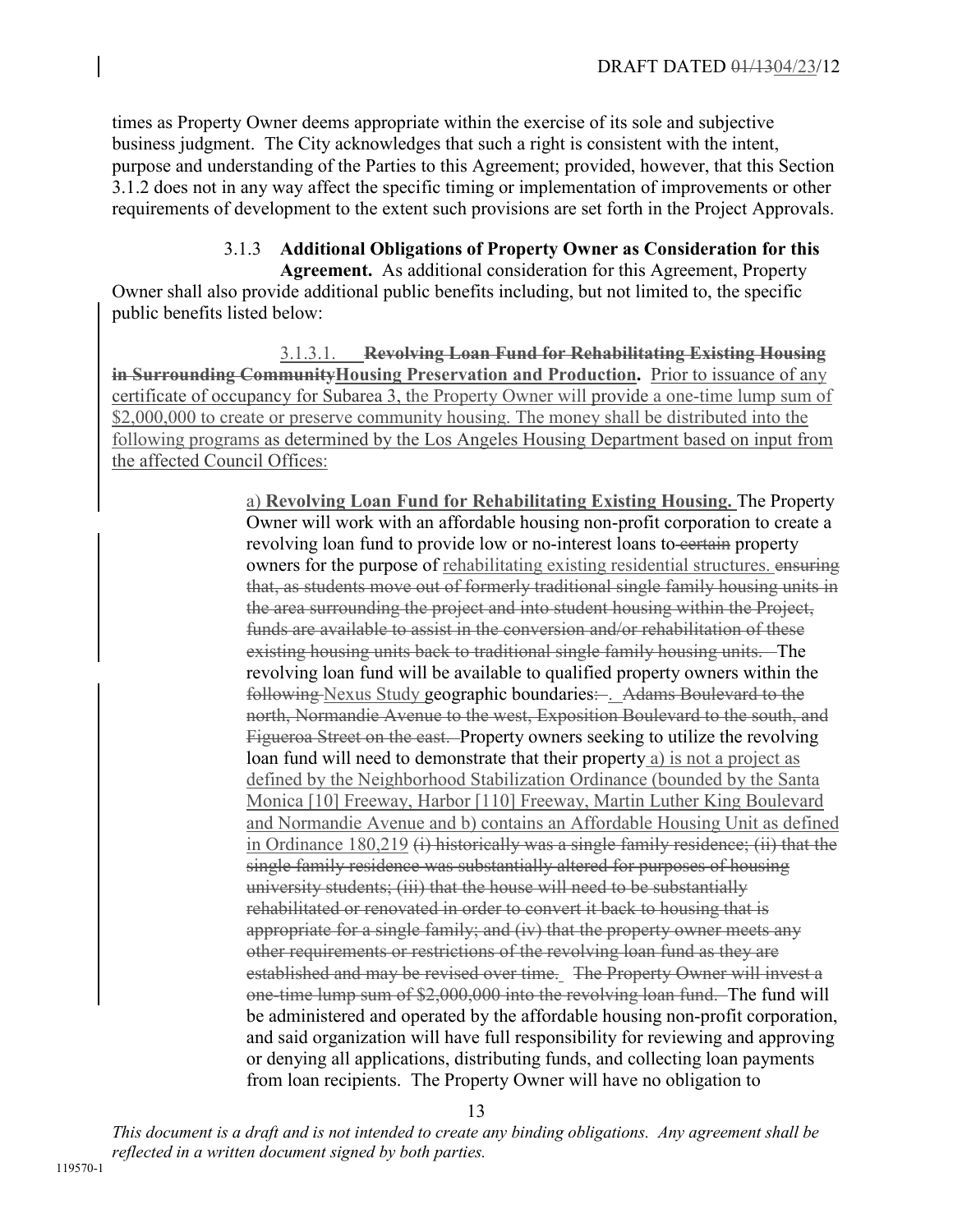times as Property Owner deems appropriate within the exercise of its sole and subjective business judgment. The City acknowledges that such a right is consistent with the intent, purpose and understanding of the Parties to this Agreement; provided, however, that this Section 3.1.2 does not in any way affect the specific timing or implementation of improvements or other requirements of development to the extent such provisions are set forth in the Project Approvals.

3.1.3 **Additional Obligations of Property Owner as Consideration for this Agreement.** As additional consideration for this Agreement, Property Owner shall also provide additional public benefits including, but not limited to, the specific public benefits listed below:

3.1.3.1. ~~**Revolving Loan Fund for Rehabilitating Existing Housing in Surrounding Community**~~**Housing Preservation and Production.** Prior to issuance of any certificate of occupancy for Subarea 3, the Property Owner will provide a one-time lump sum of $2,000,000 to create or preserve community housing. The money shall be distributed into the following programs as determined by the Los Angeles Housing Department based on input from the affected Council Offices:

a) **Revolving Loan Fund for Rehabilitating Existing Housing.** The Property Owner will work with an affordable housing non-profit corporation to create a revolving loan fund to provide low or no-interest loans to ~~certain~~ property owners for the purpose of rehabilitating existing residential structures. ~~ensuring that, as students move out of formerly traditional single family housing units in the area surrounding the project and into student housing within the Project, funds are available to assist in the conversion and/or rehabilitation of these existing housing units back to traditional single family housing units.~~ The revolving loan fund will be available to qualified property owners within the ~~following~~ Nexus Study geographic boundaries~~:~~. ~~Adams Boulevard to the north, Normandie Avenue to the west, Exposition Boulevard to the south, and Figueroa Street on the east.~~ Property owners seeking to utilize the revolving loan fund will need to demonstrate that their property a) is not a project as defined by the Neighborhood Stabilization Ordinance (bounded by the Santa Monica [10] Freeway, Harbor [110] Freeway, Martin Luther King Boulevard and Normandie Avenue and b) contains an Affordable Housing Unit as defined in Ordinance 180,219 ~~(i) historically was a single family residence; (ii) that the single family residence was substantially altered for purposes of housing university students; (iii) that the house will need to be substantially rehabilitated or renovated in order to convert it back to housing that is appropriate for a single family; and (iv) that the property owner meets any other requirements or restrictions of the revolving loan fund as they are established and may be revised over time.~~ ~~The Property Owner will invest a one-time lump sum of $2,000,000 into the revolving loan fund.~~ The fund will be administered and operated by the affordable housing non-profit corporation, and said organization will have full responsibility for reviewing and approving or denying all applications, distributing funds, and collecting loan payments from loan recipients. The Property Owner will have no obligation to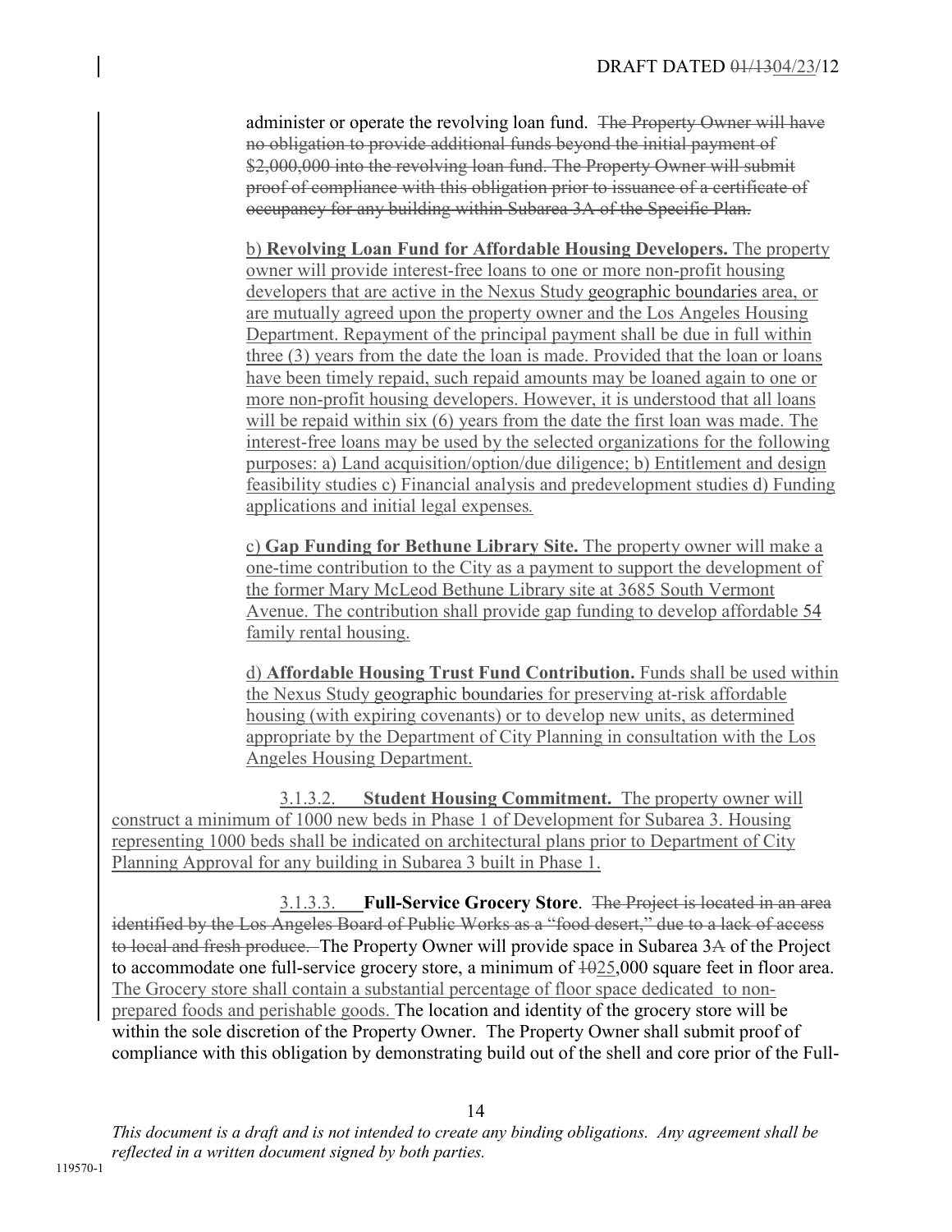administer or operate the revolving loan fund. ~~The Property Owner will have no obligation to provide additional funds beyond the initial payment of $2,000,000 into the revolving loan fund. The Property Owner will submit proof of compliance with this obligation prior to issuance of a certificate of occupancy for any building within Subarea 3A of the Specific Plan.~~

b) **Revolving Loan Fund for Affordable Housing Developers.** The property owner will provide interest-free loans to one or more non-profit housing developers that are active in the Nexus Study geographic boundaries area, or are mutually agreed upon the property owner and the Los Angeles Housing Department. Repayment of the principal payment shall be due in full within three (3) years from the date the loan is made. Provided that the loan or loans have been timely repaid, such repaid amounts may be loaned again to one or more non-profit housing developers. However, it is understood that all loans will be repaid within six (6) years from the date the first loan was made. The interest-free loans may be used by the selected organizations for the following purposes: a) Land acquisition/option/due diligence; b) Entitlement and design feasibility studies c) Financial analysis and predevelopment studies d) Funding applications and initial legal expenses.

c) **Gap Funding for Bethune Library Site.** The property owner will make a one-time contribution to the City as a payment to support the development of the former Mary McLeod Bethune Library site at 3685 South Vermont Avenue. The contribution shall provide gap funding to develop affordable 54 family rental housing.

d) **Affordable Housing Trust Fund Contribution.** Funds shall be used within the Nexus Study geographic boundaries for preserving at-risk affordable housing (with expiring covenants) or to develop new units, as determined appropriate by the Department of City Planning in consultation with the Los Angeles Housing Department.

3.1.3.2. **Student Housing Commitment.** The property owner will construct a minimum of 1000 new beds in Phase 1 of Development for Subarea 3. Housing representing 1000 beds shall be indicated on architectural plans prior to Department of City Planning Approval for any building in Subarea 3 built in Phase 1.

3.1.3.3. **Full-Service Grocery Store**. ~~The Project is located in an area identified by the Los Angeles Board of Public Works as a "food desert," due to a lack of access to local and fresh produce.~~ The Property Owner will provide space in Subarea 3~~A~~ of the Project to accommodate one full-service grocery store, a minimum of ~~10~~25,000 square feet in floor area. The Grocery store shall contain a substantial percentage of floor space dedicated to non-prepared foods and perishable goods. The location and identity of the grocery store will be within the sole discretion of the Property Owner. The Property Owner shall submit proof of compliance with this obligation by demonstrating build out of the shell and core prior of the Full-

*This document is a draft and is not intended to create any binding obligations. Any agreement shall be reflected in a written document signed by both parties.*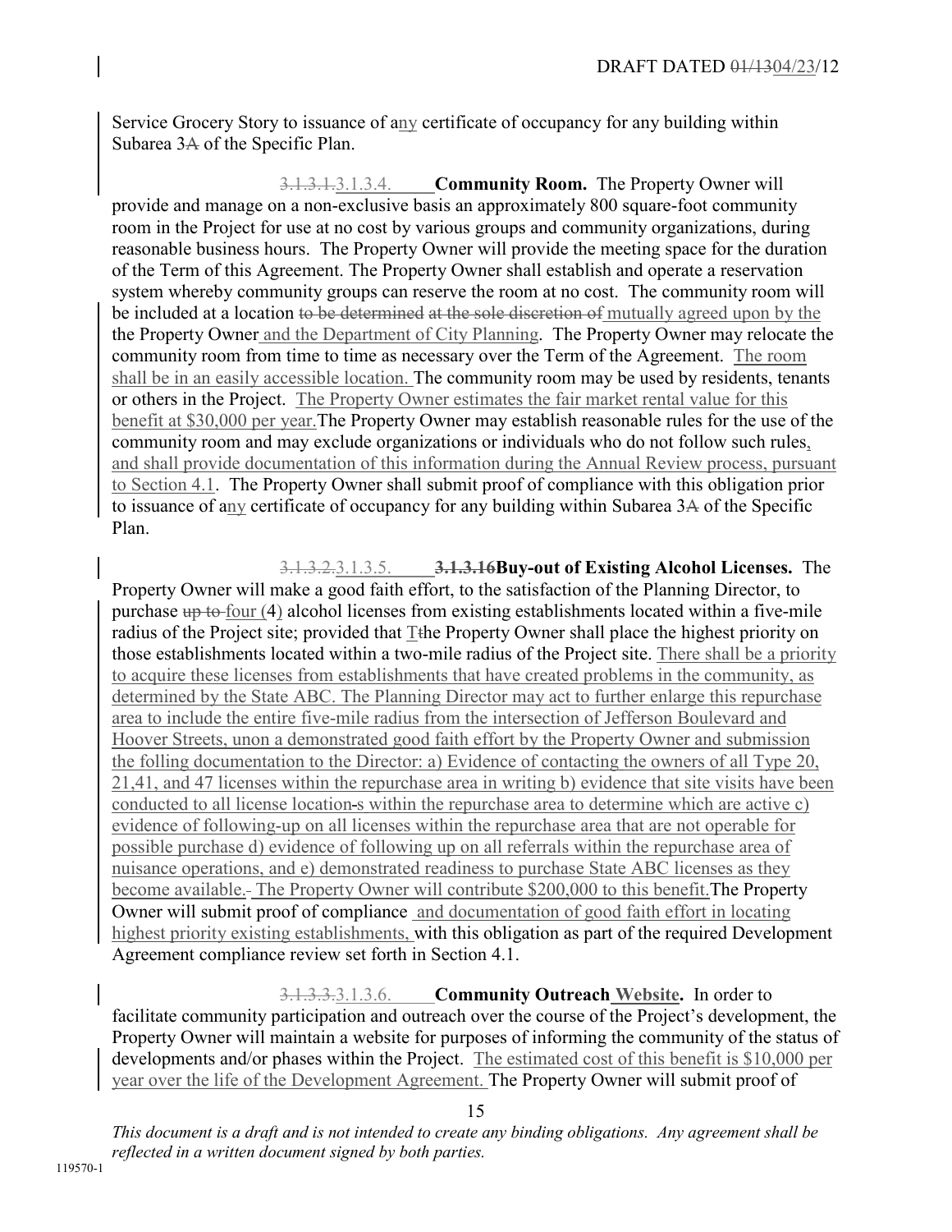Service Grocery Story to issuance of any certificate of occupancy for any building within Subarea 3A of the Specific Plan.

3.1.3.1.3.1.3.4. **Community Room.** The Property Owner will provide and manage on a non-exclusive basis an approximately 800 square-foot community room in the Project for use at no cost by various groups and community organizations, during reasonable business hours. The Property Owner will provide the meeting space for the duration of the Term of this Agreement. The Property Owner shall establish and operate a reservation system whereby community groups can reserve the room at no cost. The community room will be included at a location to be determined at the sole discretion of mutually agreed upon by the the Property Owner and the Department of City Planning. The Property Owner may relocate the community room from time to time as necessary over the Term of the Agreement. The room shall be in an easily accessible location. The community room may be used by residents, tenants or others in the Project. The Property Owner estimates the fair market rental value for this benefit at $30,000 per year.The Property Owner may establish reasonable rules for the use of the community room and may exclude organizations or individuals who do not follow such rules, and shall provide documentation of this information during the Annual Review process, pursuant to Section 4.1. The Property Owner shall submit proof of compliance with this obligation prior to issuance of any certificate of occupancy for any building within Subarea 3A of the Specific Plan.

3.1.3.2.3.1.3.5. **3.1.3.16Buy-out of Existing Alcohol Licenses.** The Property Owner will make a good faith effort, to the satisfaction of the Planning Director, to purchase up to four (4) alcohol licenses from existing establishments located within a five-mile radius of the Project site; provided that Tthe Property Owner shall place the highest priority on those establishments located within a two-mile radius of the Project site. There shall be a priority to acquire these licenses from establishments that have created problems in the community, as determined by the State ABC. The Planning Director may act to further enlarge this repurchase area to include the entire five-mile radius from the intersection of Jefferson Boulevard and Hoover Streets, unon a demonstrated good faith effort by the Property Owner and submission the folling documentation to the Director: a) Evidence of contacting the owners of all Type 20, 21,41, and 47 licenses within the repurchase area in writing b) evidence that site visits have been conducted to all license location-s within the repurchase area to determine which are active c) evidence of following-up on all licenses within the repurchase area that are not operable for possible purchase d) evidence of following up on all referrals within the repurchase area of nuisance operations, and e) demonstrated readiness to purchase State ABC licenses as they become available. The Property Owner will contribute $200,000 to this benefit.The Property Owner will submit proof of compliance and documentation of good faith effort in locating highest priority existing establishments, with this obligation as part of the required Development Agreement compliance review set forth in Section 4.1.

3.1.3.3.3.1.3.6. **Community Outreach Website.** In order to facilitate community participation and outreach over the course of the Project's development, the Property Owner will maintain a website for purposes of informing the community of the status of developments and/or phases within the Project. The estimated cost of this benefit is $10,000 per year over the life of the Development Agreement. The Property Owner will submit proof of

*This document is a draft and is not intended to create any binding obligations. Any agreement shall be reflected in a written document signed by both parties.*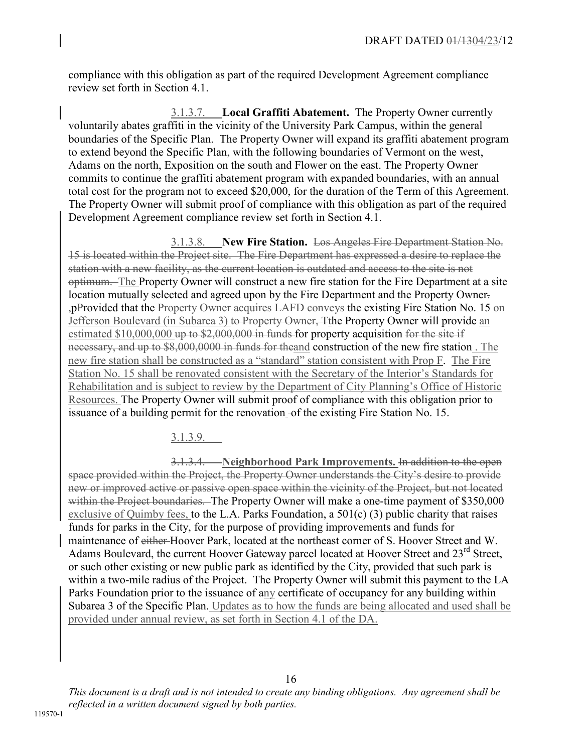compliance with this obligation as part of the required Development Agreement compliance review set forth in Section 4.1.

3.1.3.7. **Local Graffiti Abatement.** The Property Owner currently voluntarily abates graffiti in the vicinity of the University Park Campus, within the general boundaries of the Specific Plan. The Property Owner will expand its graffiti abatement program to extend beyond the Specific Plan, with the following boundaries of Vermont on the west, Adams on the north, Exposition on the south and Flower on the east. The Property Owner commits to continue the graffiti abatement program with expanded boundaries, with an annual total cost for the program not to exceed $20,000, for the duration of the Term of this Agreement. The Property Owner will submit proof of compliance with this obligation as part of the required Development Agreement compliance review set forth in Section 4.1.

3.1.3.8. **New Fire Station.** ~~Los Angeles Fire Department Station No. 15 is located within the Project site. The Fire Department has expressed a desire to replace the station with a new facility, as the current location is outdated and access to the site is not optimum.~~ The Property Owner will construct a new fire station for the Fire Department at a site location mutually selected and agreed upon by the Fire Department and the Property Owner~~.~~ ,~~p~~Provided that the Property Owner acquires ~~LAFD conveys~~ the existing Fire Station No. 15 on Jefferson Boulevard (in Subarea 3) ~~to Property Owner, T~~the Property Owner will provide an estimated $10,000,000 ~~up to $2,000,000 in funds~~ for property acquisition ~~for the site if necessary, and up to $8,000,0000 in funds for the~~and construction of the new fire station . The new fire station shall be constructed as a "standard" station consistent with Prop F. The Fire Station No. 15 shall be renovated consistent with the Secretary of the Interior's Standards for Rehabilitation and is subject to review by the Department of City Planning's Office of Historic Resources. The Property Owner will submit proof of compliance with this obligation prior to issuance of a building permit for the renovation ~~-~~of the existing Fire Station No. 15.

3.1.3.9.

~~3.1.3.4.~~ **Neighborhood Park Improvements.** ~~In addition to the open space provided within the Project, the Property Owner understands the City's desire to provide new or improved active or passive open space within the vicinity of the Project, but not located within the Project boundaries.~~ The Property Owner will make a one-time payment of $350,000 exclusive of Quimby fees, to the L.A. Parks Foundation, a 501(c) (3) public charity that raises funds for parks in the City, for the purpose of providing improvements and funds for maintenance of ~~either~~ Hoover Park, located at the northeast corner of S. Hoover Street and W. Adams Boulevard, the current Hoover Gateway parcel located at Hoover Street and 23rd Street, or such other existing or new public park as identified by the City, provided that such park is within a two-mile radius of the Project. The Property Owner will submit this payment to the LA Parks Foundation prior to the issuance of any certificate of occupancy for any building within Subarea 3 of the Specific Plan. Updates as to how the funds are being allocated and used shall be provided under annual review, as set forth in Section 4.1 of the DA.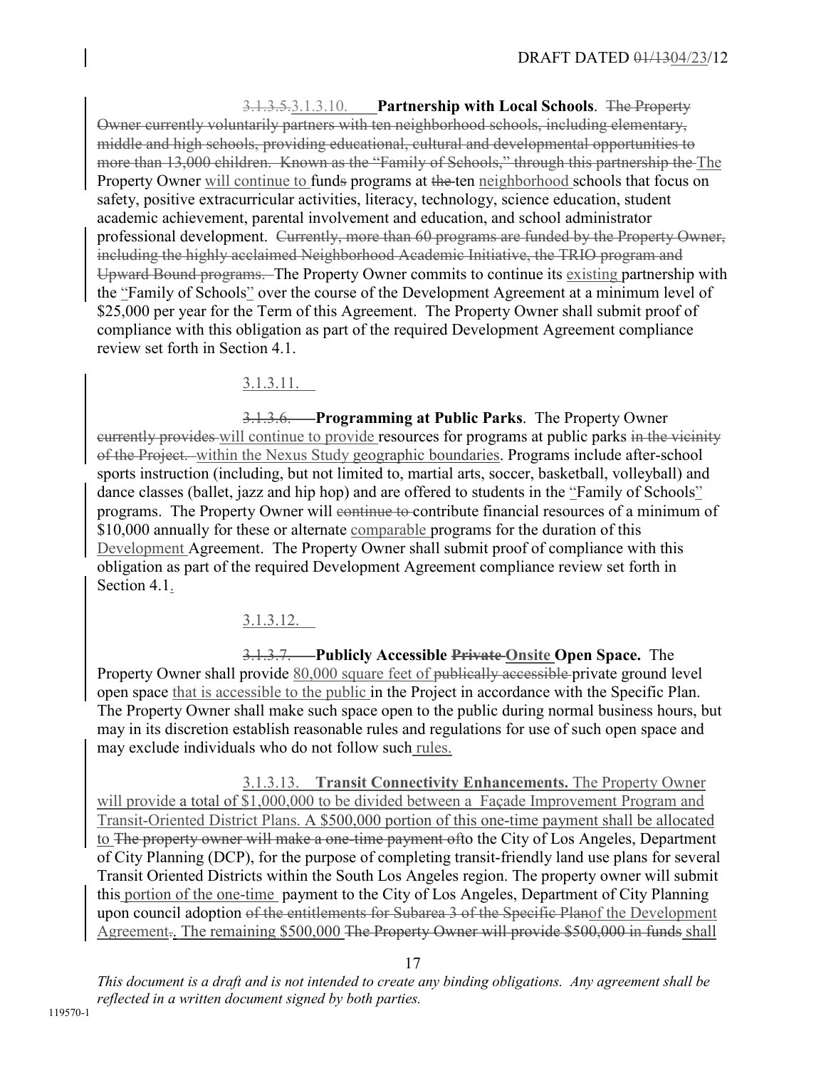~~3.1.3.5.~~3.1.3.10. **Partnership with Local Schools**. ~~The Property Owner currently voluntarily partners with ten neighborhood schools, including elementary, middle and high schools, providing educational, cultural and developmental opportunities to more than 13,000 children. Known as the "Family of Schools," through this partnership the~~ The Property Owner will continue to fund~~s~~ programs at ~~the~~ ten neighborhood schools that focus on safety, positive extracurricular activities, literacy, technology, science education, student academic achievement, parental involvement and education, and school administrator professional development. ~~Currently, more than 60 programs are funded by the Property Owner, including the highly acclaimed Neighborhood Academic Initiative, the TRIO program and Upward Bound programs.~~ The Property Owner commits to continue its existing partnership with the "Family of Schools" over the course of the Development Agreement at a minimum level of $25,000 per year for the Term of this Agreement. The Property Owner shall submit proof of compliance with this obligation as part of the required Development Agreement compliance review set forth in Section 4.1.

3.1.3.11.

~~3.1.3.6.~~ **Programming at Public Parks**. The Property Owner ~~currently provides~~ will continue to provide resources for programs at public parks ~~in the vicinity of the Project.~~ within the Nexus Study geographic boundaries. Programs include after-school sports instruction (including, but not limited to, martial arts, soccer, basketball, volleyball) and dance classes (ballet, jazz and hip hop) and are offered to students in the "Family of Schools" programs. The Property Owner will ~~continue to~~ contribute financial resources of a minimum of $10,000 annually for these or alternate comparable programs for the duration of this Development Agreement. The Property Owner shall submit proof of compliance with this obligation as part of the required Development Agreement compliance review set forth in Section 4.1.

3.1.3.12.

~~3.1.3.7.~~ **Publicly Accessible ~~Private~~ Onsite Open Space.** The Property Owner shall provide 80,000 square feet of ~~publically accessible~~ private ground level open space that is accessible to the public in the Project in accordance with the Specific Plan. The Property Owner shall make such space open to the public during normal business hours, but may in its discretion establish reasonable rules and regulations for use of such open space and may exclude individuals who do not follow such rules.

3.1.3.13. **Transit Connectivity Enhancements.** The Property Owner will provide a total of $1,000,000 to be divided between a Façade Improvement Program and Transit-Oriented District Plans. A $500,000 portion of this one-time payment shall be allocated to ~~The property owner will make a one-time payment of~~ to the City of Los Angeles, Department of City Planning (DCP), for the purpose of completing transit-friendly land use plans for several Transit Oriented Districts within the South Los Angeles region. The property owner will submit this portion of the one-time payment to the City of Los Angeles, Department of City Planning upon council adoption ~~of the entitlements for Subarea 3 of the Specific Plan~~ of the Development Agreement~~.~~. The remaining $500,000 ~~The Property Owner will provide $500,000 in funds~~ shall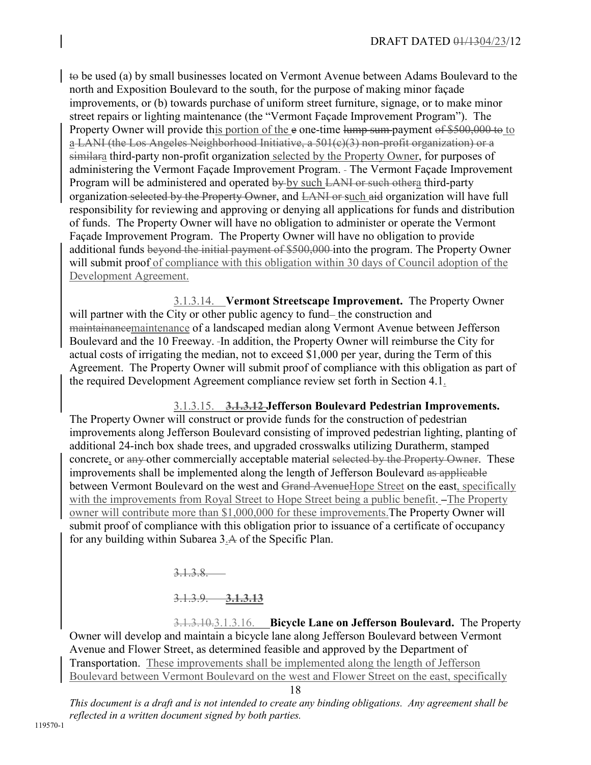~~to~~ be used (a) by small businesses located on Vermont Avenue between Adams Boulevard to the north and Exposition Boulevard to the south, for the purpose of making minor façade improvements, or (b) towards purchase of uniform street furniture, signage, or to make minor street repairs or lighting maintenance (the "Vermont Façade Improvement Program"). The Property Owner will provide this portion of the ~~e~~ one-time ~~lump sum~~ payment ~~of $500,000 to~~ to a ~~LANI (the Los Angeles Neighborhood Initiative, a 501(c)(3) non-profit organization) or a similar~~a third-party non-profit organization selected by the Property Owner, for purposes of administering the Vermont Façade Improvement Program. The Vermont Façade Improvement Program will be administered and operated ~~by~~ by such ~~LANI or such other~~a third-party organization ~~selected by the Property Owner~~, and ~~LANI or~~ such ~~aid~~ organization will have full responsibility for reviewing and approving or denying all applications for funds and distribution of funds. The Property Owner will have no obligation to administer or operate the Vermont Façade Improvement Program. The Property Owner will have no obligation to provide additional funds ~~beyond the initial payment of $500,000~~ into the program. The Property Owner will submit proof of compliance with this obligation within 30 days of Council adoption of the Development Agreement.

3.1.3.14. **Vermont Streetscape Improvement.** The Property Owner will partner with the City or other public agency to fund the construction and ~~maintainance~~maintenance of a landscaped median along Vermont Avenue between Jefferson Boulevard and the 10 Freeway. In addition, the Property Owner will reimburse the City for actual costs of irrigating the median, not to exceed $1,000 per year, during the Term of this Agreement. The Property Owner will submit proof of compliance with this obligation as part of the required Development Agreement compliance review set forth in Section 4.1.

3.1.3.15. ~~**3.1.3.12**~~ **Jefferson Boulevard Pedestrian Improvements.** The Property Owner will construct or provide funds for the construction of pedestrian improvements along Jefferson Boulevard consisting of improved pedestrian lighting, planting of additional 24-inch box shade trees, and upgraded crosswalks utilizing Duratherm, stamped concrete, or ~~any~~ other commercially acceptable material ~~selected by the Property Owner~~. These improvements shall be implemented along the length of Jefferson Boulevard ~~as applicable~~ between Vermont Boulevard on the west and ~~Grand Avenue~~Hope Street on the east, specifically with the improvements from Royal Street to Hope Street being a public benefit. The Property owner will contribute more than $1,000,000 for these improvements. The Property Owner will submit proof of compliance with this obligation prior to issuance of a certificate of occupancy for any building within Subarea 3.~~A~~ of the Specific Plan.

~~3.1.3.8.~~

~~3.1.3.9.~~ ~~**3.1.3.13**~~

~~3.1.3.10.~~3.1.3.16. **Bicycle Lane on Jefferson Boulevard.** The Property Owner will develop and maintain a bicycle lane along Jefferson Boulevard between Vermont Avenue and Flower Street, as determined feasible and approved by the Department of Transportation. These improvements shall be implemented along the length of Jefferson Boulevard between Vermont Boulevard on the west and Flower Street on the east, specifically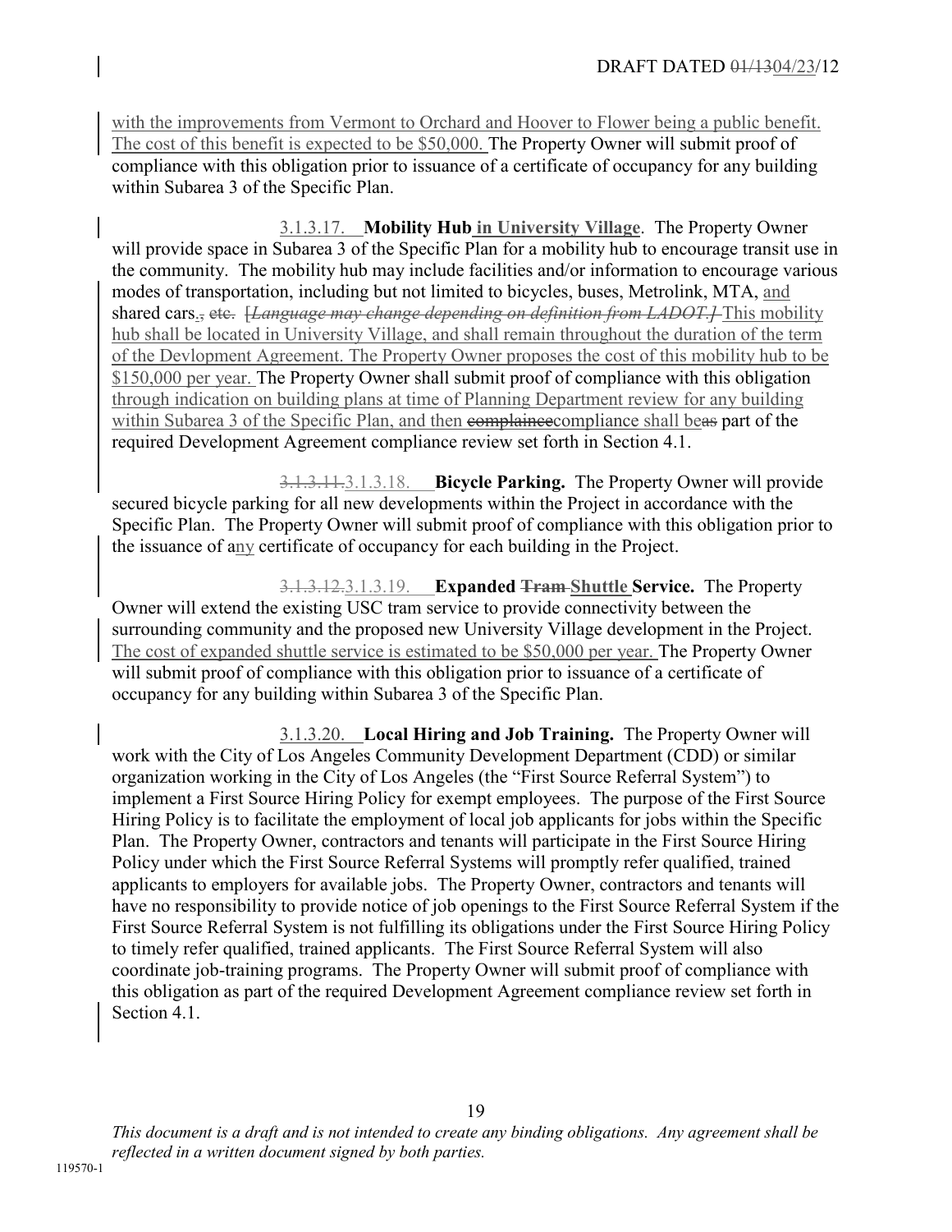with the improvements from Vermont to Orchard and Hoover to Flower being a public benefit. The cost of this benefit is expected to be $50,000. The Property Owner will submit proof of compliance with this obligation prior to issuance of a certificate of occupancy for any building within Subarea 3 of the Specific Plan.

3.1.3.17. **Mobility Hub in University Village**. The Property Owner will provide space in Subarea 3 of the Specific Plan for a mobility hub to encourage transit use in the community. The mobility hub may include facilities and/or information to encourage various modes of transportation, including but not limited to bicycles, buses, Metrolink, MTA, and shared cars.~~, etc.~~ ~~[*Language may change depending on definition from LADOT.*]~~ This mobility hub shall be located in University Village, and shall remain throughout the duration of the term of the Devlopment Agreement. The Property Owner proposes the cost of this mobility hub to be $150,000 per year. The Property Owner shall submit proof of compliance with this obligation through indication on building plans at time of Planning Department review for any building within Subarea 3 of the Specific Plan, and then ~~complaince~~compliance shall be~~as~~ part of the required Development Agreement compliance review set forth in Section 4.1.

~~3.1.3.11.~~3.1.3.18. **Bicycle Parking.** The Property Owner will provide secured bicycle parking for all new developments within the Project in accordance with the Specific Plan. The Property Owner will submit proof of compliance with this obligation prior to the issuance of any certificate of occupancy for each building in the Project.

~~3.1.3.12.~~3.1.3.19. **Expanded ~~Tram~~ Shuttle Service.** The Property Owner will extend the existing USC tram service to provide connectivity between the surrounding community and the proposed new University Village development in the Project. The cost of expanded shuttle service is estimated to be $50,000 per year. The Property Owner will submit proof of compliance with this obligation prior to issuance of a certificate of occupancy for any building within Subarea 3 of the Specific Plan.

3.1.3.20. **Local Hiring and Job Training.** The Property Owner will work with the City of Los Angeles Community Development Department (CDD) or similar organization working in the City of Los Angeles (the "First Source Referral System") to implement a First Source Hiring Policy for exempt employees. The purpose of the First Source Hiring Policy is to facilitate the employment of local job applicants for jobs within the Specific Plan. The Property Owner, contractors and tenants will participate in the First Source Hiring Policy under which the First Source Referral Systems will promptly refer qualified, trained applicants to employers for available jobs. The Property Owner, contractors and tenants will have no responsibility to provide notice of job openings to the First Source Referral System if the First Source Referral System is not fulfilling its obligations under the First Source Hiring Policy to timely refer qualified, trained applicants. The First Source Referral System will also coordinate job-training programs. The Property Owner will submit proof of compliance with this obligation as part of the required Development Agreement compliance review set forth in Section 4.1.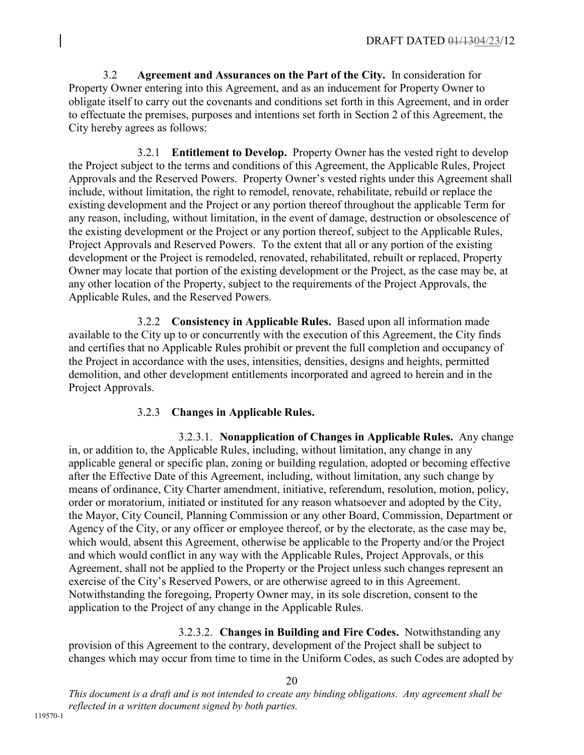3.2 **Agreement and Assurances on the Part of the City.** In consideration for Property Owner entering into this Agreement, and as an inducement for Property Owner to obligate itself to carry out the covenants and conditions set forth in this Agreement, and in order to effectuate the premises, purposes and intentions set forth in Section 2 of this Agreement, the City hereby agrees as follows:

3.2.1 **Entitlement to Develop.** Property Owner has the vested right to develop the Project subject to the terms and conditions of this Agreement, the Applicable Rules, Project Approvals and the Reserved Powers. Property Owner's vested rights under this Agreement shall include, without limitation, the right to remodel, renovate, rehabilitate, rebuild or replace the existing development and the Project or any portion thereof throughout the applicable Term for any reason, including, without limitation, in the event of damage, destruction or obsolescence of the existing development or the Project or any portion thereof, subject to the Applicable Rules, Project Approvals and Reserved Powers. To the extent that all or any portion of the existing development or the Project is remodeled, renovated, rehabilitated, rebuilt or replaced, Property Owner may locate that portion of the existing development or the Project, as the case may be, at any other location of the Property, subject to the requirements of the Project Approvals, the Applicable Rules, and the Reserved Powers.

3.2.2 **Consistency in Applicable Rules.** Based upon all information made available to the City up to or concurrently with the execution of this Agreement, the City finds and certifies that no Applicable Rules prohibit or prevent the full completion and occupancy of the Project in accordance with the uses, intensities, densities, designs and heights, permitted demolition, and other development entitlements incorporated and agreed to herein and in the Project Approvals.

3.2.3 **Changes in Applicable Rules.**

3.2.3.1. **Nonapplication of Changes in Applicable Rules.** Any change in, or addition to, the Applicable Rules, including, without limitation, any change in any applicable general or specific plan, zoning or building regulation, adopted or becoming effective after the Effective Date of this Agreement, including, without limitation, any such change by means of ordinance, City Charter amendment, initiative, referendum, resolution, motion, policy, order or moratorium, initiated or instituted for any reason whatsoever and adopted by the City, the Mayor, City Council, Planning Commission or any other Board, Commission, Department or Agency of the City, or any officer or employee thereof, or by the electorate, as the case may be, which would, absent this Agreement, otherwise be applicable to the Property and/or the Project and which would conflict in any way with the Applicable Rules, Project Approvals, or this Agreement, shall not be applied to the Property or the Project unless such changes represent an exercise of the City's Reserved Powers, or are otherwise agreed to in this Agreement. Notwithstanding the foregoing, Property Owner may, in its sole discretion, consent to the application to the Project of any change in the Applicable Rules.

3.2.3.2. **Changes in Building and Fire Codes.** Notwithstanding any provision of this Agreement to the contrary, development of the Project shall be subject to changes which may occur from time to time in the Uniform Codes, as such Codes are adopted by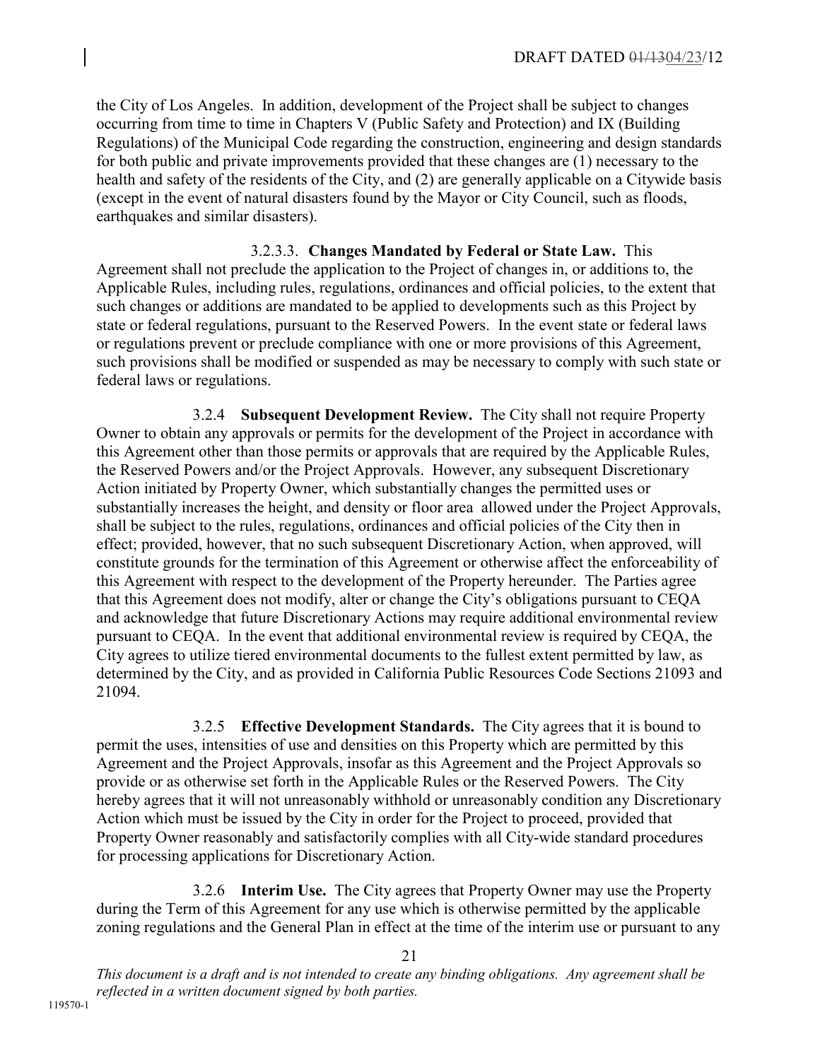the City of Los Angeles. In addition, development of the Project shall be subject to changes occurring from time to time in Chapters V (Public Safety and Protection) and IX (Building Regulations) of the Municipal Code regarding the construction, engineering and design standards for both public and private improvements provided that these changes are (1) necessary to the health and safety of the residents of the City, and (2) are generally applicable on a Citywide basis (except in the event of natural disasters found by the Mayor or City Council, such as floods, earthquakes and similar disasters).

3.2.3.3. **Changes Mandated by Federal or State Law.** This Agreement shall not preclude the application to the Project of changes in, or additions to, the Applicable Rules, including rules, regulations, ordinances and official policies, to the extent that such changes or additions are mandated to be applied to developments such as this Project by state or federal regulations, pursuant to the Reserved Powers. In the event state or federal laws or regulations prevent or preclude compliance with one or more provisions of this Agreement, such provisions shall be modified or suspended as may be necessary to comply with such state or federal laws or regulations.

3.2.4 **Subsequent Development Review.** The City shall not require Property Owner to obtain any approvals or permits for the development of the Project in accordance with this Agreement other than those permits or approvals that are required by the Applicable Rules, the Reserved Powers and/or the Project Approvals. However, any subsequent Discretionary Action initiated by Property Owner, which substantially changes the permitted uses or substantially increases the height, and density or floor area allowed under the Project Approvals, shall be subject to the rules, regulations, ordinances and official policies of the City then in effect; provided, however, that no such subsequent Discretionary Action, when approved, will constitute grounds for the termination of this Agreement or otherwise affect the enforceability of this Agreement with respect to the development of the Property hereunder. The Parties agree that this Agreement does not modify, alter or change the City's obligations pursuant to CEQA and acknowledge that future Discretionary Actions may require additional environmental review pursuant to CEQA. In the event that additional environmental review is required by CEQA, the City agrees to utilize tiered environmental documents to the fullest extent permitted by law, as determined by the City, and as provided in California Public Resources Code Sections 21093 and 21094.

3.2.5 **Effective Development Standards.** The City agrees that it is bound to permit the uses, intensities of use and densities on this Property which are permitted by this Agreement and the Project Approvals, insofar as this Agreement and the Project Approvals so provide or as otherwise set forth in the Applicable Rules or the Reserved Powers. The City hereby agrees that it will not unreasonably withhold or unreasonably condition any Discretionary Action which must be issued by the City in order for the Project to proceed, provided that Property Owner reasonably and satisfactorily complies with all City-wide standard procedures for processing applications for Discretionary Action.

3.2.6 **Interim Use.** The City agrees that Property Owner may use the Property during the Term of this Agreement for any use which is otherwise permitted by the applicable zoning regulations and the General Plan in effect at the time of the interim use or pursuant to any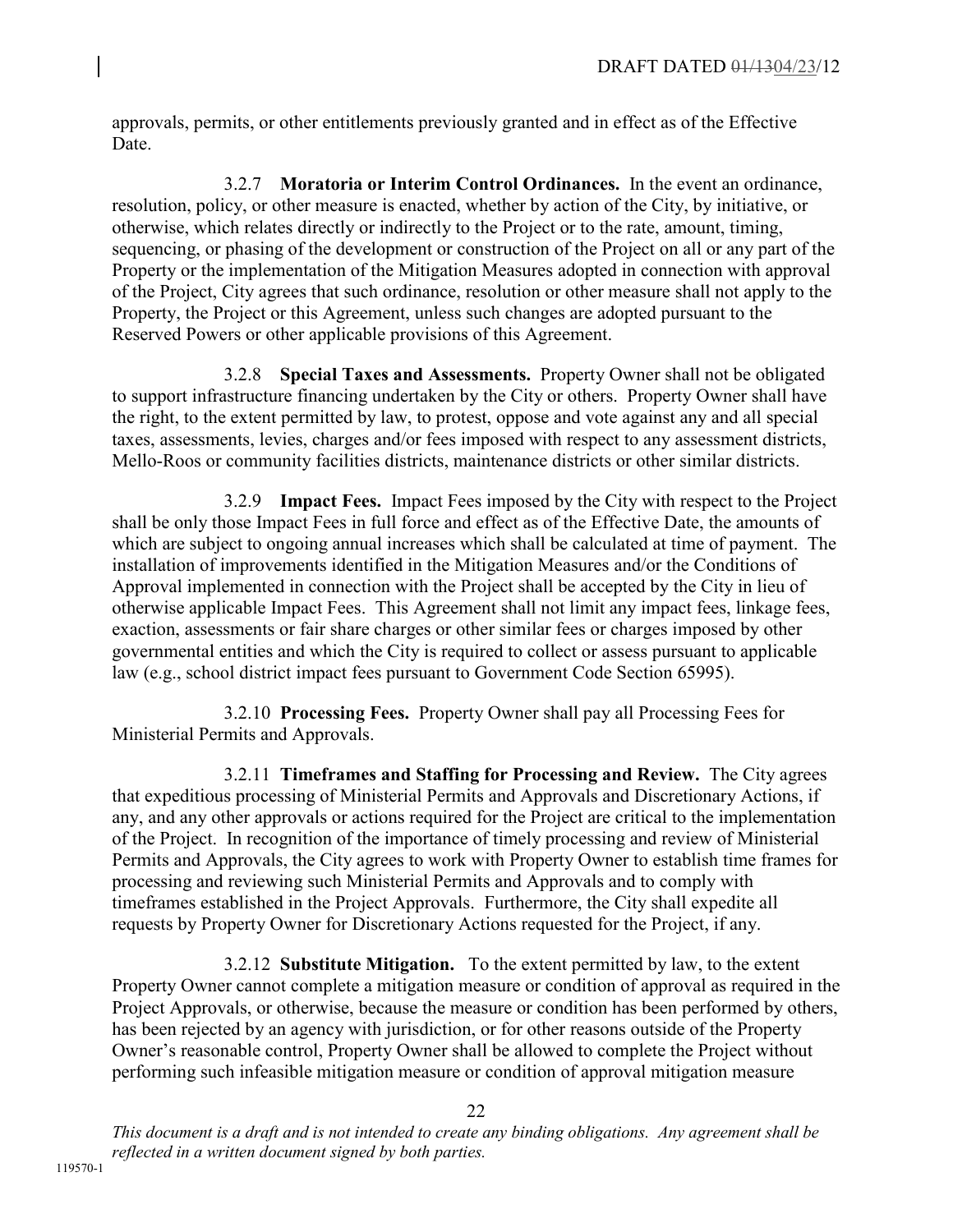approvals, permits, or other entitlements previously granted and in effect as of the Effective Date.

3.2.7 **Moratoria or Interim Control Ordinances.** In the event an ordinance, resolution, policy, or other measure is enacted, whether by action of the City, by initiative, or otherwise, which relates directly or indirectly to the Project or to the rate, amount, timing, sequencing, or phasing of the development or construction of the Project on all or any part of the Property or the implementation of the Mitigation Measures adopted in connection with approval of the Project, City agrees that such ordinance, resolution or other measure shall not apply to the Property, the Project or this Agreement, unless such changes are adopted pursuant to the Reserved Powers or other applicable provisions of this Agreement.

3.2.8 **Special Taxes and Assessments.** Property Owner shall not be obligated to support infrastructure financing undertaken by the City or others. Property Owner shall have the right, to the extent permitted by law, to protest, oppose and vote against any and all special taxes, assessments, levies, charges and/or fees imposed with respect to any assessment districts, Mello-Roos or community facilities districts, maintenance districts or other similar districts.

3.2.9 **Impact Fees.** Impact Fees imposed by the City with respect to the Project shall be only those Impact Fees in full force and effect as of the Effective Date, the amounts of which are subject to ongoing annual increases which shall be calculated at time of payment. The installation of improvements identified in the Mitigation Measures and/or the Conditions of Approval implemented in connection with the Project shall be accepted by the City in lieu of otherwise applicable Impact Fees. This Agreement shall not limit any impact fees, linkage fees, exaction, assessments or fair share charges or other similar fees or charges imposed by other governmental entities and which the City is required to collect or assess pursuant to applicable law (e.g., school district impact fees pursuant to Government Code Section 65995).

3.2.10 **Processing Fees.** Property Owner shall pay all Processing Fees for Ministerial Permits and Approvals.

3.2.11 **Timeframes and Staffing for Processing and Review.** The City agrees that expeditious processing of Ministerial Permits and Approvals and Discretionary Actions, if any, and any other approvals or actions required for the Project are critical to the implementation of the Project. In recognition of the importance of timely processing and review of Ministerial Permits and Approvals, the City agrees to work with Property Owner to establish time frames for processing and reviewing such Ministerial Permits and Approvals and to comply with timeframes established in the Project Approvals. Furthermore, the City shall expedite all requests by Property Owner for Discretionary Actions requested for the Project, if any.

3.2.12 **Substitute Mitigation.** To the extent permitted by law, to the extent Property Owner cannot complete a mitigation measure or condition of approval as required in the Project Approvals, or otherwise, because the measure or condition has been performed by others, has been rejected by an agency with jurisdiction, or for other reasons outside of the Property Owner's reasonable control, Property Owner shall be allowed to complete the Project without performing such infeasible mitigation measure or condition of approval mitigation measure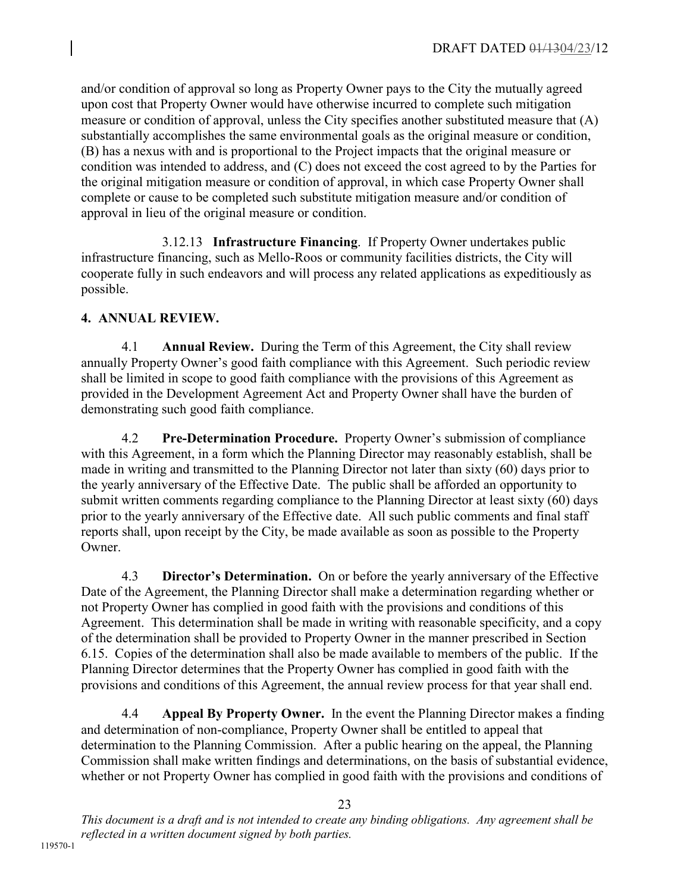and/or condition of approval so long as Property Owner pays to the City the mutually agreed upon cost that Property Owner would have otherwise incurred to complete such mitigation measure or condition of approval, unless the City specifies another substituted measure that (A) substantially accomplishes the same environmental goals as the original measure or condition, (B) has a nexus with and is proportional to the Project impacts that the original measure or condition was intended to address, and (C) does not exceed the cost agreed to by the Parties for the original mitigation measure or condition of approval, in which case Property Owner shall complete or cause to be completed such substitute mitigation measure and/or condition of approval in lieu of the original measure or condition.

3.12.13 **Infrastructure Financing**. If Property Owner undertakes public infrastructure financing, such as Mello-Roos or community facilities districts, the City will cooperate fully in such endeavors and will process any related applications as expeditiously as possible.

## 4. ANNUAL REVIEW.

4.1 **Annual Review.** During the Term of this Agreement, the City shall review annually Property Owner's good faith compliance with this Agreement. Such periodic review shall be limited in scope to good faith compliance with the provisions of this Agreement as provided in the Development Agreement Act and Property Owner shall have the burden of demonstrating such good faith compliance.

4.2 **Pre-Determination Procedure.** Property Owner's submission of compliance with this Agreement, in a form which the Planning Director may reasonably establish, shall be made in writing and transmitted to the Planning Director not later than sixty (60) days prior to the yearly anniversary of the Effective Date. The public shall be afforded an opportunity to submit written comments regarding compliance to the Planning Director at least sixty (60) days prior to the yearly anniversary of the Effective date. All such public comments and final staff reports shall, upon receipt by the City, be made available as soon as possible to the Property Owner.

4.3 **Director's Determination.** On or before the yearly anniversary of the Effective Date of the Agreement, the Planning Director shall make a determination regarding whether or not Property Owner has complied in good faith with the provisions and conditions of this Agreement. This determination shall be made in writing with reasonable specificity, and a copy of the determination shall be provided to Property Owner in the manner prescribed in Section 6.15. Copies of the determination shall also be made available to members of the public. If the Planning Director determines that the Property Owner has complied in good faith with the provisions and conditions of this Agreement, the annual review process for that year shall end.

4.4 **Appeal By Property Owner.** In the event the Planning Director makes a finding and determination of non-compliance, Property Owner shall be entitled to appeal that determination to the Planning Commission. After a public hearing on the appeal, the Planning Commission shall make written findings and determinations, on the basis of substantial evidence, whether or not Property Owner has complied in good faith with the provisions and conditions of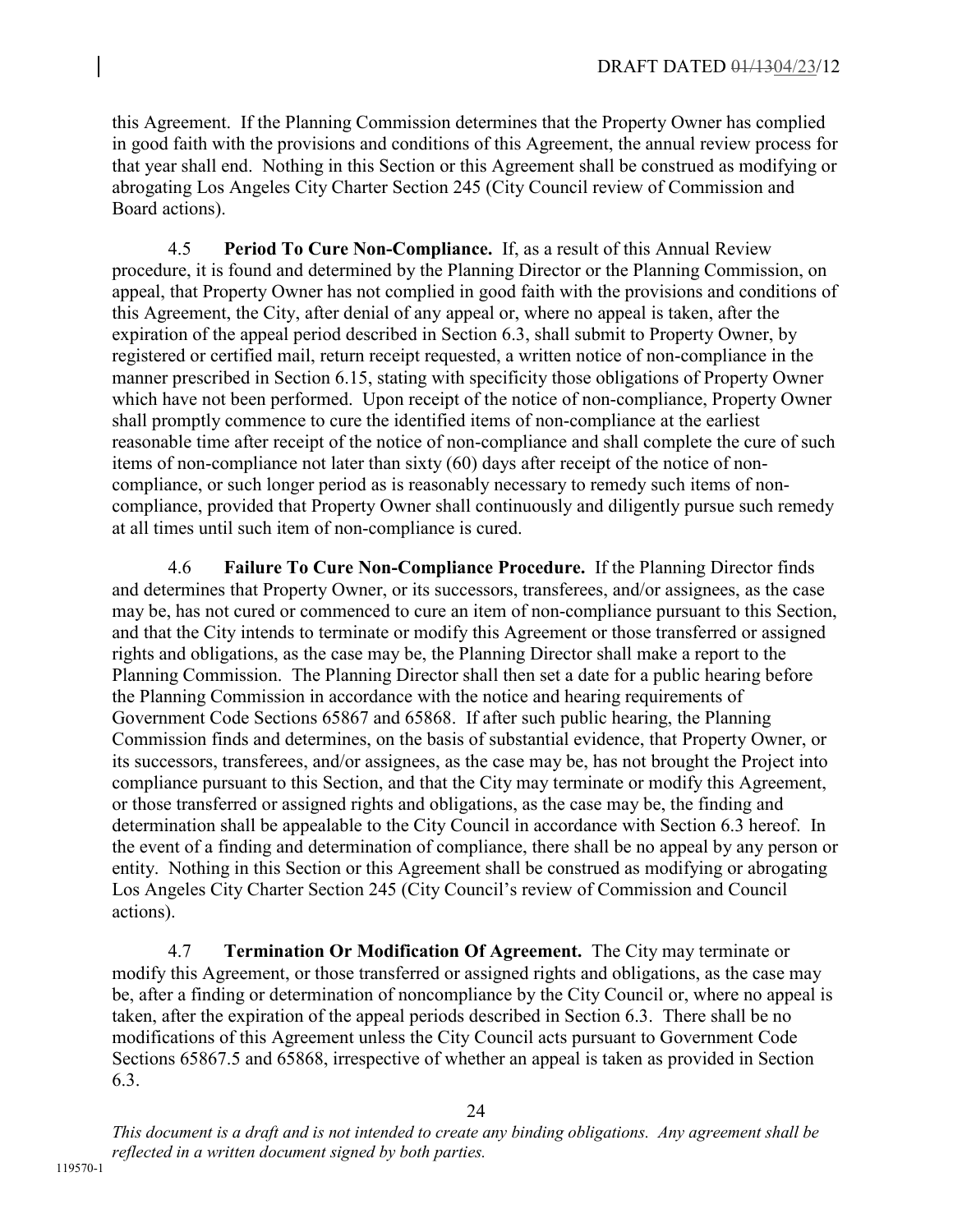this Agreement. If the Planning Commission determines that the Property Owner has complied in good faith with the provisions and conditions of this Agreement, the annual review process for that year shall end. Nothing in this Section or this Agreement shall be construed as modifying or abrogating Los Angeles City Charter Section 245 (City Council review of Commission and Board actions).

4.5 **Period To Cure Non-Compliance.** If, as a result of this Annual Review procedure, it is found and determined by the Planning Director or the Planning Commission, on appeal, that Property Owner has not complied in good faith with the provisions and conditions of this Agreement, the City, after denial of any appeal or, where no appeal is taken, after the expiration of the appeal period described in Section 6.3, shall submit to Property Owner, by registered or certified mail, return receipt requested, a written notice of non-compliance in the manner prescribed in Section 6.15, stating with specificity those obligations of Property Owner which have not been performed. Upon receipt of the notice of non-compliance, Property Owner shall promptly commence to cure the identified items of non-compliance at the earliest reasonable time after receipt of the notice of non-compliance and shall complete the cure of such items of non-compliance not later than sixty (60) days after receipt of the notice of non-compliance, or such longer period as is reasonably necessary to remedy such items of non-compliance, provided that Property Owner shall continuously and diligently pursue such remedy at all times until such item of non-compliance is cured.

4.6 **Failure To Cure Non-Compliance Procedure.** If the Planning Director finds and determines that Property Owner, or its successors, transferees, and/or assignees, as the case may be, has not cured or commenced to cure an item of non-compliance pursuant to this Section, and that the City intends to terminate or modify this Agreement or those transferred or assigned rights and obligations, as the case may be, the Planning Director shall make a report to the Planning Commission. The Planning Director shall then set a date for a public hearing before the Planning Commission in accordance with the notice and hearing requirements of Government Code Sections 65867 and 65868. If after such public hearing, the Planning Commission finds and determines, on the basis of substantial evidence, that Property Owner, or its successors, transferees, and/or assignees, as the case may be, has not brought the Project into compliance pursuant to this Section, and that the City may terminate or modify this Agreement, or those transferred or assigned rights and obligations, as the case may be, the finding and determination shall be appealable to the City Council in accordance with Section 6.3 hereof. In the event of a finding and determination of compliance, there shall be no appeal by any person or entity. Nothing in this Section or this Agreement shall be construed as modifying or abrogating Los Angeles City Charter Section 245 (City Council's review of Commission and Council actions).

4.7 **Termination Or Modification Of Agreement.** The City may terminate or modify this Agreement, or those transferred or assigned rights and obligations, as the case may be, after a finding or determination of noncompliance by the City Council or, where no appeal is taken, after the expiration of the appeal periods described in Section 6.3. There shall be no modifications of this Agreement unless the City Council acts pursuant to Government Code Sections 65867.5 and 65868, irrespective of whether an appeal is taken as provided in Section 6.3.

*This document is a draft and is not intended to create any binding obligations. Any agreement shall be reflected in a written document signed by both parties.*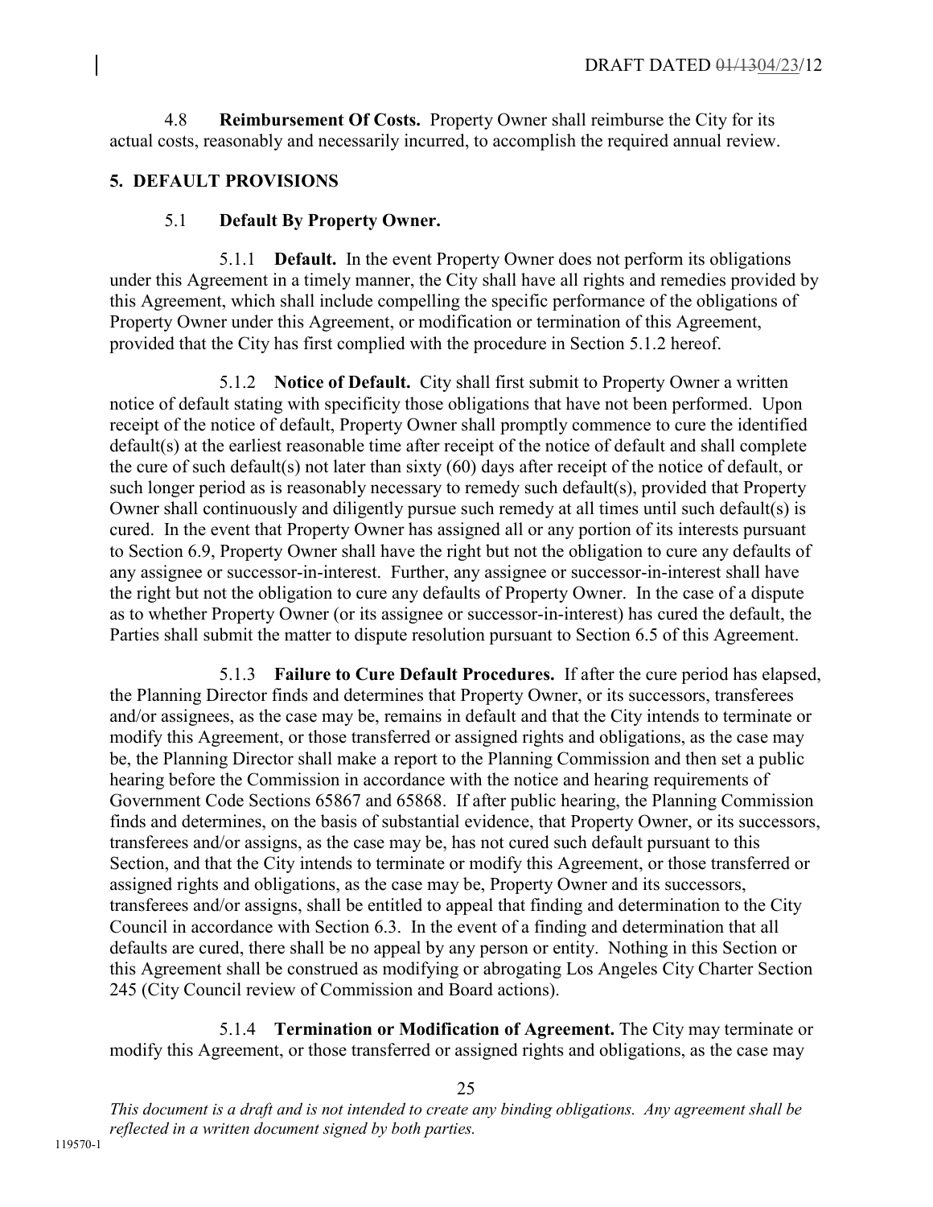4.8 **Reimbursement Of Costs.** Property Owner shall reimburse the City for its actual costs, reasonably and necessarily incurred, to accomplish the required annual review.

## 5. DEFAULT PROVISIONS

### 5.1 Default By Property Owner.

5.1.1 **Default.** In the event Property Owner does not perform its obligations under this Agreement in a timely manner, the City shall have all rights and remedies provided by this Agreement, which shall include compelling the specific performance of the obligations of Property Owner under this Agreement, or modification or termination of this Agreement, provided that the City has first complied with the procedure in Section 5.1.2 hereof.

5.1.2 **Notice of Default.** City shall first submit to Property Owner a written notice of default stating with specificity those obligations that have not been performed. Upon receipt of the notice of default, Property Owner shall promptly commence to cure the identified default(s) at the earliest reasonable time after receipt of the notice of default and shall complete the cure of such default(s) not later than sixty (60) days after receipt of the notice of default, or such longer period as is reasonably necessary to remedy such default(s), provided that Property Owner shall continuously and diligently pursue such remedy at all times until such default(s) is cured. In the event that Property Owner has assigned all or any portion of its interests pursuant to Section 6.9, Property Owner shall have the right but not the obligation to cure any defaults of any assignee or successor-in-interest. Further, any assignee or successor-in-interest shall have the right but not the obligation to cure any defaults of Property Owner. In the case of a dispute as to whether Property Owner (or its assignee or successor-in-interest) has cured the default, the Parties shall submit the matter to dispute resolution pursuant to Section 6.5 of this Agreement.

5.1.3 **Failure to Cure Default Procedures.** If after the cure period has elapsed, the Planning Director finds and determines that Property Owner, or its successors, transferees and/or assignees, as the case may be, remains in default and that the City intends to terminate or modify this Agreement, or those transferred or assigned rights and obligations, as the case may be, the Planning Director shall make a report to the Planning Commission and then set a public hearing before the Commission in accordance with the notice and hearing requirements of Government Code Sections 65867 and 65868. If after public hearing, the Planning Commission finds and determines, on the basis of substantial evidence, that Property Owner, or its successors, transferees and/or assigns, as the case may be, has not cured such default pursuant to this Section, and that the City intends to terminate or modify this Agreement, or those transferred or assigned rights and obligations, as the case may be, Property Owner and its successors, transferees and/or assigns, shall be entitled to appeal that finding and determination to the City Council in accordance with Section 6.3. In the event of a finding and determination that all defaults are cured, there shall be no appeal by any person or entity. Nothing in this Section or this Agreement shall be construed as modifying or abrogating Los Angeles City Charter Section 245 (City Council review of Commission and Board actions).

5.1.4 **Termination or Modification of Agreement.** The City may terminate or modify this Agreement, or those transferred or assigned rights and obligations, as the case may

*This document is a draft and is not intended to create any binding obligations. Any agreement shall be reflected in a written document signed by both parties.*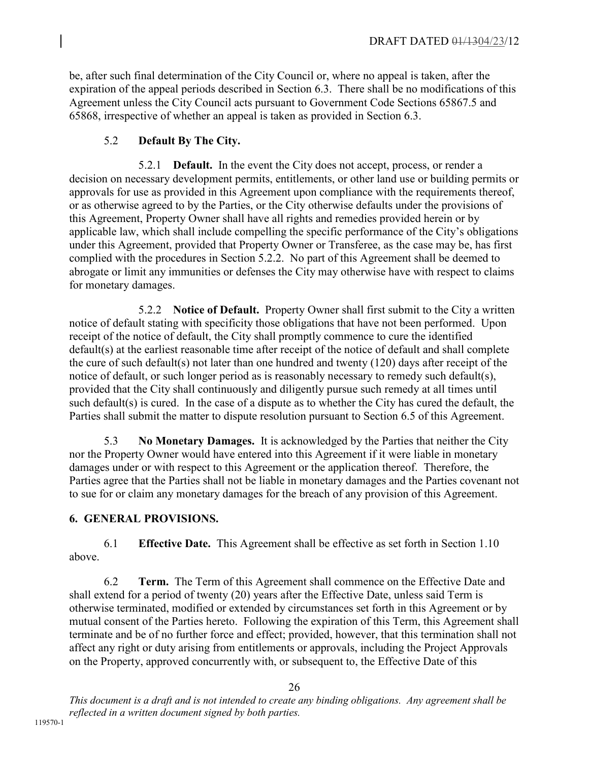be, after such final determination of the City Council or, where no appeal is taken, after the expiration of the appeal periods described in Section 6.3. There shall be no modifications of this Agreement unless the City Council acts pursuant to Government Code Sections 65867.5 and 65868, irrespective of whether an appeal is taken as provided in Section 6.3.

### 5.2 Default By The City.

**5.2.1 Default.** In the event the City does not accept, process, or render a decision on necessary development permits, entitlements, or other land use or building permits or approvals for use as provided in this Agreement upon compliance with the requirements thereof, or as otherwise agreed to by the Parties, or the City otherwise defaults under the provisions of this Agreement, Property Owner shall have all rights and remedies provided herein or by applicable law, which shall include compelling the specific performance of the City's obligations under this Agreement, provided that Property Owner or Transferee, as the case may be, has first complied with the procedures in Section 5.2.2. No part of this Agreement shall be deemed to abrogate or limit any immunities or defenses the City may otherwise have with respect to claims for monetary damages.

**5.2.2 Notice of Default.** Property Owner shall first submit to the City a written notice of default stating with specificity those obligations that have not been performed. Upon receipt of the notice of default, the City shall promptly commence to cure the identified default(s) at the earliest reasonable time after receipt of the notice of default and shall complete the cure of such default(s) not later than one hundred and twenty (120) days after receipt of the notice of default, or such longer period as is reasonably necessary to remedy such default(s), provided that the City shall continuously and diligently pursue such remedy at all times until such default(s) is cured. In the case of a dispute as to whether the City has cured the default, the Parties shall submit the matter to dispute resolution pursuant to Section 6.5 of this Agreement.

**5.3 No Monetary Damages.** It is acknowledged by the Parties that neither the City nor the Property Owner would have entered into this Agreement if it were liable in monetary damages under or with respect to this Agreement or the application thereof. Therefore, the Parties agree that the Parties shall not be liable in monetary damages and the Parties covenant not to sue for or claim any monetary damages for the breach of any provision of this Agreement.

## 6. GENERAL PROVISIONS.

**6.1 Effective Date.** This Agreement shall be effective as set forth in Section 1.10 above.

**6.2 Term.** The Term of this Agreement shall commence on the Effective Date and shall extend for a period of twenty (20) years after the Effective Date, unless said Term is otherwise terminated, modified or extended by circumstances set forth in this Agreement or by mutual consent of the Parties hereto. Following the expiration of this Term, this Agreement shall terminate and be of no further force and effect; provided, however, that this termination shall not affect any right or duty arising from entitlements or approvals, including the Project Approvals on the Property, approved concurrently with, or subsequent to, the Effective Date of this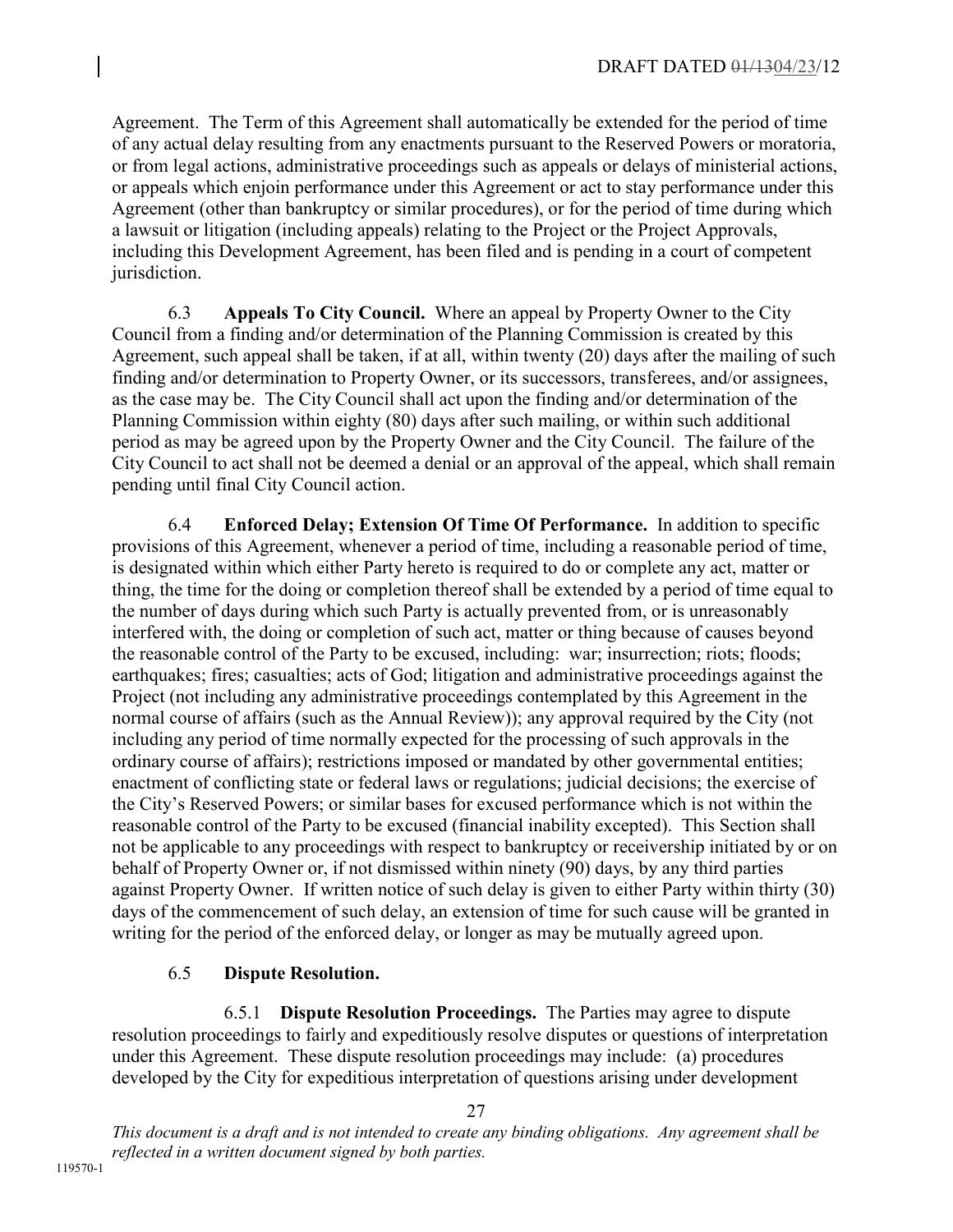Agreement. The Term of this Agreement shall automatically be extended for the period of time of any actual delay resulting from any enactments pursuant to the Reserved Powers or moratoria, or from legal actions, administrative proceedings such as appeals or delays of ministerial actions, or appeals which enjoin performance under this Agreement or act to stay performance under this Agreement (other than bankruptcy or similar procedures), or for the period of time during which a lawsuit or litigation (including appeals) relating to the Project or the Project Approvals, including this Development Agreement, has been filed and is pending in a court of competent jurisdiction.

6.3 **Appeals To City Council.** Where an appeal by Property Owner to the City Council from a finding and/or determination of the Planning Commission is created by this Agreement, such appeal shall be taken, if at all, within twenty (20) days after the mailing of such finding and/or determination to Property Owner, or its successors, transferees, and/or assignees, as the case may be. The City Council shall act upon the finding and/or determination of the Planning Commission within eighty (80) days after such mailing, or within such additional period as may be agreed upon by the Property Owner and the City Council. The failure of the City Council to act shall not be deemed a denial or an approval of the appeal, which shall remain pending until final City Council action.

6.4 **Enforced Delay; Extension Of Time Of Performance.** In addition to specific provisions of this Agreement, whenever a period of time, including a reasonable period of time, is designated within which either Party hereto is required to do or complete any act, matter or thing, the time for the doing or completion thereof shall be extended by a period of time equal to the number of days during which such Party is actually prevented from, or is unreasonably interfered with, the doing or completion of such act, matter or thing because of causes beyond the reasonable control of the Party to be excused, including: war; insurrection; riots; floods; earthquakes; fires; casualties; acts of God; litigation and administrative proceedings against the Project (not including any administrative proceedings contemplated by this Agreement in the normal course of affairs (such as the Annual Review)); any approval required by the City (not including any period of time normally expected for the processing of such approvals in the ordinary course of affairs); restrictions imposed or mandated by other governmental entities; enactment of conflicting state or federal laws or regulations; judicial decisions; the exercise of the City's Reserved Powers; or similar bases for excused performance which is not within the reasonable control of the Party to be excused (financial inability excepted). This Section shall not be applicable to any proceedings with respect to bankruptcy or receivership initiated by or on behalf of Property Owner or, if not dismissed within ninety (90) days, by any third parties against Property Owner. If written notice of such delay is given to either Party within thirty (30) days of the commencement of such delay, an extension of time for such cause will be granted in writing for the period of the enforced delay, or longer as may be mutually agreed upon.

6.5 **Dispute Resolution.**

6.5.1 **Dispute Resolution Proceedings.** The Parties may agree to dispute resolution proceedings to fairly and expeditiously resolve disputes or questions of interpretation under this Agreement. These dispute resolution proceedings may include: (a) procedures developed by the City for expeditious interpretation of questions arising under development

*This document is a draft and is not intended to create any binding obligations. Any agreement shall be reflected in a written document signed by both parties.*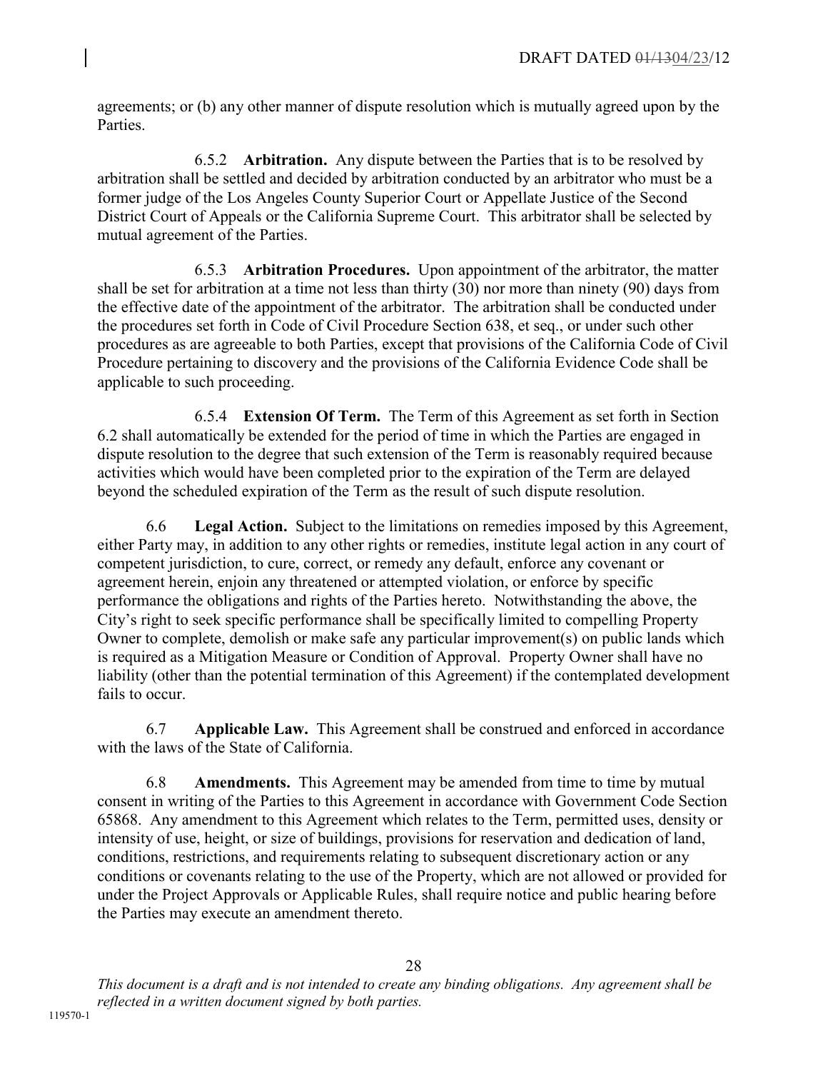agreements; or (b) any other manner of dispute resolution which is mutually agreed upon by the Parties.

6.5.2 **Arbitration.** Any dispute between the Parties that is to be resolved by arbitration shall be settled and decided by arbitration conducted by an arbitrator who must be a former judge of the Los Angeles County Superior Court or Appellate Justice of the Second District Court of Appeals or the California Supreme Court. This arbitrator shall be selected by mutual agreement of the Parties.

6.5.3 **Arbitration Procedures.** Upon appointment of the arbitrator, the matter shall be set for arbitration at a time not less than thirty (30) nor more than ninety (90) days from the effective date of the appointment of the arbitrator. The arbitration shall be conducted under the procedures set forth in Code of Civil Procedure Section 638, et seq., or under such other procedures as are agreeable to both Parties, except that provisions of the California Code of Civil Procedure pertaining to discovery and the provisions of the California Evidence Code shall be applicable to such proceeding.

6.5.4 **Extension Of Term.** The Term of this Agreement as set forth in Section 6.2 shall automatically be extended for the period of time in which the Parties are engaged in dispute resolution to the degree that such extension of the Term is reasonably required because activities which would have been completed prior to the expiration of the Term are delayed beyond the scheduled expiration of the Term as the result of such dispute resolution.

6.6 **Legal Action.** Subject to the limitations on remedies imposed by this Agreement, either Party may, in addition to any other rights or remedies, institute legal action in any court of competent jurisdiction, to cure, correct, or remedy any default, enforce any covenant or agreement herein, enjoin any threatened or attempted violation, or enforce by specific performance the obligations and rights of the Parties hereto. Notwithstanding the above, the City's right to seek specific performance shall be specifically limited to compelling Property Owner to complete, demolish or make safe any particular improvement(s) on public lands which is required as a Mitigation Measure or Condition of Approval. Property Owner shall have no liability (other than the potential termination of this Agreement) if the contemplated development fails to occur.

6.7 **Applicable Law.** This Agreement shall be construed and enforced in accordance with the laws of the State of California.

6.8 **Amendments.** This Agreement may be amended from time to time by mutual consent in writing of the Parties to this Agreement in accordance with Government Code Section 65868. Any amendment to this Agreement which relates to the Term, permitted uses, density or intensity of use, height, or size of buildings, provisions for reservation and dedication of land, conditions, restrictions, and requirements relating to subsequent discretionary action or any conditions or covenants relating to the use of the Property, which are not allowed or provided for under the Project Approvals or Applicable Rules, shall require notice and public hearing before the Parties may execute an amendment thereto.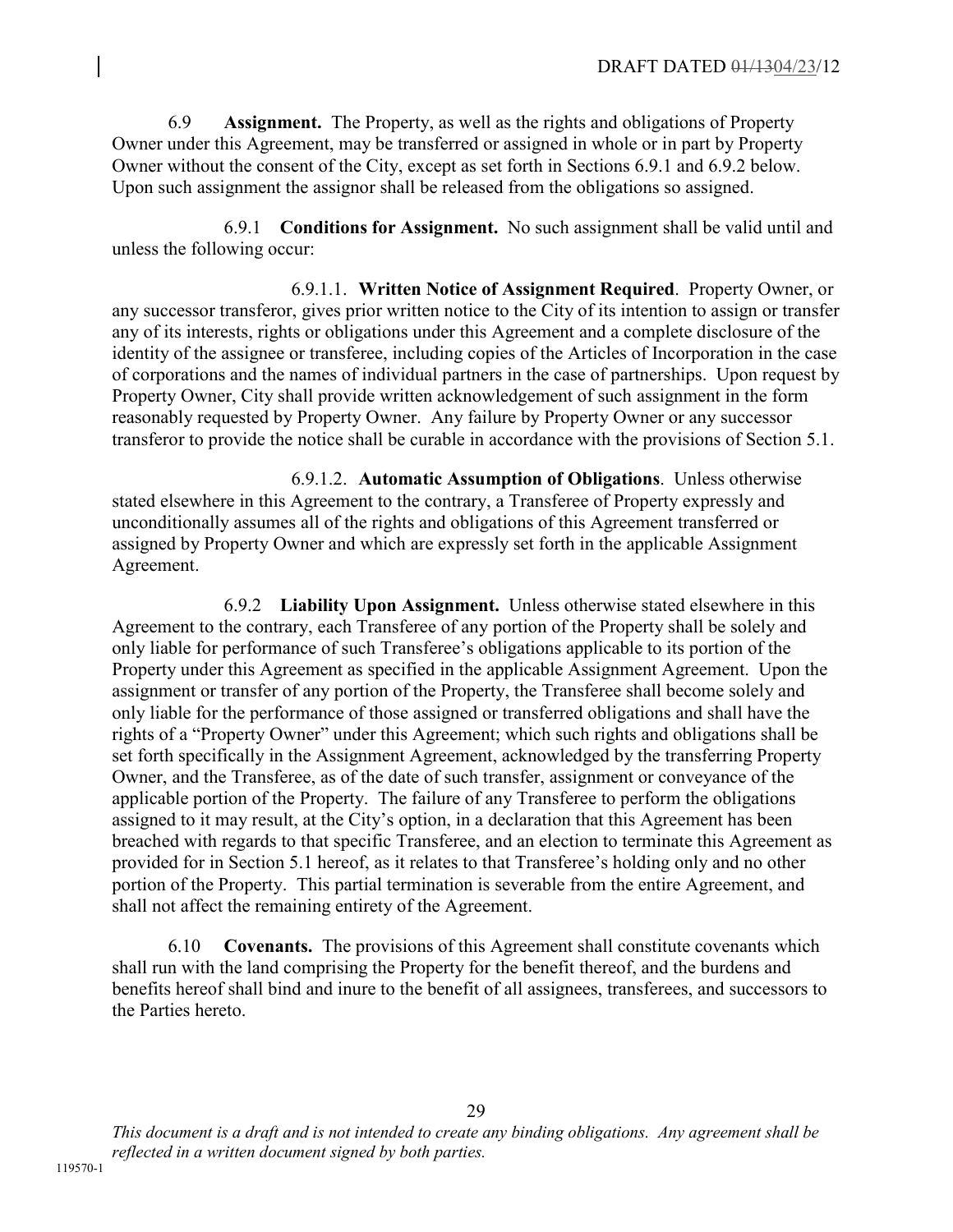6.9 **Assignment.** The Property, as well as the rights and obligations of Property Owner under this Agreement, may be transferred or assigned in whole or in part by Property Owner without the consent of the City, except as set forth in Sections 6.9.1 and 6.9.2 below. Upon such assignment the assignor shall be released from the obligations so assigned.

6.9.1 **Conditions for Assignment.** No such assignment shall be valid until and unless the following occur:

6.9.1.1. **Written Notice of Assignment Required**. Property Owner, or any successor transferor, gives prior written notice to the City of its intention to assign or transfer any of its interests, rights or obligations under this Agreement and a complete disclosure of the identity of the assignee or transferee, including copies of the Articles of Incorporation in the case of corporations and the names of individual partners in the case of partnerships. Upon request by Property Owner, City shall provide written acknowledgement of such assignment in the form reasonably requested by Property Owner. Any failure by Property Owner or any successor transferor to provide the notice shall be curable in accordance with the provisions of Section 5.1.

6.9.1.2. **Automatic Assumption of Obligations**. Unless otherwise stated elsewhere in this Agreement to the contrary, a Transferee of Property expressly and unconditionally assumes all of the rights and obligations of this Agreement transferred or assigned by Property Owner and which are expressly set forth in the applicable Assignment Agreement.

6.9.2 **Liability Upon Assignment.** Unless otherwise stated elsewhere in this Agreement to the contrary, each Transferee of any portion of the Property shall be solely and only liable for performance of such Transferee's obligations applicable to its portion of the Property under this Agreement as specified in the applicable Assignment Agreement. Upon the assignment or transfer of any portion of the Property, the Transferee shall become solely and only liable for the performance of those assigned or transferred obligations and shall have the rights of a "Property Owner" under this Agreement; which such rights and obligations shall be set forth specifically in the Assignment Agreement, acknowledged by the transferring Property Owner, and the Transferee, as of the date of such transfer, assignment or conveyance of the applicable portion of the Property. The failure of any Transferee to perform the obligations assigned to it may result, at the City's option, in a declaration that this Agreement has been breached with regards to that specific Transferee, and an election to terminate this Agreement as provided for in Section 5.1 hereof, as it relates to that Transferee's holding only and no other portion of the Property. This partial termination is severable from the entire Agreement, and shall not affect the remaining entirety of the Agreement.

6.10 **Covenants.** The provisions of this Agreement shall constitute covenants which shall run with the land comprising the Property for the benefit thereof, and the burdens and benefits hereof shall bind and inure to the benefit of all assignees, transferees, and successors to the Parties hereto.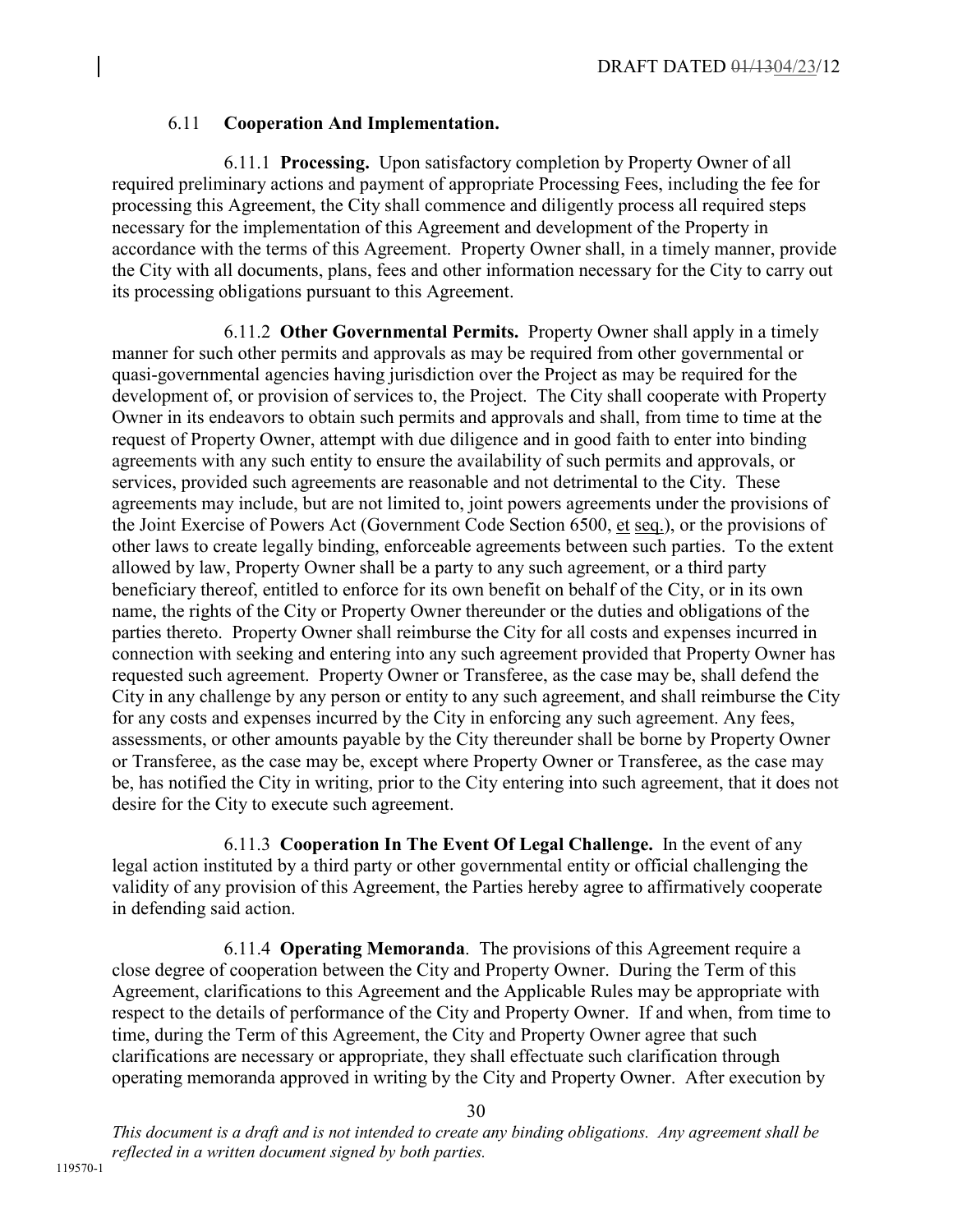### 6.11 **Cooperation And Implementation.**

6.11.1 **Processing.** Upon satisfactory completion by Property Owner of all required preliminary actions and payment of appropriate Processing Fees, including the fee for processing this Agreement, the City shall commence and diligently process all required steps necessary for the implementation of this Agreement and development of the Property in accordance with the terms of this Agreement. Property Owner shall, in a timely manner, provide the City with all documents, plans, fees and other information necessary for the City to carry out its processing obligations pursuant to this Agreement.

6.11.2 **Other Governmental Permits.** Property Owner shall apply in a timely manner for such other permits and approvals as may be required from other governmental or quasi-governmental agencies having jurisdiction over the Project as may be required for the development of, or provision of services to, the Project. The City shall cooperate with Property Owner in its endeavors to obtain such permits and approvals and shall, from time to time at the request of Property Owner, attempt with due diligence and in good faith to enter into binding agreements with any such entity to ensure the availability of such permits and approvals, or services, provided such agreements are reasonable and not detrimental to the City. These agreements may include, but are not limited to, joint powers agreements under the provisions of the Joint Exercise of Powers Act (Government Code Section 6500, et seq.), or the provisions of other laws to create legally binding, enforceable agreements between such parties. To the extent allowed by law, Property Owner shall be a party to any such agreement, or a third party beneficiary thereof, entitled to enforce for its own benefit on behalf of the City, or in its own name, the rights of the City or Property Owner thereunder or the duties and obligations of the parties thereto. Property Owner shall reimburse the City for all costs and expenses incurred in connection with seeking and entering into any such agreement provided that Property Owner has requested such agreement. Property Owner or Transferee, as the case may be, shall defend the City in any challenge by any person or entity to any such agreement, and shall reimburse the City for any costs and expenses incurred by the City in enforcing any such agreement. Any fees, assessments, or other amounts payable by the City thereunder shall be borne by Property Owner or Transferee, as the case may be, except where Property Owner or Transferee, as the case may be, has notified the City in writing, prior to the City entering into such agreement, that it does not desire for the City to execute such agreement.

6.11.3 **Cooperation In The Event Of Legal Challenge.** In the event of any legal action instituted by a third party or other governmental entity or official challenging the validity of any provision of this Agreement, the Parties hereby agree to affirmatively cooperate in defending said action.

6.11.4 **Operating Memoranda**. The provisions of this Agreement require a close degree of cooperation between the City and Property Owner. During the Term of this Agreement, clarifications to this Agreement and the Applicable Rules may be appropriate with respect to the details of performance of the City and Property Owner. If and when, from time to time, during the Term of this Agreement, the City and Property Owner agree that such clarifications are necessary or appropriate, they shall effectuate such clarification through operating memoranda approved in writing by the City and Property Owner. After execution by

*This document is a draft and is not intended to create any binding obligations. Any agreement shall be reflected in a written document signed by both parties.*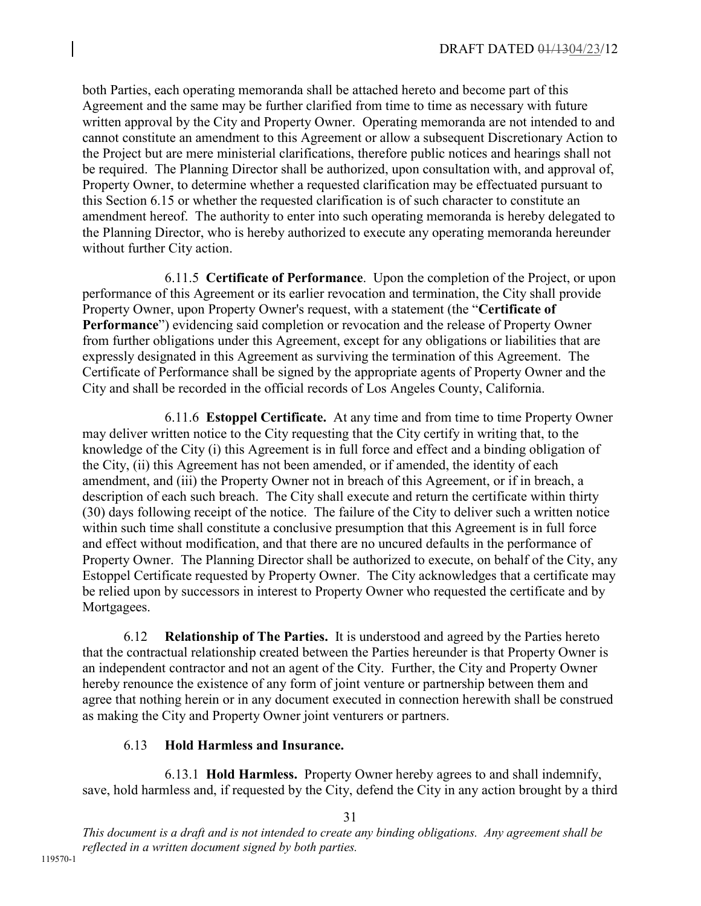both Parties, each operating memoranda shall be attached hereto and become part of this Agreement and the same may be further clarified from time to time as necessary with future written approval by the City and Property Owner. Operating memoranda are not intended to and cannot constitute an amendment to this Agreement or allow a subsequent Discretionary Action to the Project but are mere ministerial clarifications, therefore public notices and hearings shall not be required. The Planning Director shall be authorized, upon consultation with, and approval of, Property Owner, to determine whether a requested clarification may be effectuated pursuant to this Section 6.15 or whether the requested clarification is of such character to constitute an amendment hereof. The authority to enter into such operating memoranda is hereby delegated to the Planning Director, who is hereby authorized to execute any operating memoranda hereunder without further City action.

6.11.5 **Certificate of Performance**. Upon the completion of the Project, or upon performance of this Agreement or its earlier revocation and termination, the City shall provide Property Owner, upon Property Owner's request, with a statement (the "**Certificate of Performance**") evidencing said completion or revocation and the release of Property Owner from further obligations under this Agreement, except for any obligations or liabilities that are expressly designated in this Agreement as surviving the termination of this Agreement. The Certificate of Performance shall be signed by the appropriate agents of Property Owner and the City and shall be recorded in the official records of Los Angeles County, California.

6.11.6 **Estoppel Certificate.** At any time and from time to time Property Owner may deliver written notice to the City requesting that the City certify in writing that, to the knowledge of the City (i) this Agreement is in full force and effect and a binding obligation of the City, (ii) this Agreement has not been amended, or if amended, the identity of each amendment, and (iii) the Property Owner not in breach of this Agreement, or if in breach, a description of each such breach. The City shall execute and return the certificate within thirty (30) days following receipt of the notice. The failure of the City to deliver such a written notice within such time shall constitute a conclusive presumption that this Agreement is in full force and effect without modification, and that there are no uncured defaults in the performance of Property Owner. The Planning Director shall be authorized to execute, on behalf of the City, any Estoppel Certificate requested by Property Owner. The City acknowledges that a certificate may be relied upon by successors in interest to Property Owner who requested the certificate and by Mortgagees.

6.12 **Relationship of The Parties.** It is understood and agreed by the Parties hereto that the contractual relationship created between the Parties hereunder is that Property Owner is an independent contractor and not an agent of the City. Further, the City and Property Owner hereby renounce the existence of any form of joint venture or partnership between them and agree that nothing herein or in any document executed in connection herewith shall be construed as making the City and Property Owner joint venturers or partners.

6.13 **Hold Harmless and Insurance.**

6.13.1 **Hold Harmless.** Property Owner hereby agrees to and shall indemnify, save, hold harmless and, if requested by the City, defend the City in any action brought by a third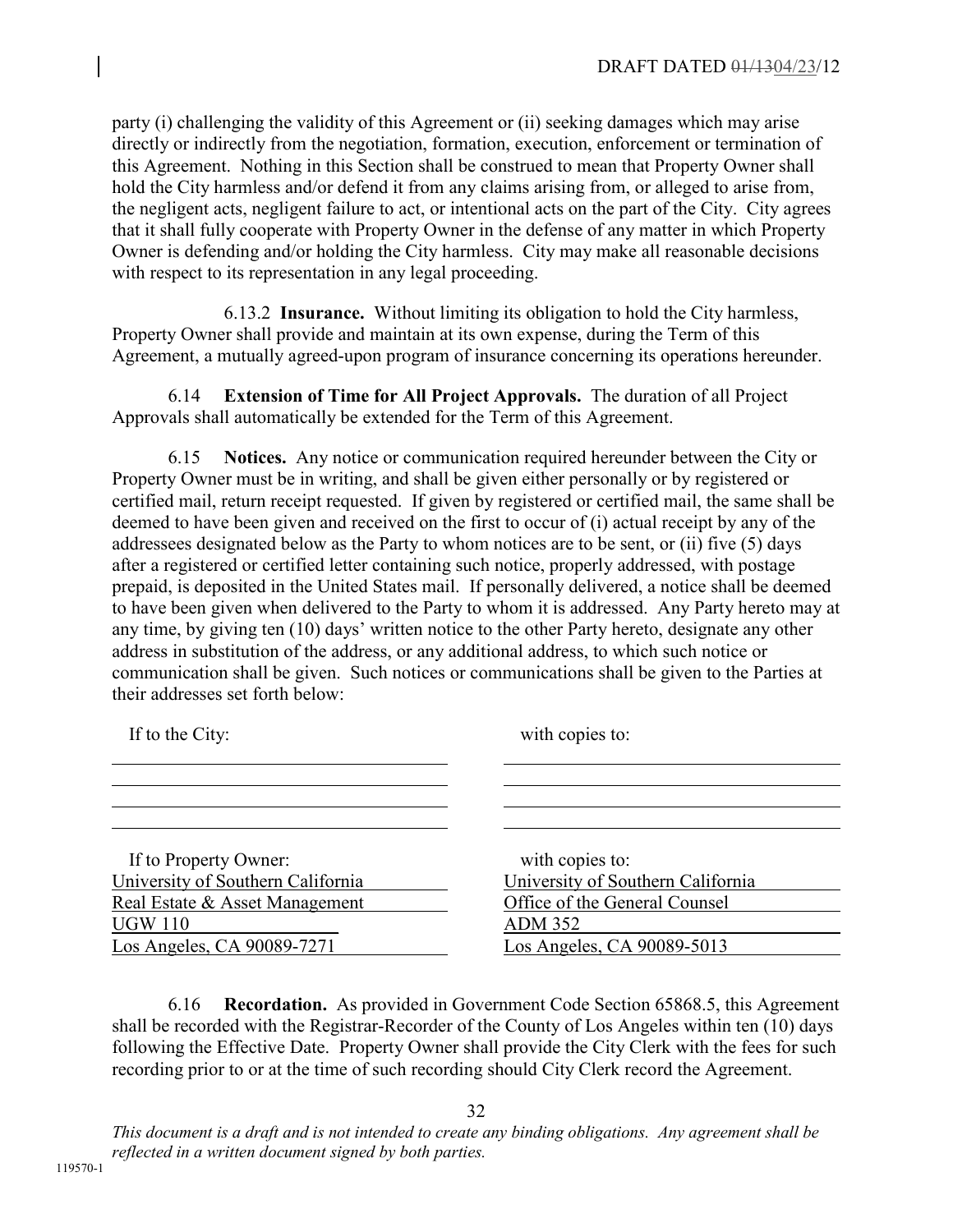party (i) challenging the validity of this Agreement or (ii) seeking damages which may arise directly or indirectly from the negotiation, formation, execution, enforcement or termination of this Agreement. Nothing in this Section shall be construed to mean that Property Owner shall hold the City harmless and/or defend it from any claims arising from, or alleged to arise from, the negligent acts, negligent failure to act, or intentional acts on the part of the City. City agrees that it shall fully cooperate with Property Owner in the defense of any matter in which Property Owner is defending and/or holding the City harmless. City may make all reasonable decisions with respect to its representation in any legal proceeding.

6.13.2 **Insurance.** Without limiting its obligation to hold the City harmless, Property Owner shall provide and maintain at its own expense, during the Term of this Agreement, a mutually agreed-upon program of insurance concerning its operations hereunder.

6.14 **Extension of Time for All Project Approvals.** The duration of all Project Approvals shall automatically be extended for the Term of this Agreement.

6.15 **Notices.** Any notice or communication required hereunder between the City or Property Owner must be in writing, and shall be given either personally or by registered or certified mail, return receipt requested. If given by registered or certified mail, the same shall be deemed to have been given and received on the first to occur of (i) actual receipt by any of the addressees designated below as the Party to whom notices are to be sent, or (ii) five (5) days after a registered or certified letter containing such notice, properly addressed, with postage prepaid, is deposited in the United States mail. If personally delivered, a notice shall be deemed to have been given when delivered to the Party to whom it is addressed. Any Party hereto may at any time, by giving ten (10) days' written notice to the other Party hereto, designate any other address in substitution of the address, or any additional address, to which such notice or communication shall be given. Such notices or communications shall be given to the Parties at their addresses set forth below:

| If to the City: | with copies to: |
|---|---|
| \_\_\_\_\_\_\_\_\_\_\_\_\_\_\_\_\_\_\_\_ | \_\_\_\_\_\_\_\_\_\_\_\_\_\_\_\_\_\_\_\_ |
| \_\_\_\_\_\_\_\_\_\_\_\_\_\_\_\_\_\_\_\_ | \_\_\_\_\_\_\_\_\_\_\_\_\_\_\_\_\_\_\_\_ |
| \_\_\_\_\_\_\_\_\_\_\_\_\_\_\_\_\_\_\_\_ | \_\_\_\_\_\_\_\_\_\_\_\_\_\_\_\_\_\_\_\_ |
| \_\_\_\_\_\_\_\_\_\_\_\_\_\_\_\_\_\_\_\_ | \_\_\_\_\_\_\_\_\_\_\_\_\_\_\_\_\_\_\_\_ |
| If to Property Owner: | with copies to: |
| University of Southern California | University of Southern California |
| Real Estate & Asset Management | Office of the General Counsel |
| UGW 110 | ADM 352 |
| Los Angeles, CA 90089-7271 | Los Angeles, CA 90089-5013 |

6.16 **Recordation.** As provided in Government Code Section 65868.5, this Agreement shall be recorded with the Registrar-Recorder of the County of Los Angeles within ten (10) days following the Effective Date. Property Owner shall provide the City Clerk with the fees for such recording prior to or at the time of such recording should City Clerk record the Agreement.

*This document is a draft and is not intended to create any binding obligations. Any agreement shall be reflected in a written document signed by both parties.*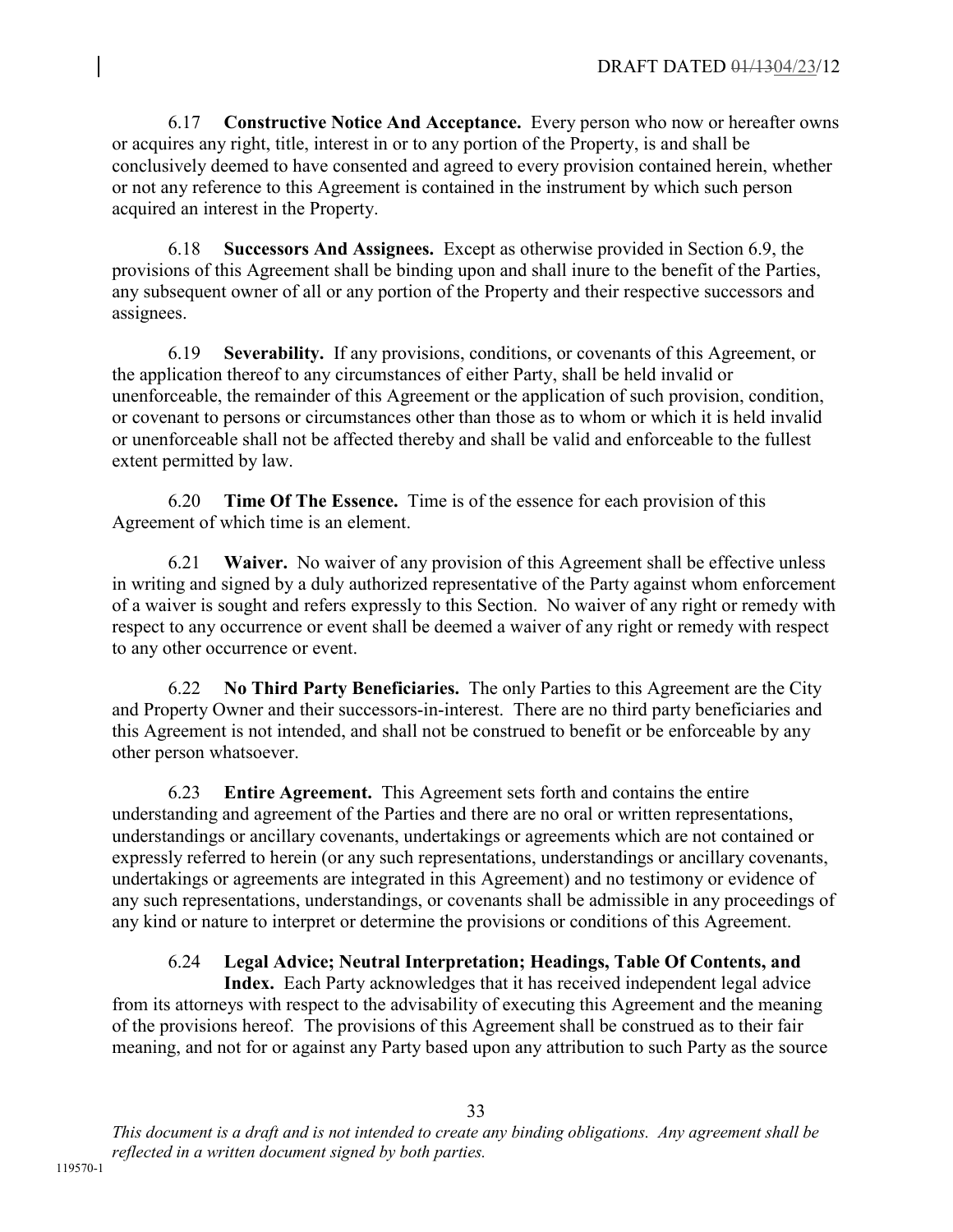6.17 **Constructive Notice And Acceptance.** Every person who now or hereafter owns or acquires any right, title, interest in or to any portion of the Property, is and shall be conclusively deemed to have consented and agreed to every provision contained herein, whether or not any reference to this Agreement is contained in the instrument by which such person acquired an interest in the Property.

6.18 **Successors And Assignees.** Except as otherwise provided in Section 6.9, the provisions of this Agreement shall be binding upon and shall inure to the benefit of the Parties, any subsequent owner of all or any portion of the Property and their respective successors and assignees.

6.19 **Severability.** If any provisions, conditions, or covenants of this Agreement, or the application thereof to any circumstances of either Party, shall be held invalid or unenforceable, the remainder of this Agreement or the application of such provision, condition, or covenant to persons or circumstances other than those as to whom or which it is held invalid or unenforceable shall not be affected thereby and shall be valid and enforceable to the fullest extent permitted by law.

6.20 **Time Of The Essence.** Time is of the essence for each provision of this Agreement of which time is an element.

6.21 **Waiver.** No waiver of any provision of this Agreement shall be effective unless in writing and signed by a duly authorized representative of the Party against whom enforcement of a waiver is sought and refers expressly to this Section. No waiver of any right or remedy with respect to any occurrence or event shall be deemed a waiver of any right or remedy with respect to any other occurrence or event.

6.22 **No Third Party Beneficiaries.** The only Parties to this Agreement are the City and Property Owner and their successors-in-interest. There are no third party beneficiaries and this Agreement is not intended, and shall not be construed to benefit or be enforceable by any other person whatsoever.

6.23 **Entire Agreement.** This Agreement sets forth and contains the entire understanding and agreement of the Parties and there are no oral or written representations, understandings or ancillary covenants, undertakings or agreements which are not contained or expressly referred to herein (or any such representations, understandings or ancillary covenants, undertakings or agreements are integrated in this Agreement) and no testimony or evidence of any such representations, understandings, or covenants shall be admissible in any proceedings of any kind or nature to interpret or determine the provisions or conditions of this Agreement.

6.24 **Legal Advice; Neutral Interpretation; Headings, Table Of Contents, and Index.** Each Party acknowledges that it has received independent legal advice from its attorneys with respect to the advisability of executing this Agreement and the meaning of the provisions hereof. The provisions of this Agreement shall be construed as to their fair meaning, and not for or against any Party based upon any attribution to such Party as the source

*This document is a draft and is not intended to create any binding obligations. Any agreement shall be reflected in a written document signed by both parties.*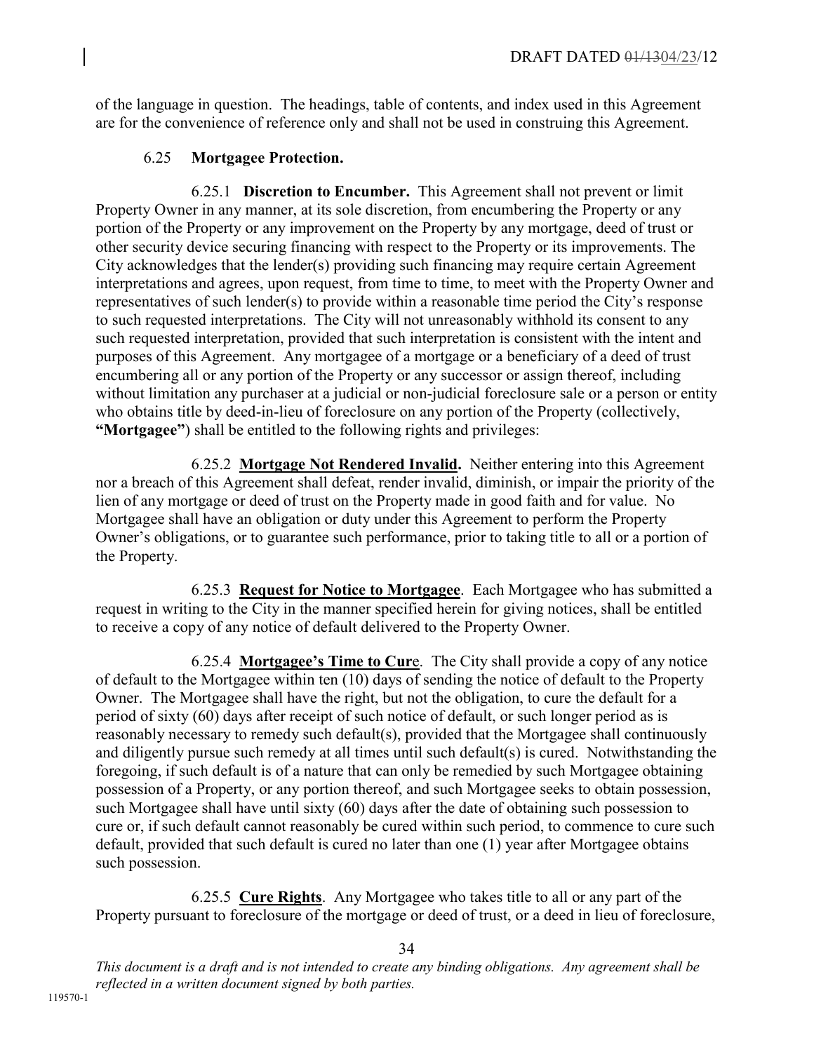of the language in question. The headings, table of contents, and index used in this Agreement are for the convenience of reference only and shall not be used in construing this Agreement.

6.25 **Mortgagee Protection.**

6.25.1 **Discretion to Encumber.** This Agreement shall not prevent or limit Property Owner in any manner, at its sole discretion, from encumbering the Property or any portion of the Property or any improvement on the Property by any mortgage, deed of trust or other security device securing financing with respect to the Property or its improvements. The City acknowledges that the lender(s) providing such financing may require certain Agreement interpretations and agrees, upon request, from time to time, to meet with the Property Owner and representatives of such lender(s) to provide within a reasonable time period the City's response to such requested interpretations. The City will not unreasonably withhold its consent to any such requested interpretation, provided that such interpretation is consistent with the intent and purposes of this Agreement. Any mortgagee of a mortgage or a beneficiary of a deed of trust encumbering all or any portion of the Property or any successor or assign thereof, including without limitation any purchaser at a judicial or non-judicial foreclosure sale or a person or entity who obtains title by deed-in-lieu of foreclosure on any portion of the Property (collectively, **"Mortgagee"**) shall be entitled to the following rights and privileges:

6.25.2 **Mortgage Not Rendered Invalid.** Neither entering into this Agreement nor a breach of this Agreement shall defeat, render invalid, diminish, or impair the priority of the lien of any mortgage or deed of trust on the Property made in good faith and for value. No Mortgagee shall have an obligation or duty under this Agreement to perform the Property Owner's obligations, or to guarantee such performance, prior to taking title to all or a portion of the Property.

6.25.3 **Request for Notice to Mortgagee**. Each Mortgagee who has submitted a request in writing to the City in the manner specified herein for giving notices, shall be entitled to receive a copy of any notice of default delivered to the Property Owner.

6.25.4 **Mortgagee's Time to Cure**. The City shall provide a copy of any notice of default to the Mortgagee within ten (10) days of sending the notice of default to the Property Owner. The Mortgagee shall have the right, but not the obligation, to cure the default for a period of sixty (60) days after receipt of such notice of default, or such longer period as is reasonably necessary to remedy such default(s), provided that the Mortgagee shall continuously and diligently pursue such remedy at all times until such default(s) is cured. Notwithstanding the foregoing, if such default is of a nature that can only be remedied by such Mortgagee obtaining possession of a Property, or any portion thereof, and such Mortgagee seeks to obtain possession, such Mortgagee shall have until sixty (60) days after the date of obtaining such possession to cure or, if such default cannot reasonably be cured within such period, to commence to cure such default, provided that such default is cured no later than one (1) year after Mortgagee obtains such possession.

6.25.5 **Cure Rights**. Any Mortgagee who takes title to all or any part of the Property pursuant to foreclosure of the mortgage or deed of trust, or a deed in lieu of foreclosure,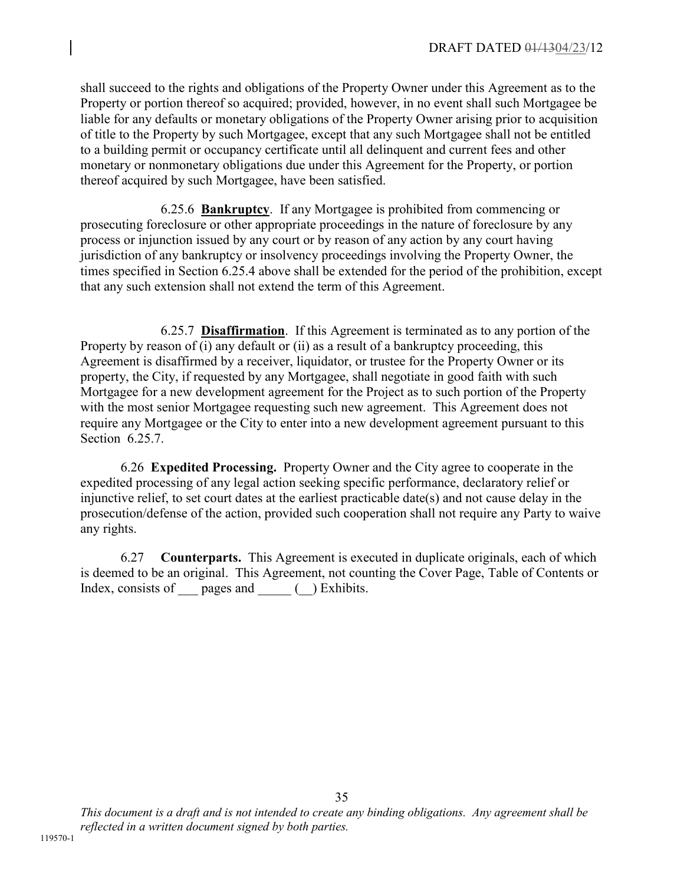shall succeed to the rights and obligations of the Property Owner under this Agreement as to the Property or portion thereof so acquired; provided, however, in no event shall such Mortgagee be liable for any defaults or monetary obligations of the Property Owner arising prior to acquisition of title to the Property by such Mortgagee, except that any such Mortgagee shall not be entitled to a building permit or occupancy certificate until all delinquent and current fees and other monetary or nonmonetary obligations due under this Agreement for the Property, or portion thereof acquired by such Mortgagee, have been satisfied.

6.25.6 **Bankruptcy**. If any Mortgagee is prohibited from commencing or prosecuting foreclosure or other appropriate proceedings in the nature of foreclosure by any process or injunction issued by any court or by reason of any action by any court having jurisdiction of any bankruptcy or insolvency proceedings involving the Property Owner, the times specified in Section 6.25.4 above shall be extended for the period of the prohibition, except that any such extension shall not extend the term of this Agreement.

6.25.7 **Disaffirmation**. If this Agreement is terminated as to any portion of the Property by reason of (i) any default or (ii) as a result of a bankruptcy proceeding, this Agreement is disaffirmed by a receiver, liquidator, or trustee for the Property Owner or its property, the City, if requested by any Mortgagee, shall negotiate in good faith with such Mortgagee for a new development agreement for the Project as to such portion of the Property with the most senior Mortgagee requesting such new agreement. This Agreement does not require any Mortgagee or the City to enter into a new development agreement pursuant to this Section 6.25.7.

6.26 **Expedited Processing.** Property Owner and the City agree to cooperate in the expedited processing of any legal action seeking specific performance, declaratory relief or injunctive relief, to set court dates at the earliest practicable date(s) and not cause delay in the prosecution/defense of the action, provided such cooperation shall not require any Party to waive any rights.

6.27 **Counterparts.** This Agreement is executed in duplicate originals, each of which is deemed to be an original. This Agreement, not counting the Cover Page, Table of Contents or Index, consists of ___ pages and _____ (__) Exhibits.

*This document is a draft and is not intended to create any binding obligations. Any agreement shall be reflected in a written document signed by both parties.*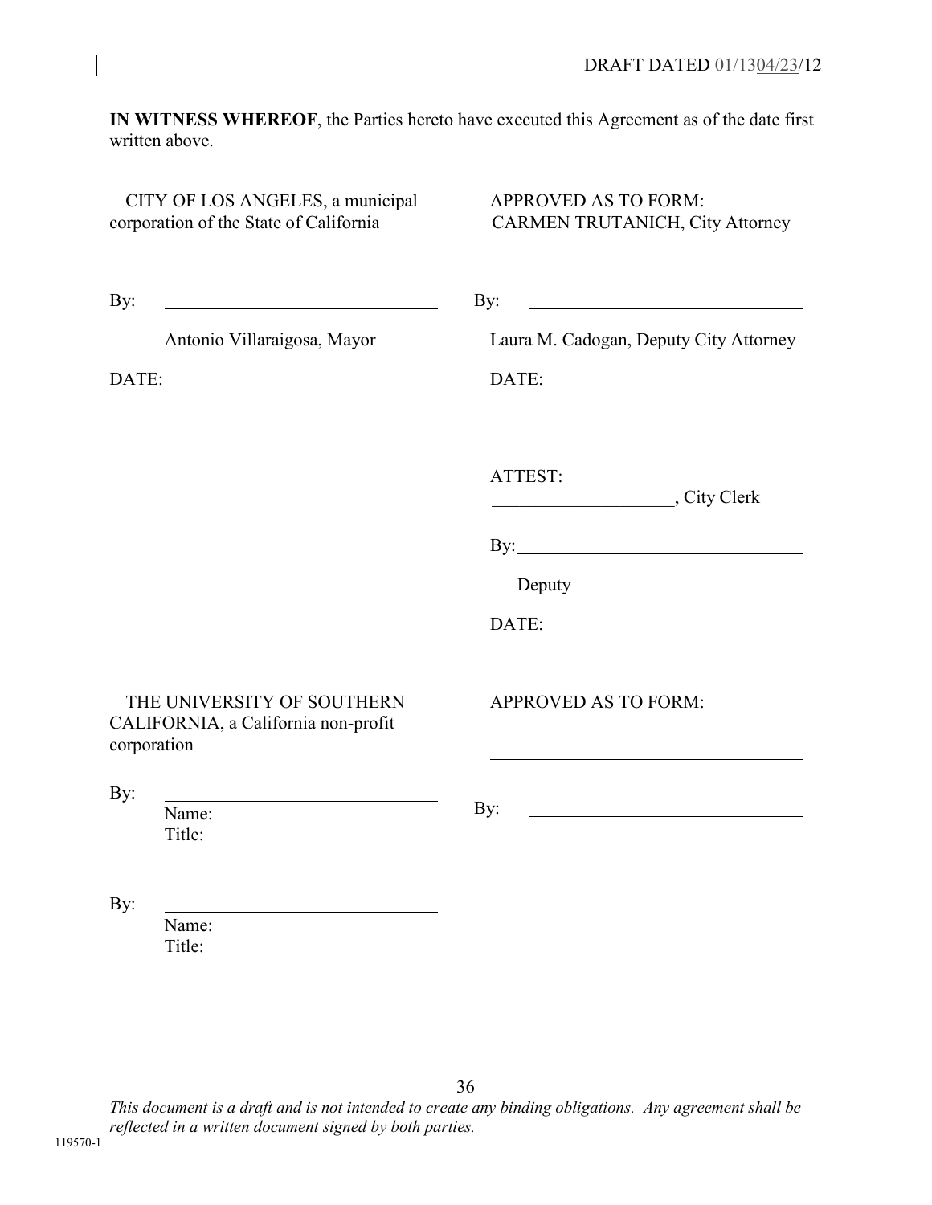DRAFT DATED ~~01/13~~04/23/12

**IN WITNESS WHEREOF**, the Parties hereto have executed this Agreement as of the date first written above.

| | |
|---|---|
| CITY OF LOS ANGELES, a municipal corporation of the State of California | APPROVED AS TO FORM: CARMEN TRUTANICH, City Attorney |
| By: ______________________________ | By: ______________________________ |
| Antonio Villaraigosa, Mayor | Laura M. Cadogan, Deputy City Attorney |
| DATE: | DATE: |
| | ATTEST: ____________________, City Clerk |
| | By: ______________________________ |
| | Deputy |
| | DATE: |
| THE UNIVERSITY OF SOUTHERN CALIFORNIA, a California non-profit corporation | APPROVED AS TO FORM: |
| | ______________________________ |
| By: ______________________________<br>Name:<br>Title: | By: ______________________________ |
| By: ______________________________<br>Name:<br>Title: | |

*This document is a draft and is not intended to create any binding obligations. Any agreement shall be reflected in a written document signed by both parties.*

119570-1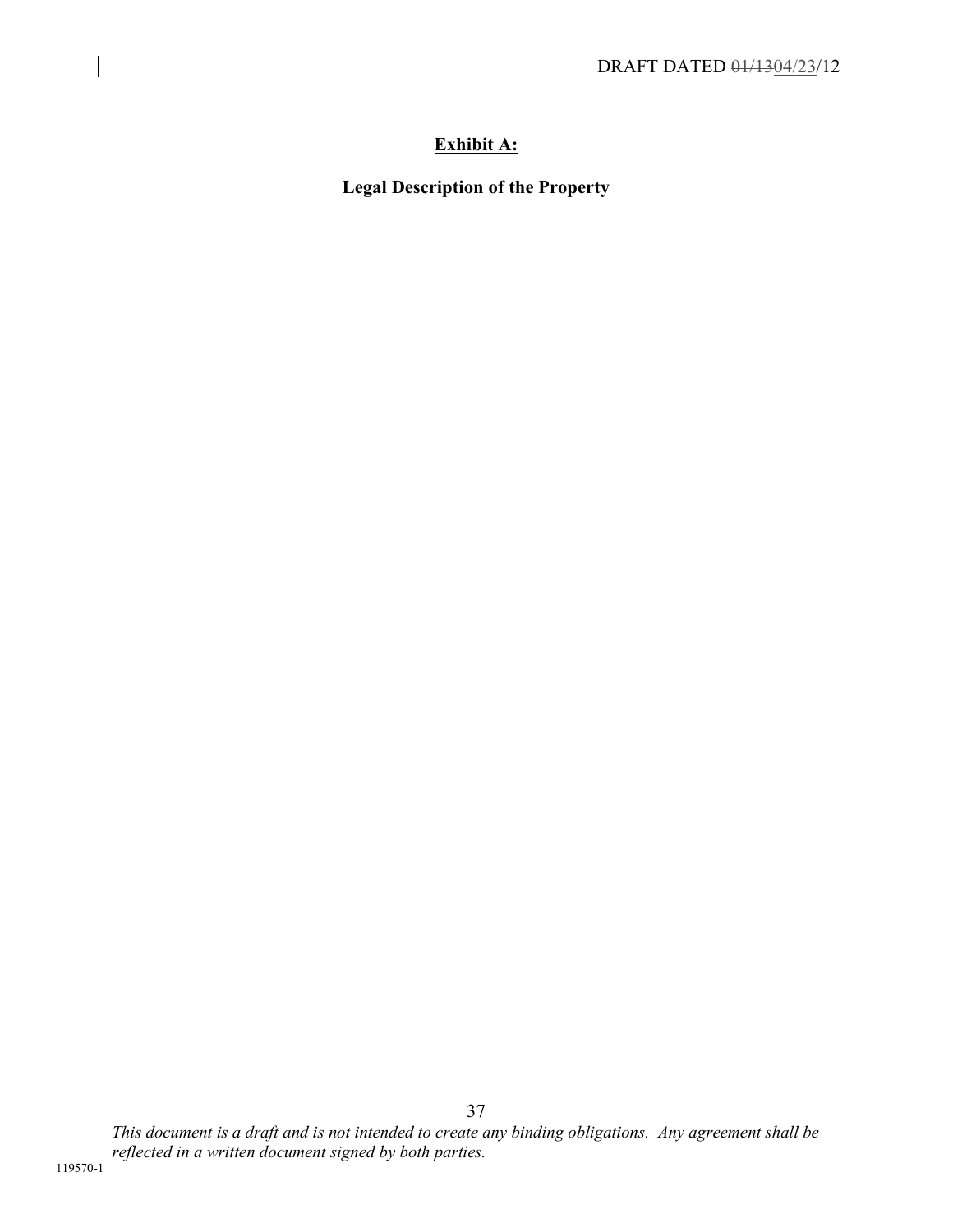**Exhibit A:**

**Legal Description of the Property**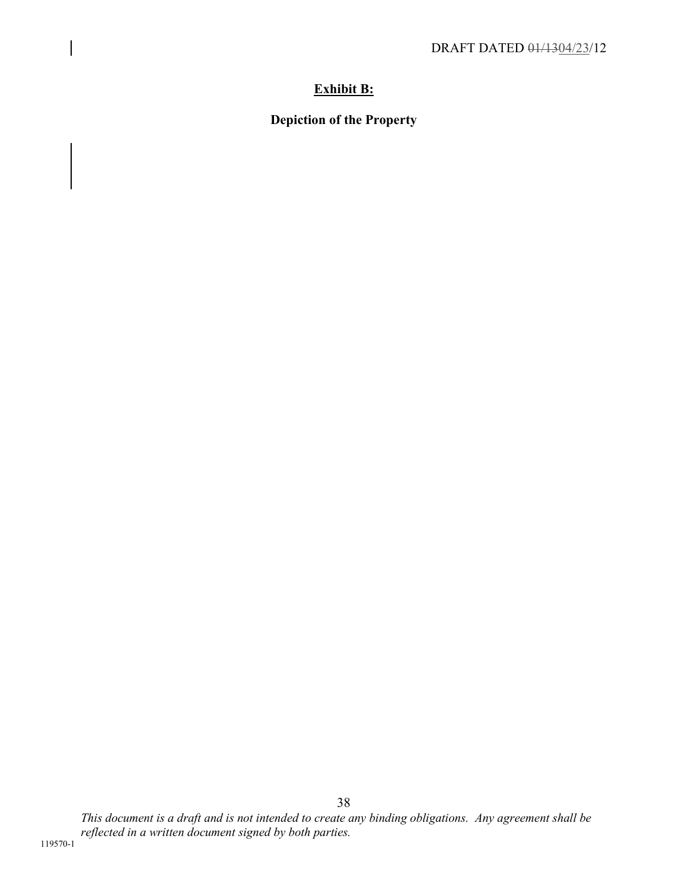## Exhibit B:

### Depiction of the Property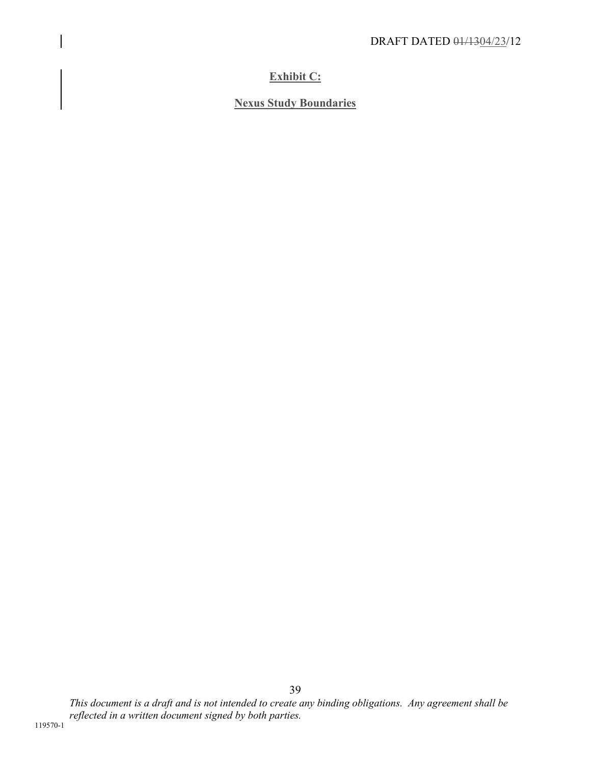**Exhibit C:**

**Nexus Study Boundaries**